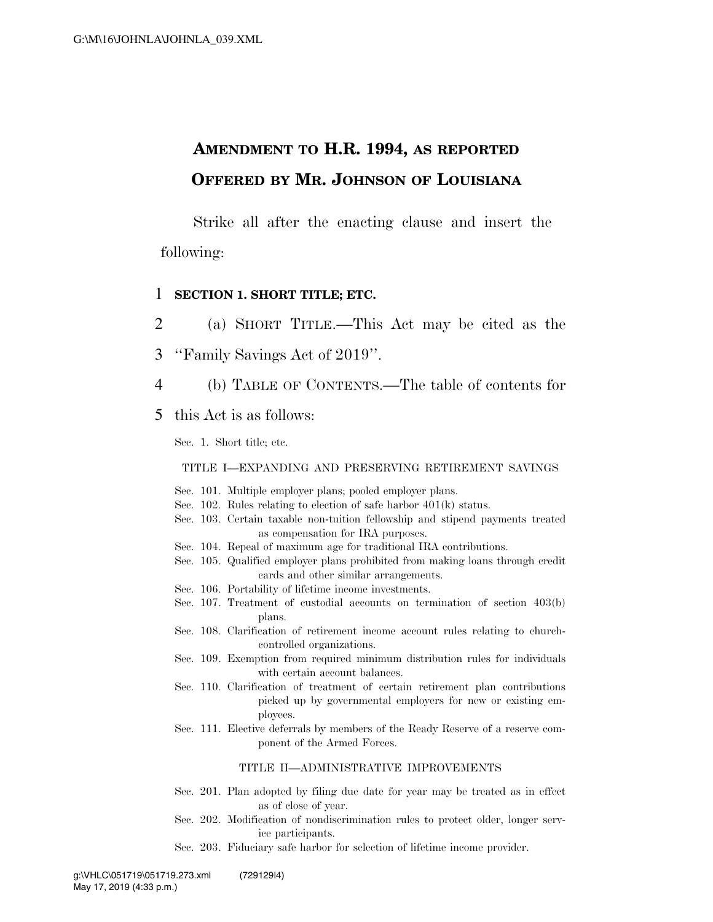**AMENDMENT TO H.R. 1994, AS REPORTED**

**OFFERED BY MR. JOHNSON OF LOUISIANA**

Strike all after the enacting clause and insert the following:

1 **SECTION 1. SHORT TITLE; ETC.**

2 (a) SHORT TITLE.—This Act may be cited as the

3 "Family Savings Act of 2019".

4 (b) TABLE OF CONTENTS.—The table of contents for

5 this Act is as follows:

Sec. 1. Short title; etc.

TITLE I—EXPANDING AND PRESERVING RETIREMENT SAVINGS

Sec. 101. Multiple employer plans; pooled employer plans.
Sec. 102. Rules relating to election of safe harbor 401(k) status.
Sec. 103. Certain taxable non-tuition fellowship and stipend payments treated as compensation for IRA purposes.
Sec. 104. Repeal of maximum age for traditional IRA contributions.
Sec. 105. Qualified employer plans prohibited from making loans through credit cards and other similar arrangements.
Sec. 106. Portability of lifetime income investments.
Sec. 107. Treatment of custodial accounts on termination of section 403(b) plans.
Sec. 108. Clarification of retirement income account rules relating to church-controlled organizations.
Sec. 109. Exemption from required minimum distribution rules for individuals with certain account balances.
Sec. 110. Clarification of treatment of certain retirement plan contributions picked up by governmental employers for new or existing employees.
Sec. 111. Elective deferrals by members of the Ready Reserve of a reserve component of the Armed Forces.

TITLE II—ADMINISTRATIVE IMPROVEMENTS

Sec. 201. Plan adopted by filing due date for year may be treated as in effect as of close of year.
Sec. 202. Modification of nondiscrimination rules to protect older, longer service participants.
Sec. 203. Fiduciary safe harbor for selection of lifetime income provider.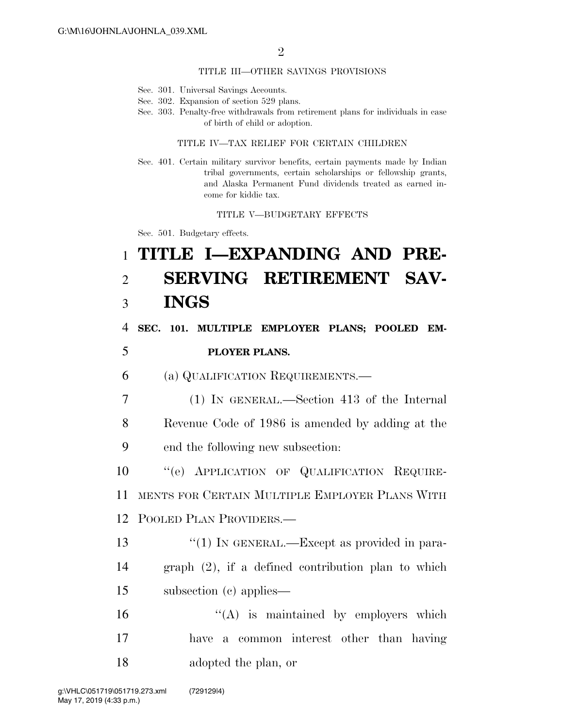TITLE III—OTHER SAVINGS PROVISIONS

Sec. 301. Universal Savings Accounts.
Sec. 302. Expansion of section 529 plans.
Sec. 303. Penalty-free withdrawals from retirement plans for individuals in case of birth of child or adoption.

TITLE IV—TAX RELIEF FOR CERTAIN CHILDREN

Sec. 401. Certain military survivor benefits, certain payments made by Indian tribal governments, certain scholarships or fellowship grants, and Alaska Permanent Fund dividends treated as earned income for kiddie tax.

TITLE V—BUDGETARY EFFECTS

Sec. 501. Budgetary effects.

# TITLE I—EXPANDING AND PRESERVING RETIREMENT SAVINGS

## SEC. 101. MULTIPLE EMPLOYER PLANS; POOLED EMPLOYER PLANS.

(a) QUALIFICATION REQUIREMENTS.—

(1) IN GENERAL.—Section 413 of the Internal Revenue Code of 1986 is amended by adding at the end the following new subsection:

"(e) APPLICATION OF QUALIFICATION REQUIREMENTS FOR CERTAIN MULTIPLE EMPLOYER PLANS WITH POOLED PLAN PROVIDERS.—

"(1) IN GENERAL.—Except as provided in paragraph (2), if a defined contribution plan to which subsection (c) applies—

"(A) is maintained by employers which have a common interest other than having adopted the plan, or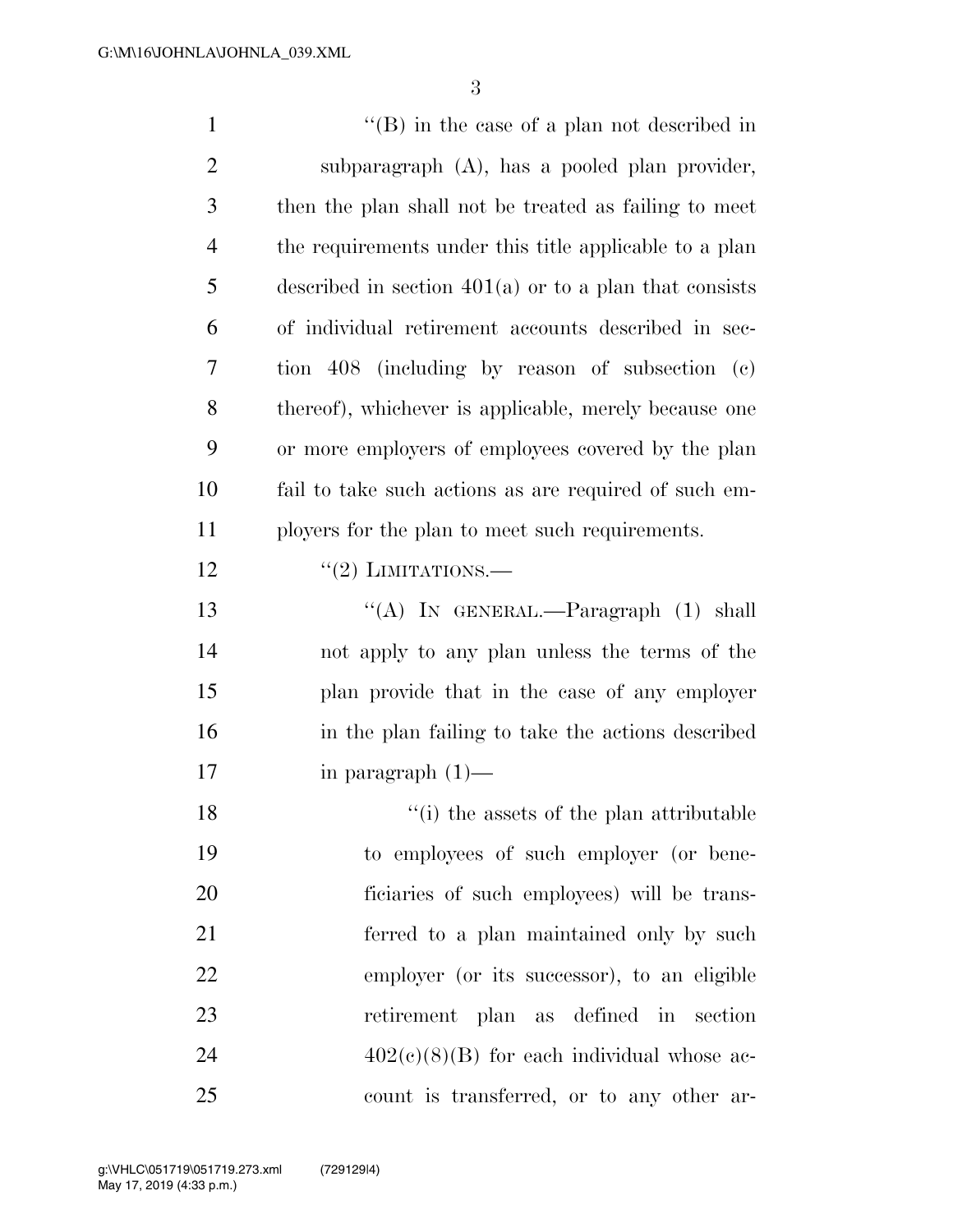"(B) in the case of a plan not described in subparagraph (A), has a pooled plan provider, then the plan shall not be treated as failing to meet the requirements under this title applicable to a plan described in section 401(a) or to a plan that consists of individual retirement accounts described in section 408 (including by reason of subsection (c) thereof), whichever is applicable, merely because one or more employers of employees covered by the plan fail to take such actions as are required of such employers for the plan to meet such requirements.

"(2) LIMITATIONS.—

"(A) IN GENERAL.—Paragraph (1) shall not apply to any plan unless the terms of the plan provide that in the case of any employer in the plan failing to take the actions described in paragraph (1)—

"(i) the assets of the plan attributable to employees of such employer (or beneficiaries of such employees) will be transferred to a plan maintained only by such employer (or its successor), to an eligible retirement plan as defined in section 402(c)(8)(B) for each individual whose account is transferred, or to any other ar-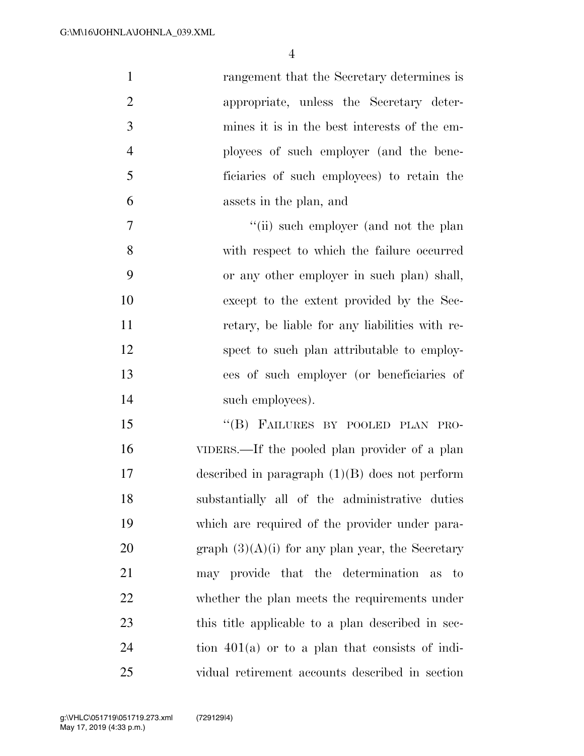rangement that the Secretary determines is appropriate, unless the Secretary determines it is in the best interests of the employees of such employer (and the beneficiaries of such employees) to retain the assets in the plan, and

"(ii) such employer (and not the plan with respect to which the failure occurred or any other employer in such plan) shall, except to the extent provided by the Secretary, be liable for any liabilities with respect to such plan attributable to employees of such employer (or beneficiaries of such employees).

"(B) FAILURES BY POOLED PLAN PROVIDERS.—If the pooled plan provider of a plan described in paragraph (1)(B) does not perform substantially all of the administrative duties which are required of the provider under paragraph (3)(A)(i) for any plan year, the Secretary may provide that the determination as to whether the plan meets the requirements under this title applicable to a plan described in section 401(a) or to a plan that consists of individual retirement accounts described in section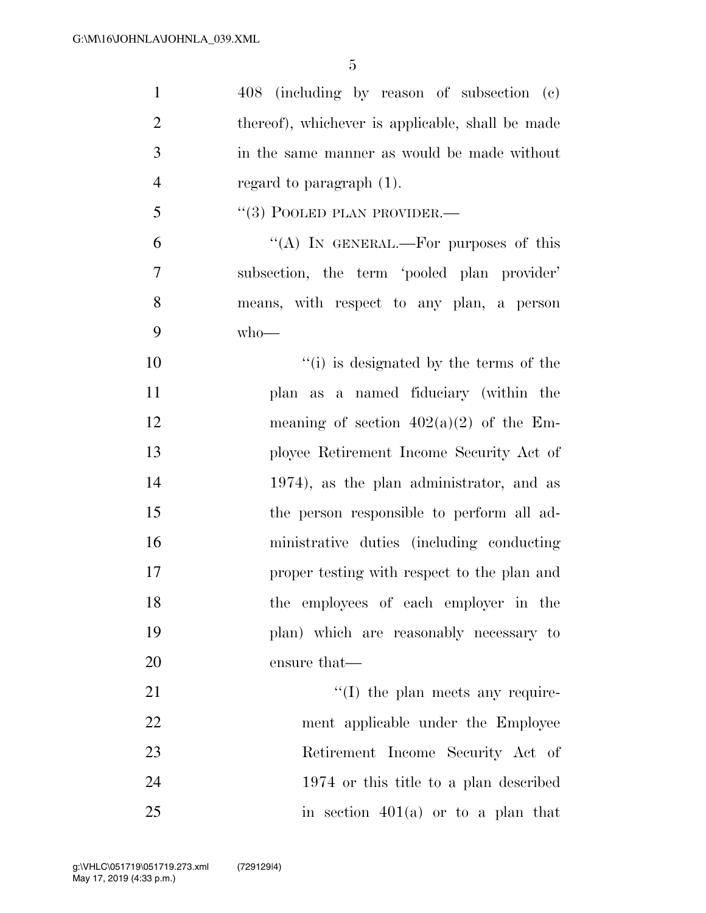408 (including by reason of subsection (c) thereof), whichever is applicable, shall be made in the same manner as would be made without regard to paragraph (1).

''(3) POOLED PLAN PROVIDER.—

''(A) IN GENERAL.—For purposes of this subsection, the term 'pooled plan provider' means, with respect to any plan, a person who—

''(i) is designated by the terms of the plan as a named fiduciary (within the meaning of section 402(a)(2) of the Employee Retirement Income Security Act of 1974), as the plan administrator, and as the person responsible to perform all administrative duties (including conducting proper testing with respect to the plan and the employees of each employer in the plan) which are reasonably necessary to ensure that—

''(I) the plan meets any requirement applicable under the Employee Retirement Income Security Act of 1974 or this title to a plan described in section 401(a) or to a plan that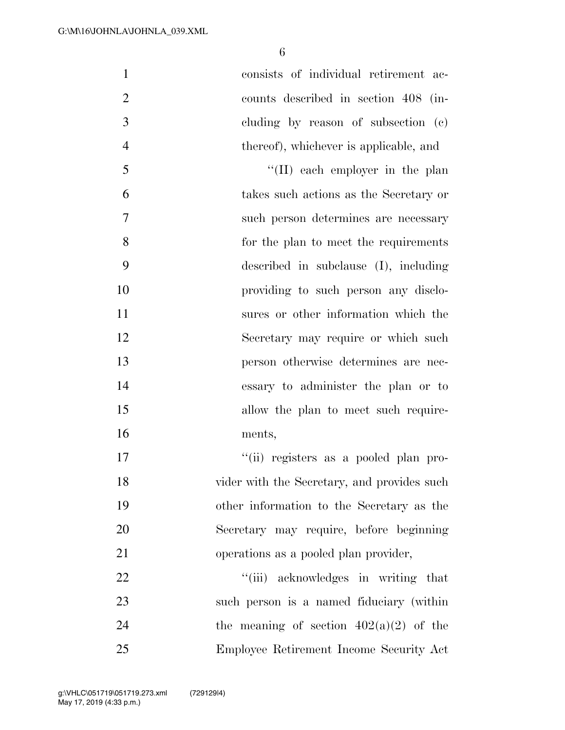consists of individual retirement accounts described in section 408 (including by reason of subsection (c) thereof), whichever is applicable, and

"(II) each employer in the plan takes such actions as the Secretary or such person determines are necessary for the plan to meet the requirements described in subclause (I), including providing to such person any disclosures or other information which the Secretary may require or which such person otherwise determines are necessary to administer the plan or to allow the plan to meet such requirements,

"(ii) registers as a pooled plan provider with the Secretary, and provides such other information to the Secretary as the Secretary may require, before beginning operations as a pooled plan provider,

"(iii) acknowledges in writing that such person is a named fiduciary (within the meaning of section 402(a)(2) of the Employee Retirement Income Security Act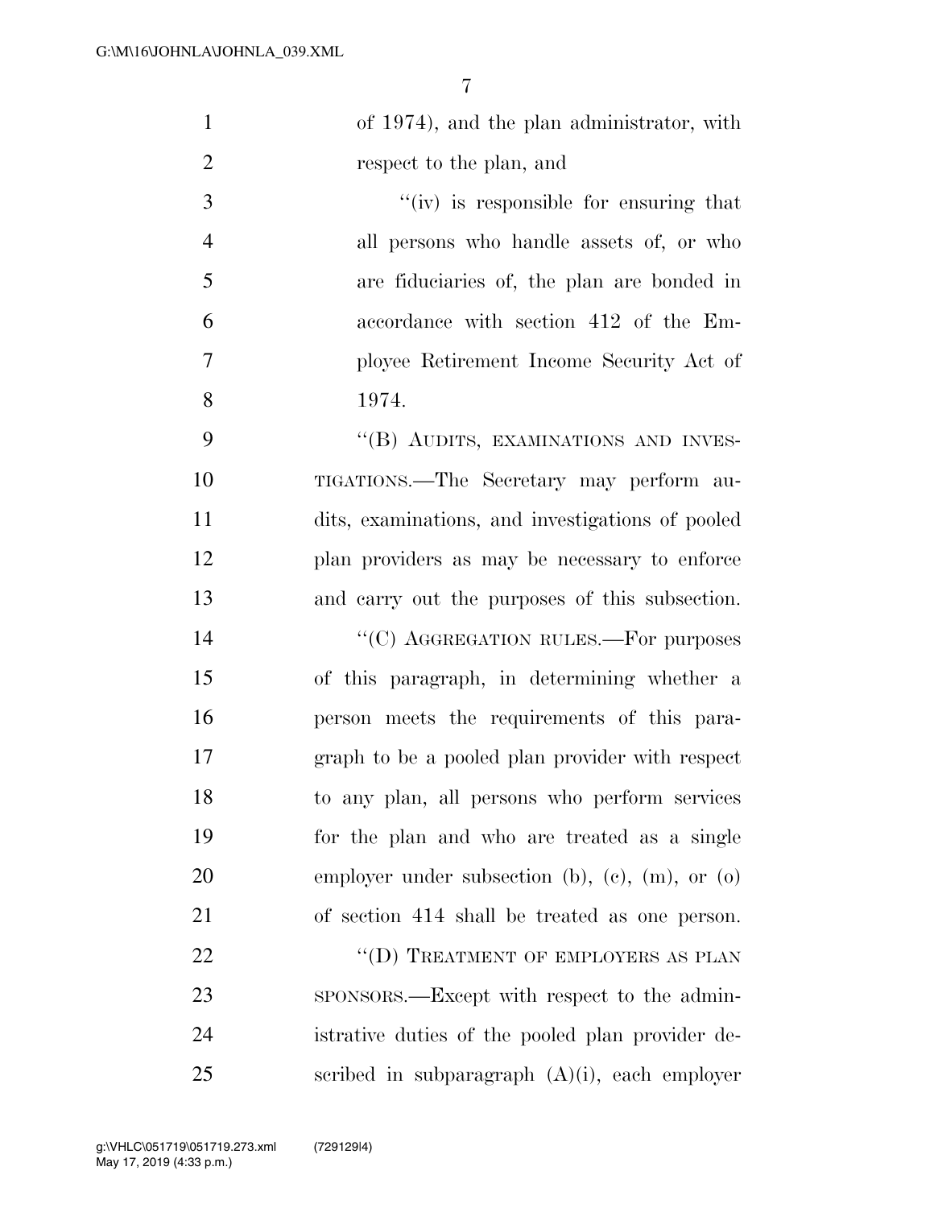of 1974), and the plan administrator, with respect to the plan, and

''(iv) is responsible for ensuring that all persons who handle assets of, or who are fiduciaries of, the plan are bonded in accordance with section 412 of the Employee Retirement Income Security Act of 1974.

''(B) AUDITS, EXAMINATIONS AND INVESTIGATIONS.—The Secretary may perform audits, examinations, and investigations of pooled plan providers as may be necessary to enforce and carry out the purposes of this subsection.

''(C) AGGREGATION RULES.—For purposes of this paragraph, in determining whether a person meets the requirements of this paragraph to be a pooled plan provider with respect to any plan, all persons who perform services for the plan and who are treated as a single employer under subsection (b), (c), (m), or (o) of section 414 shall be treated as one person.

''(D) TREATMENT OF EMPLOYERS AS PLAN SPONSORS.—Except with respect to the administrative duties of the pooled plan provider described in subparagraph (A)(i), each employer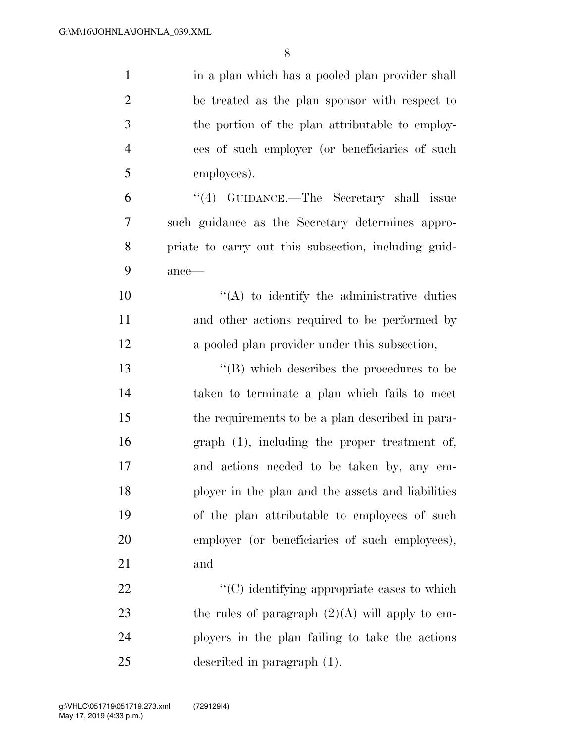in a plan which has a pooled plan provider shall be treated as the plan sponsor with respect to the portion of the plan attributable to employees of such employer (or beneficiaries of such employees).

"(4) GUIDANCE.—The Secretary shall issue such guidance as the Secretary determines appropriate to carry out this subsection, including guidance—

"(A) to identify the administrative duties and other actions required to be performed by a pooled plan provider under this subsection,

"(B) which describes the procedures to be taken to terminate a plan which fails to meet the requirements to be a plan described in paragraph (1), including the proper treatment of, and actions needed to be taken by, any employer in the plan and the assets and liabilities of the plan attributable to employees of such employer (or beneficiaries of such employees), and

"(C) identifying appropriate cases to which the rules of paragraph (2)(A) will apply to employers in the plan failing to take the actions described in paragraph (1).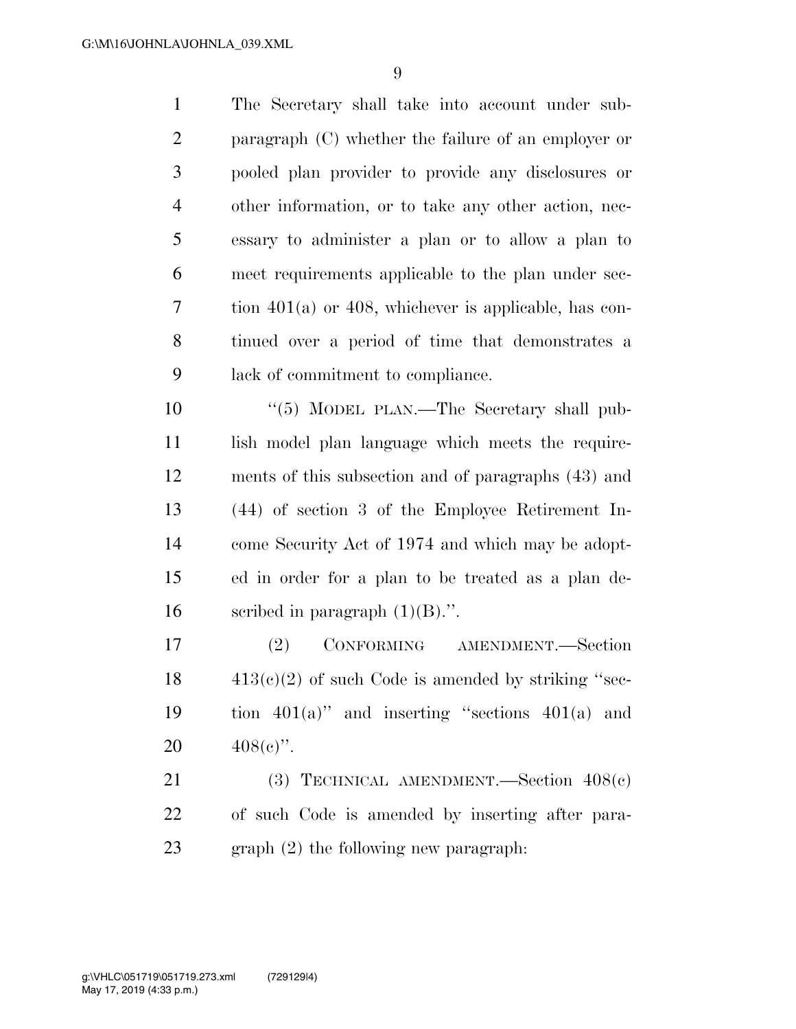The Secretary shall take into account under subparagraph (C) whether the failure of an employer or pooled plan provider to provide any disclosures or other information, or to take any other action, necessary to administer a plan or to allow a plan to meet requirements applicable to the plan under section 401(a) or 408, whichever is applicable, has continued over a period of time that demonstrates a lack of commitment to compliance.

"(5) MODEL PLAN.—The Secretary shall publish model plan language which meets the requirements of this subsection and of paragraphs (43) and (44) of section 3 of the Employee Retirement Income Security Act of 1974 and which may be adopted in order for a plan to be treated as a plan described in paragraph (1)(B).".

(2) CONFORMING AMENDMENT.—Section 413(c)(2) of such Code is amended by striking "section 401(a)" and inserting "sections 401(a) and 408(c)".

(3) TECHNICAL AMENDMENT.—Section 408(c) of such Code is amended by inserting after paragraph (2) the following new paragraph: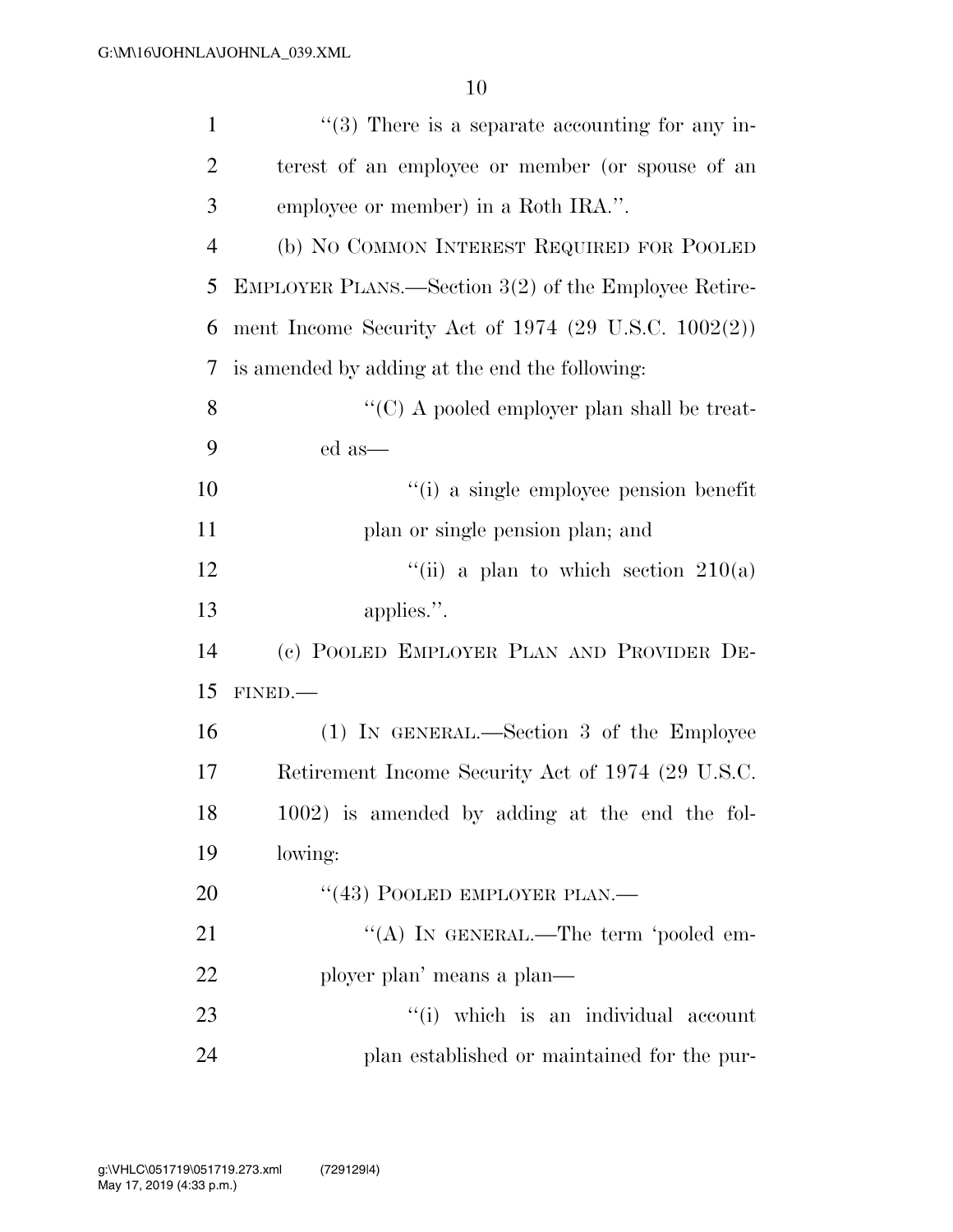''(3) There is a separate accounting for any interest of an employee or member (or spouse of an employee or member) in a Roth IRA.''.

(b) NO COMMON INTEREST REQUIRED FOR POOLED EMPLOYER PLANS.—Section 3(2) of the Employee Retirement Income Security Act of 1974 (29 U.S.C. 1002(2)) is amended by adding at the end the following:

''(C) A pooled employer plan shall be treated as—

''(i) a single employee pension benefit plan or single pension plan; and

''(ii) a plan to which section 210(a) applies.''.

(c) POOLED EMPLOYER PLAN AND PROVIDER DEFINED.—

(1) IN GENERAL.—Section 3 of the Employee Retirement Income Security Act of 1974 (29 U.S.C. 1002) is amended by adding at the end the following:

''(43) POOLED EMPLOYER PLAN.—

''(A) IN GENERAL.—The term 'pooled employer plan' means a plan—

''(i) which is an individual account plan established or maintained for the pur-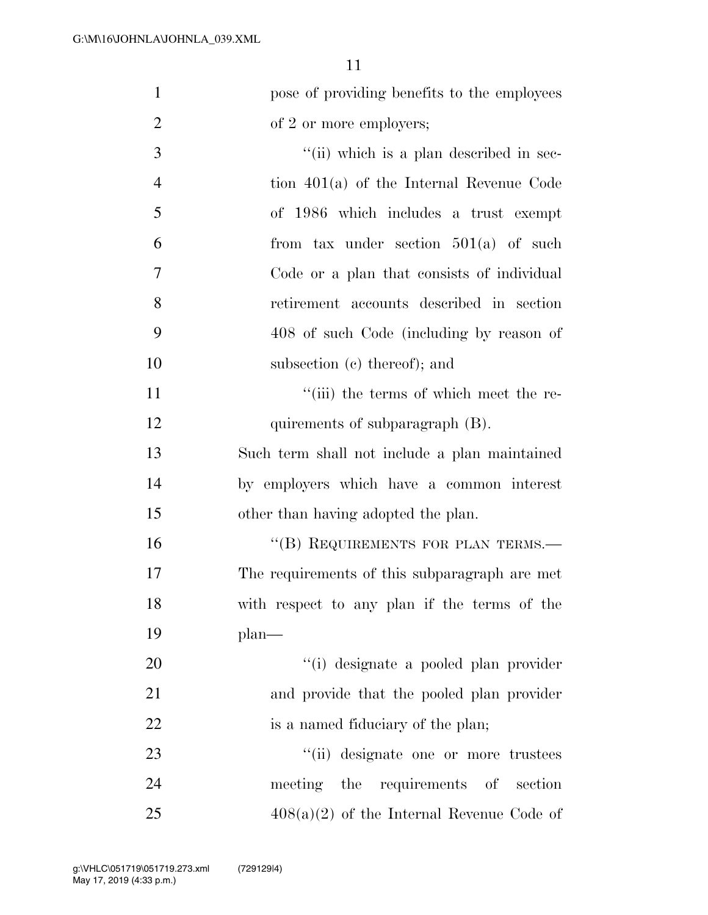pose of providing benefits to the employees of 2 or more employers;

"(ii) which is a plan described in section 401(a) of the Internal Revenue Code of 1986 which includes a trust exempt from tax under section 501(a) of such Code or a plan that consists of individual retirement accounts described in section 408 of such Code (including by reason of subsection (c) thereof); and

"(iii) the terms of which meet the requirements of subparagraph (B).

Such term shall not include a plan maintained by employers which have a common interest other than having adopted the plan.

"(B) REQUIREMENTS FOR PLAN TERMS.—The requirements of this subparagraph are met with respect to any plan if the terms of the plan—

"(i) designate a pooled plan provider and provide that the pooled plan provider is a named fiduciary of the plan;

"(ii) designate one or more trustees meeting the requirements of section 408(a)(2) of the Internal Revenue Code of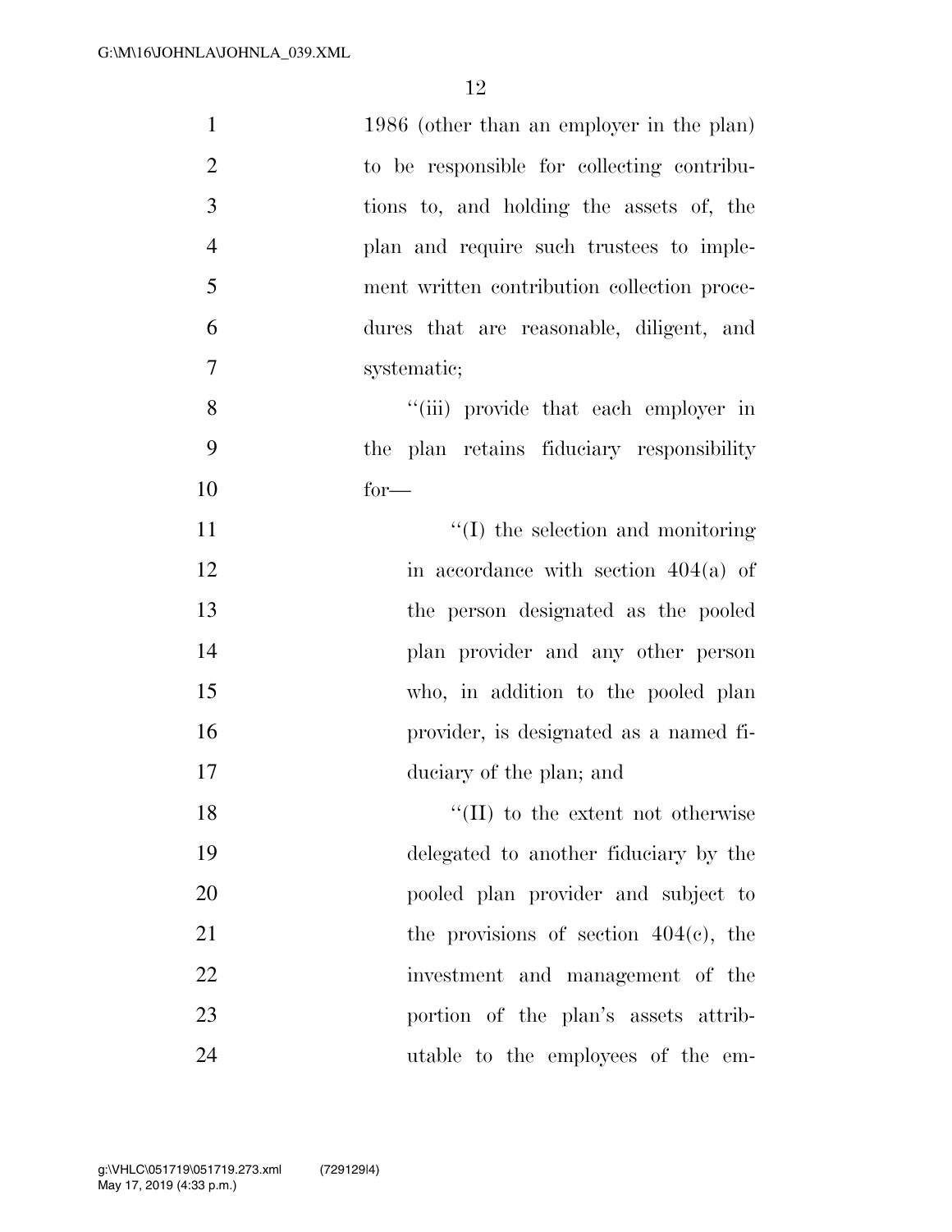1986 (other than an employer in the plan) to be responsible for collecting contributions to, and holding the assets of, the plan and require such trustees to implement written contribution collection procedures that are reasonable, diligent, and systematic;

''(iii) provide that each employer in the plan retains fiduciary responsibility for—

''(I) the selection and monitoring in accordance with section 404(a) of the person designated as the pooled plan provider and any other person who, in addition to the pooled plan provider, is designated as a named fiduciary of the plan; and

''(II) to the extent not otherwise delegated to another fiduciary by the pooled plan provider and subject to the provisions of section 404(c), the investment and management of the portion of the plan's assets attributable to the employees of the em-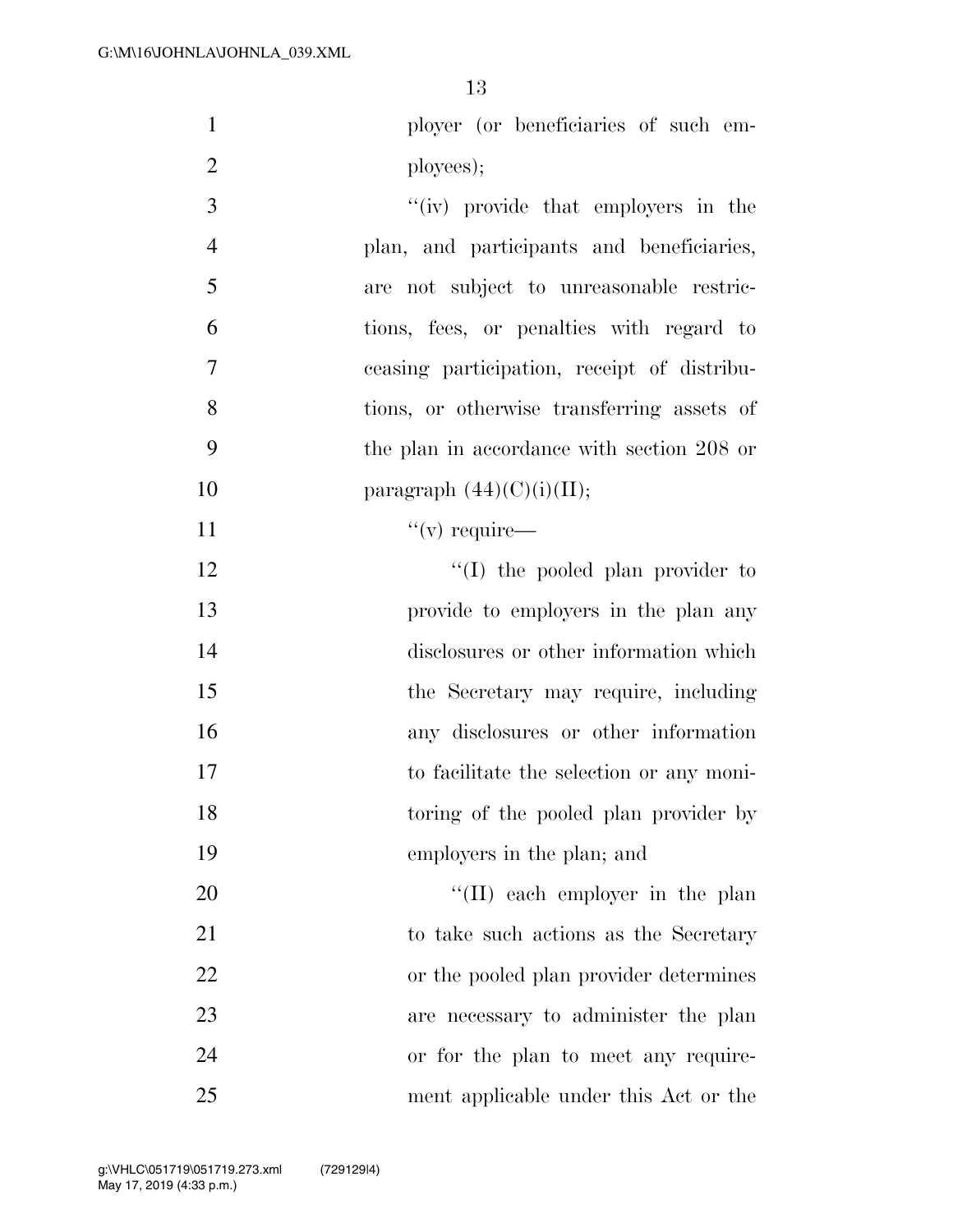ployer (or beneficiaries of such employees);

''(iv) provide that employers in the plan, and participants and beneficiaries, are not subject to unreasonable restrictions, fees, or penalties with regard to ceasing participation, receipt of distributions, or otherwise transferring assets of the plan in accordance with section 208 or paragraph (44)(C)(i)(II);

''(v) require—

''(I) the pooled plan provider to provide to employers in the plan any disclosures or other information which the Secretary may require, including any disclosures or other information to facilitate the selection or any monitoring of the pooled plan provider by employers in the plan; and

''(II) each employer in the plan to take such actions as the Secretary or the pooled plan provider determines are necessary to administer the plan or for the plan to meet any requirement applicable under this Act or the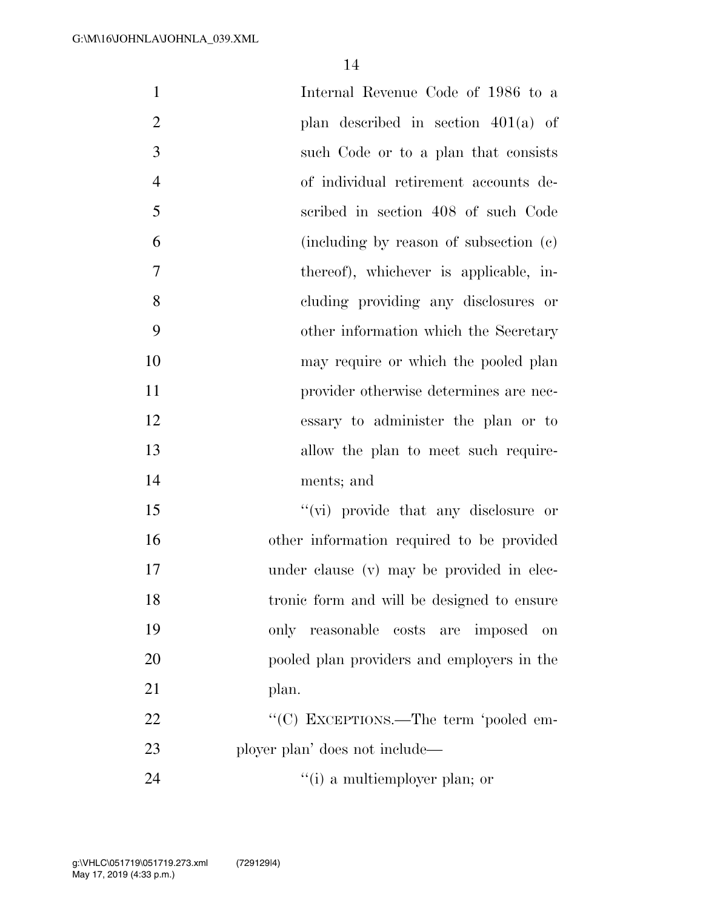Internal Revenue Code of 1986 to a plan described in section 401(a) of such Code or to a plan that consists of individual retirement accounts described in section 408 of such Code (including by reason of subsection (c) thereof), whichever is applicable, including providing any disclosures or other information which the Secretary may require or which the pooled plan provider otherwise determines are necessary to administer the plan or to allow the plan to meet such requirements; and

''(vi) provide that any disclosure or other information required to be provided under clause (v) may be provided in electronic form and will be designed to ensure only reasonable costs are imposed on pooled plan providers and employers in the plan.

''(C) EXCEPTIONS.—The term 'pooled employer plan' does not include—

''(i) a multiemployer plan; or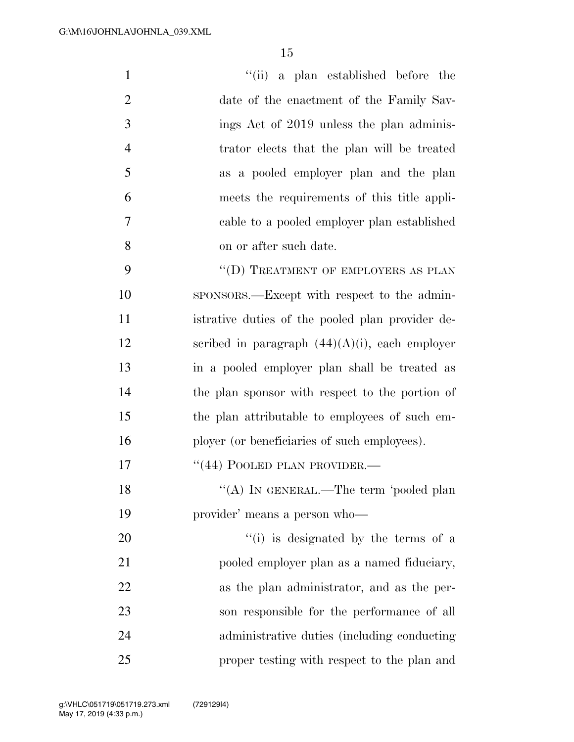"(ii) a plan established before the date of the enactment of the Family Savings Act of 2019 unless the plan administrator elects that the plan will be treated as a pooled employer plan and the plan meets the requirements of this title applicable to a pooled employer plan established on or after such date.

"(D) TREATMENT OF EMPLOYERS AS PLAN SPONSORS.—Except with respect to the administrative duties of the pooled plan provider described in paragraph (44)(A)(i), each employer in a pooled employer plan shall be treated as the plan sponsor with respect to the portion of the plan attributable to employees of such employer (or beneficiaries of such employees).

"(44) POOLED PLAN PROVIDER.—

"(A) IN GENERAL.—The term 'pooled plan provider' means a person who—

"(i) is designated by the terms of a pooled employer plan as a named fiduciary, as the plan administrator, and as the person responsible for the performance of all administrative duties (including conducting proper testing with respect to the plan and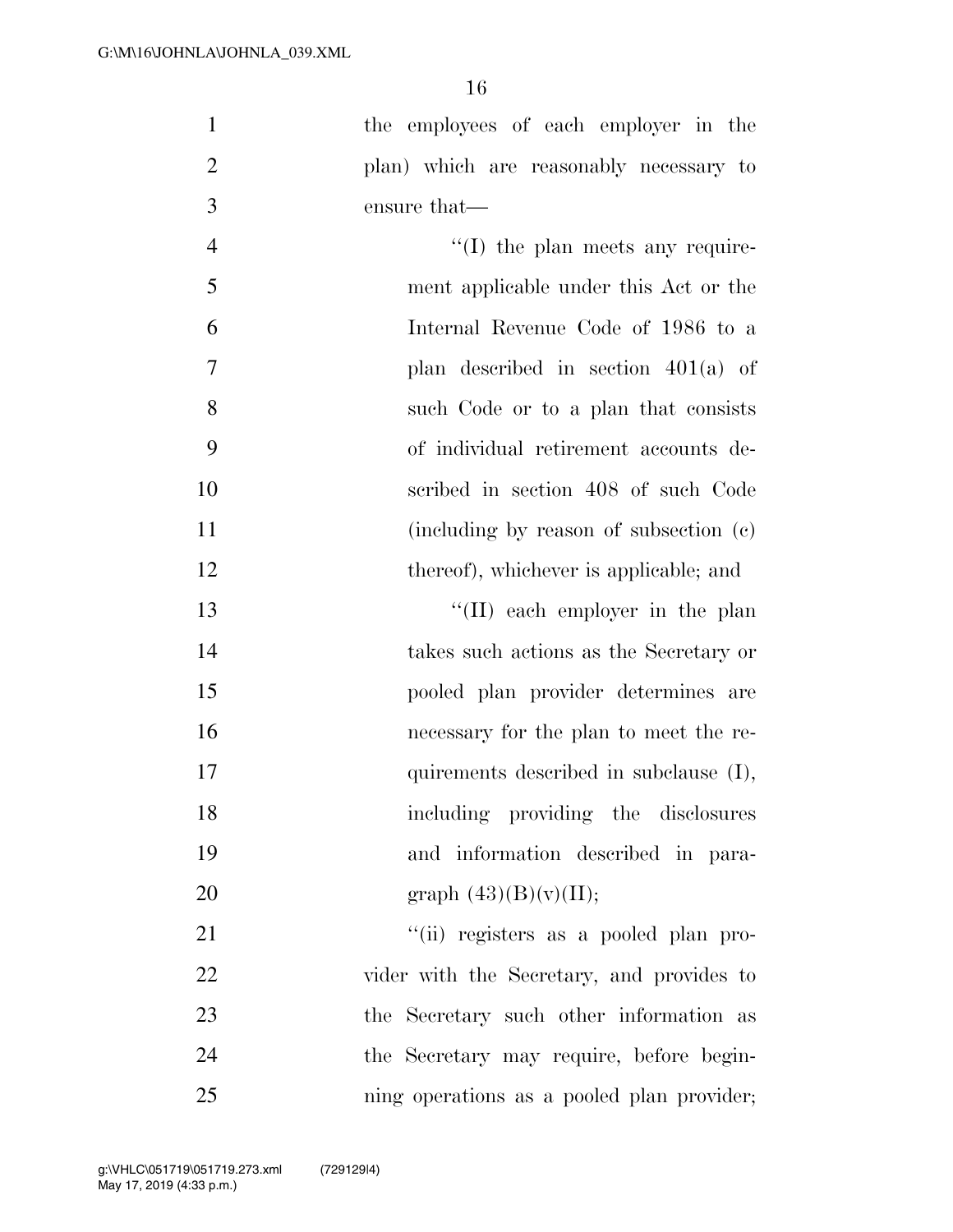the employees of each employer in the plan) which are reasonably necessary to ensure that—

''(I) the plan meets any requirement applicable under this Act or the Internal Revenue Code of 1986 to a plan described in section 401(a) of such Code or to a plan that consists of individual retirement accounts described in section 408 of such Code (including by reason of subsection (c) thereof), whichever is applicable; and

''(II) each employer in the plan takes such actions as the Secretary or pooled plan provider determines are necessary for the plan to meet the requirements described in subclause (I), including providing the disclosures and information described in paragraph (43)(B)(v)(II);

''(ii) registers as a pooled plan provider with the Secretary, and provides to the Secretary such other information as the Secretary may require, before beginning operations as a pooled plan provider;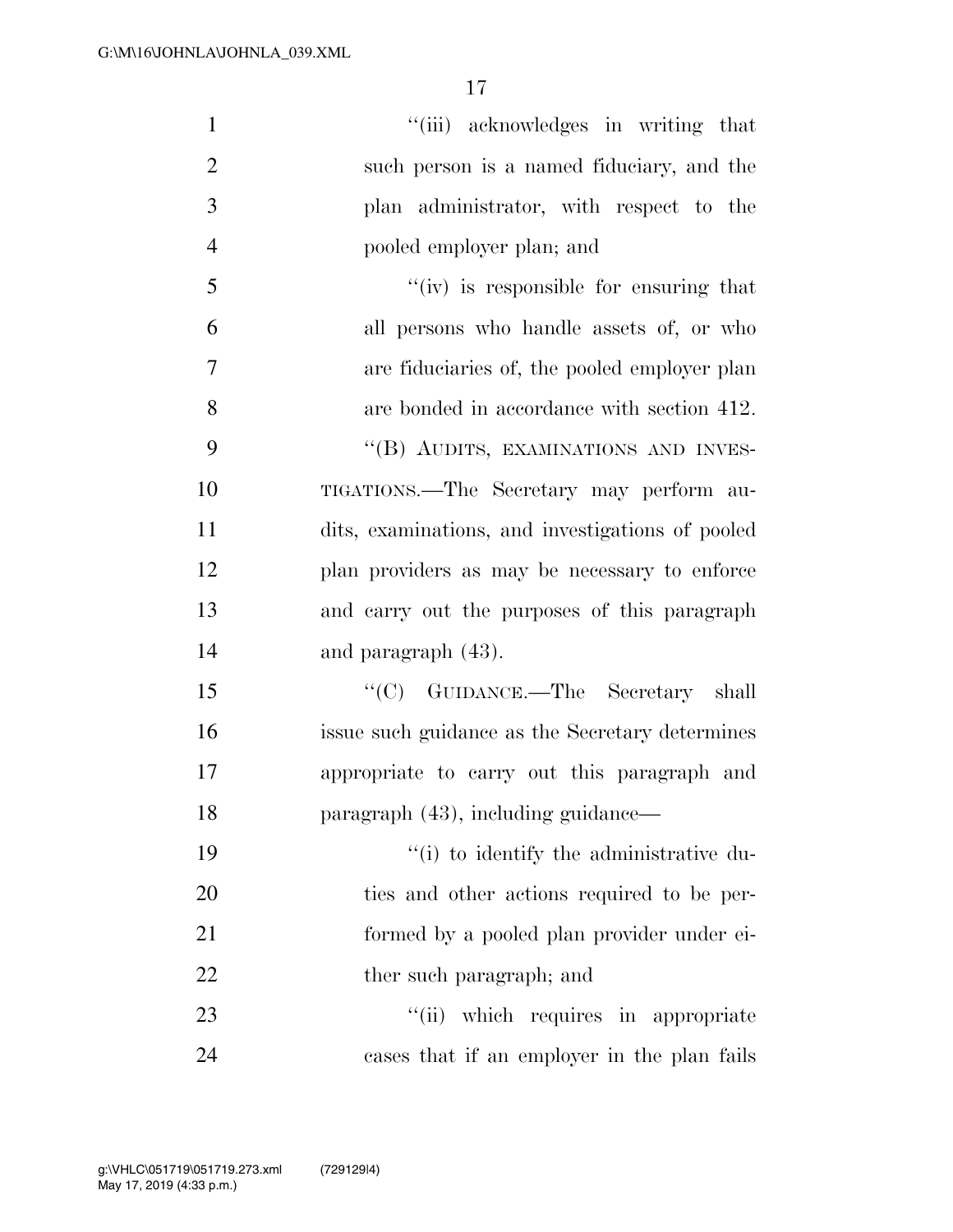''(iii) acknowledges in writing that such person is a named fiduciary, and the plan administrator, with respect to the pooled employer plan; and

''(iv) is responsible for ensuring that all persons who handle assets of, or who are fiduciaries of, the pooled employer plan are bonded in accordance with section 412.

''(B) AUDITS, EXAMINATIONS AND INVESTIGATIONS.—The Secretary may perform audits, examinations, and investigations of pooled plan providers as may be necessary to enforce and carry out the purposes of this paragraph and paragraph (43).

''(C) GUIDANCE.—The Secretary shall issue such guidance as the Secretary determines appropriate to carry out this paragraph and paragraph (43), including guidance—

''(i) to identify the administrative duties and other actions required to be performed by a pooled plan provider under either such paragraph; and

''(ii) which requires in appropriate cases that if an employer in the plan fails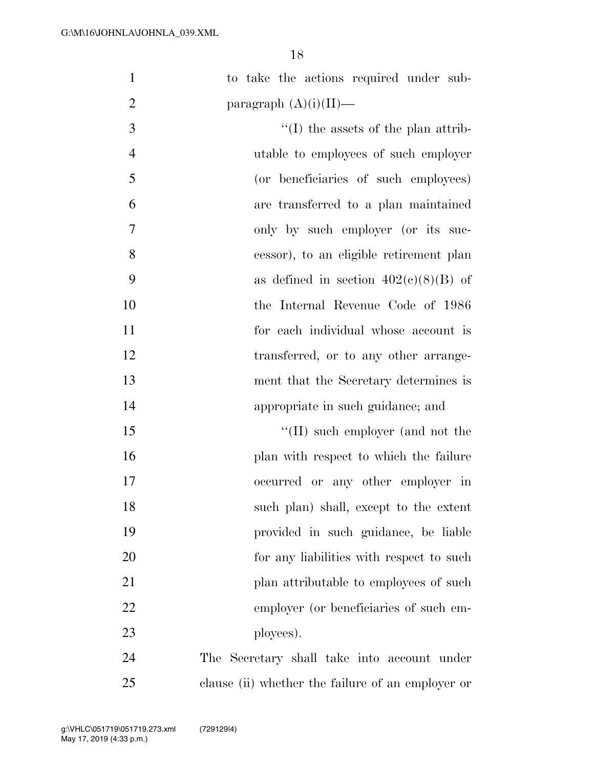to take the actions required under subparagraph (A)(i)(II)—

''(I) the assets of the plan attributable to employees of such employer (or beneficiaries of such employees) are transferred to a plan maintained only by such employer (or its successor), to an eligible retirement plan as defined in section 402(c)(8)(B) of the Internal Revenue Code of 1986 for each individual whose account is transferred, or to any other arrangement that the Secretary determines is appropriate in such guidance; and

''(II) such employer (and not the plan with respect to which the failure occurred or any other employer in such plan) shall, except to the extent provided in such guidance, be liable for any liabilities with respect to such plan attributable to employees of such employer (or beneficiaries of such employees).

The Secretary shall take into account under clause (ii) whether the failure of an employer or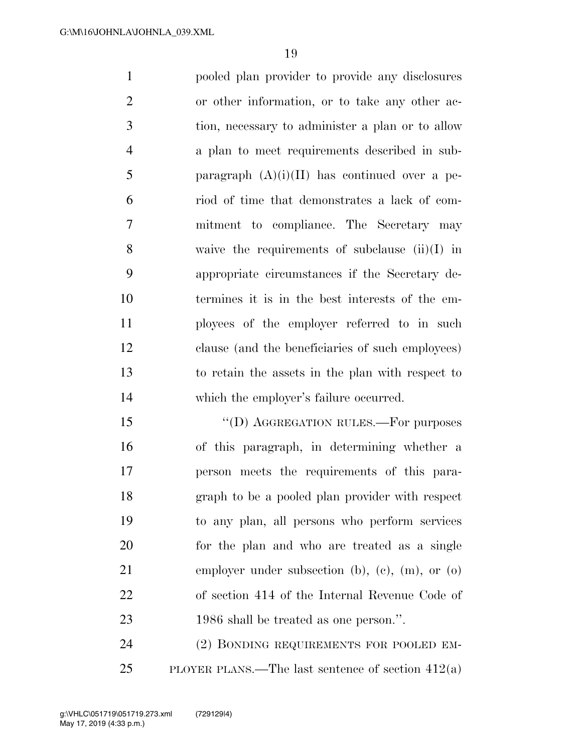pooled plan provider to provide any disclosures or other information, or to take any other action, necessary to administer a plan or to allow a plan to meet requirements described in subparagraph (A)(i)(II) has continued over a period of time that demonstrates a lack of commitment to compliance. The Secretary may waive the requirements of subclause (ii)(I) in appropriate circumstances if the Secretary determines it is in the best interests of the employees of the employer referred to in such clause (and the beneficiaries of such employees) to retain the assets in the plan with respect to which the employer's failure occurred.

"(D) AGGREGATION RULES.—For purposes of this paragraph, in determining whether a person meets the requirements of this paragraph to be a pooled plan provider with respect to any plan, all persons who perform services for the plan and who are treated as a single employer under subsection (b), (c), (m), or (o) of section 414 of the Internal Revenue Code of 1986 shall be treated as one person.".

(2) BONDING REQUIREMENTS FOR POOLED EMPLOYER PLANS.—The last sentence of section 412(a)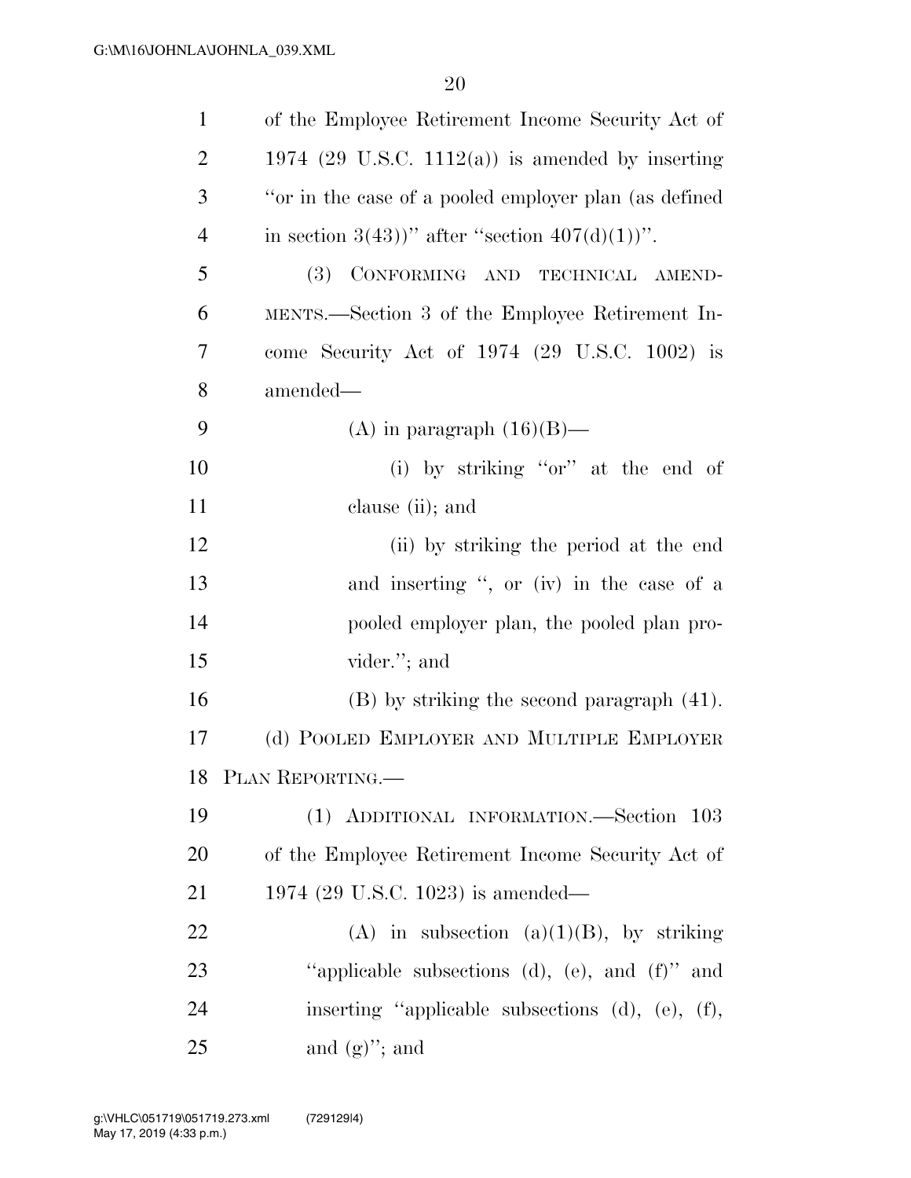of the Employee Retirement Income Security Act of 1974 (29 U.S.C. 1112(a)) is amended by inserting ''or in the case of a pooled employer plan (as defined in section 3(43))'' after ''section 407(d)(1))''.

(3) CONFORMING AND TECHNICAL AMENDMENTS.—Section 3 of the Employee Retirement Income Security Act of 1974 (29 U.S.C. 1002) is amended—

(A) in paragraph (16)(B)—

(i) by striking ''or'' at the end of clause (ii); and

(ii) by striking the period at the end and inserting '', or (iv) in the case of a pooled employer plan, the pooled plan provider.''; and

(B) by striking the second paragraph (41).

(d) POOLED EMPLOYER AND MULTIPLE EMPLOYER PLAN REPORTING.—

(1) ADDITIONAL INFORMATION.—Section 103 of the Employee Retirement Income Security Act of 1974 (29 U.S.C. 1023) is amended—

(A) in subsection (a)(1)(B), by striking ''applicable subsections (d), (e), and (f)'' and inserting ''applicable subsections (d), (e), (f), and (g)''; and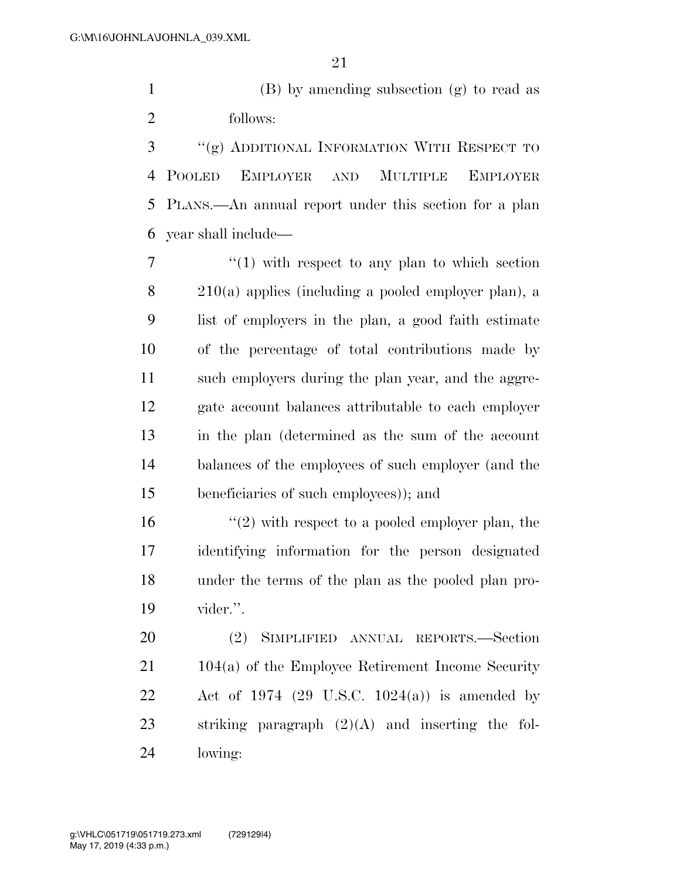(B) by amending subsection (g) to read as follows:

"(g) ADDITIONAL INFORMATION WITH RESPECT TO POOLED EMPLOYER AND MULTIPLE EMPLOYER PLANS.—An annual report under this section for a plan year shall include—

"(1) with respect to any plan to which section 210(a) applies (including a pooled employer plan), a list of employers in the plan, a good faith estimate of the percentage of total contributions made by such employers during the plan year, and the aggregate account balances attributable to each employer in the plan (determined as the sum of the account balances of the employees of such employer (and the beneficiaries of such employees)); and

"(2) with respect to a pooled employer plan, the identifying information for the person designated under the terms of the plan as the pooled plan provider.".

(2) SIMPLIFIED ANNUAL REPORTS.—Section 104(a) of the Employee Retirement Income Security Act of 1974 (29 U.S.C. 1024(a)) is amended by striking paragraph (2)(A) and inserting the following: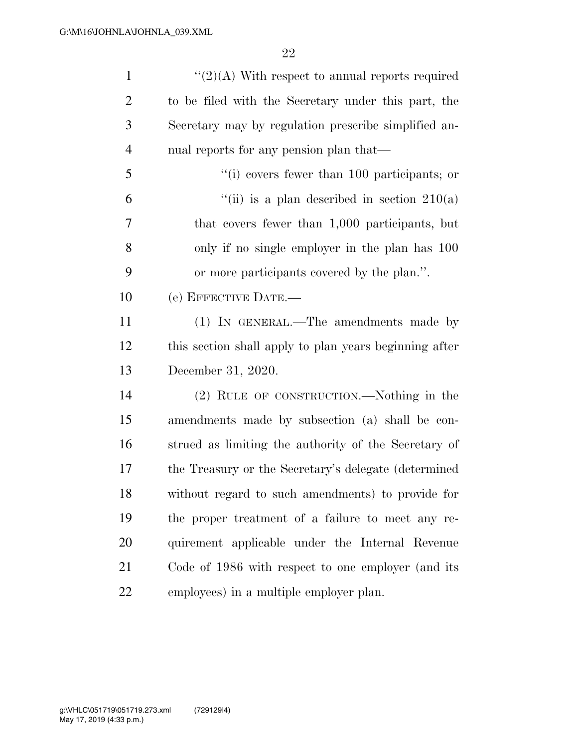"(2)(A) With respect to annual reports required to be filed with the Secretary under this part, the Secretary may by regulation prescribe simplified annual reports for any pension plan that—

"(i) covers fewer than 100 participants; or

"(ii) is a plan described in section 210(a) that covers fewer than 1,000 participants, but only if no single employer in the plan has 100 or more participants covered by the plan.".

(e) EFFECTIVE DATE.—

(1) IN GENERAL.—The amendments made by this section shall apply to plan years beginning after December 31, 2020.

(2) RULE OF CONSTRUCTION.—Nothing in the amendments made by subsection (a) shall be construed as limiting the authority of the Secretary of the Treasury or the Secretary's delegate (determined without regard to such amendments) to provide for the proper treatment of a failure to meet any requirement applicable under the Internal Revenue Code of 1986 with respect to one employer (and its employees) in a multiple employer plan.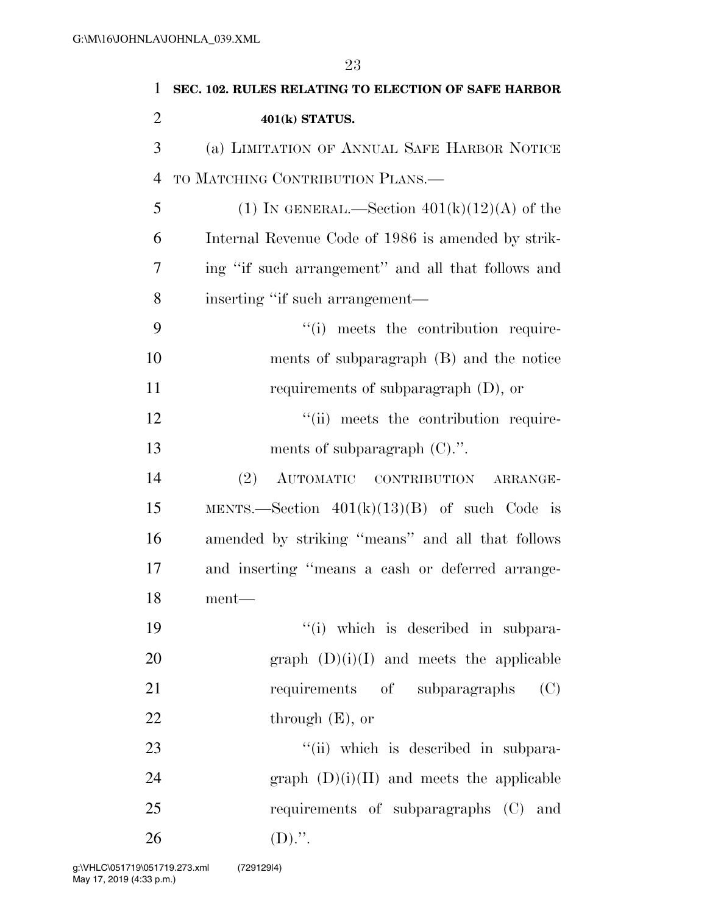**SEC. 102. RULES RELATING TO ELECTION OF SAFE HARBOR 401(k) STATUS.**

(a) LIMITATION OF ANNUAL SAFE HARBOR NOTICE TO MATCHING CONTRIBUTION PLANS.—

(1) IN GENERAL.—Section 401(k)(12)(A) of the Internal Revenue Code of 1986 is amended by striking "if such arrangement" and all that follows and inserting "if such arrangement—

"(i) meets the contribution requirements of subparagraph (B) and the notice requirements of subparagraph (D), or

"(ii) meets the contribution requirements of subparagraph (C).".

(2) AUTOMATIC CONTRIBUTION ARRANGEMENTS.—Section 401(k)(13)(B) of such Code is amended by striking "means" and all that follows and inserting "means a cash or deferred arrangement—

"(i) which is described in subparagraph (D)(i)(I) and meets the applicable requirements of subparagraphs (C) through (E), or

"(ii) which is described in subparagraph (D)(i)(II) and meets the applicable requirements of subparagraphs (C) and (D).".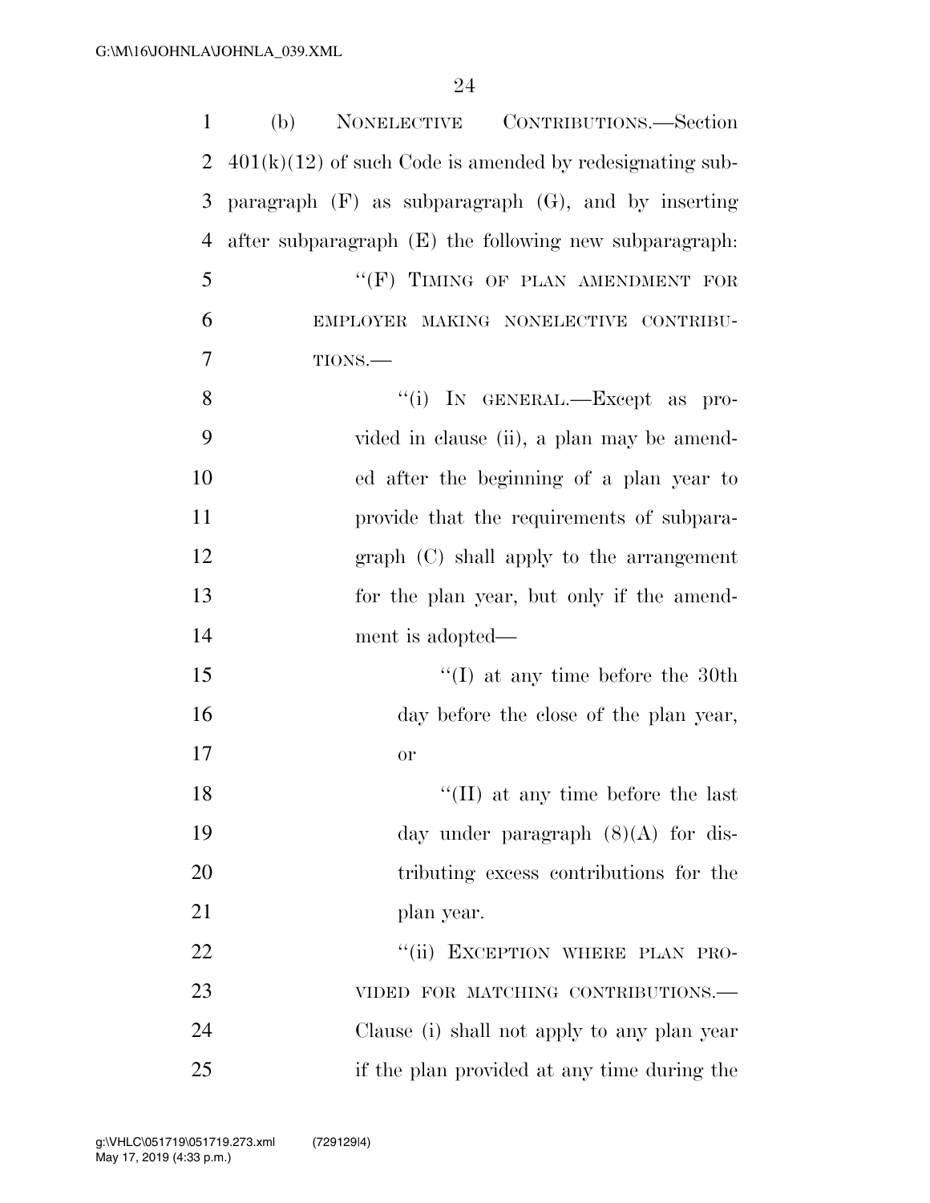(b) NONELECTIVE CONTRIBUTIONS.—Section 401(k)(12) of such Code is amended by redesignating subparagraph (F) as subparagraph (G), and by inserting after subparagraph (E) the following new subparagraph:

> ''(F) TIMING OF PLAN AMENDMENT FOR EMPLOYER MAKING NONELECTIVE CONTRIBUTIONS.—
>
> > ''(i) IN GENERAL.—Except as provided in clause (ii), a plan may be amended after the beginning of a plan year to provide that the requirements of subparagraph (C) shall apply to the arrangement for the plan year, but only if the amendment is adopted—
> >
> > > ''(I) at any time before the 30th day before the close of the plan year, or
> > >
> > > ''(II) at any time before the last day under paragraph (8)(A) for distributing excess contributions for the plan year.
> >
> > ''(ii) EXCEPTION WHERE PLAN PROVIDED FOR MATCHING CONTRIBUTIONS.—Clause (i) shall not apply to any plan year if the plan provided at any time during the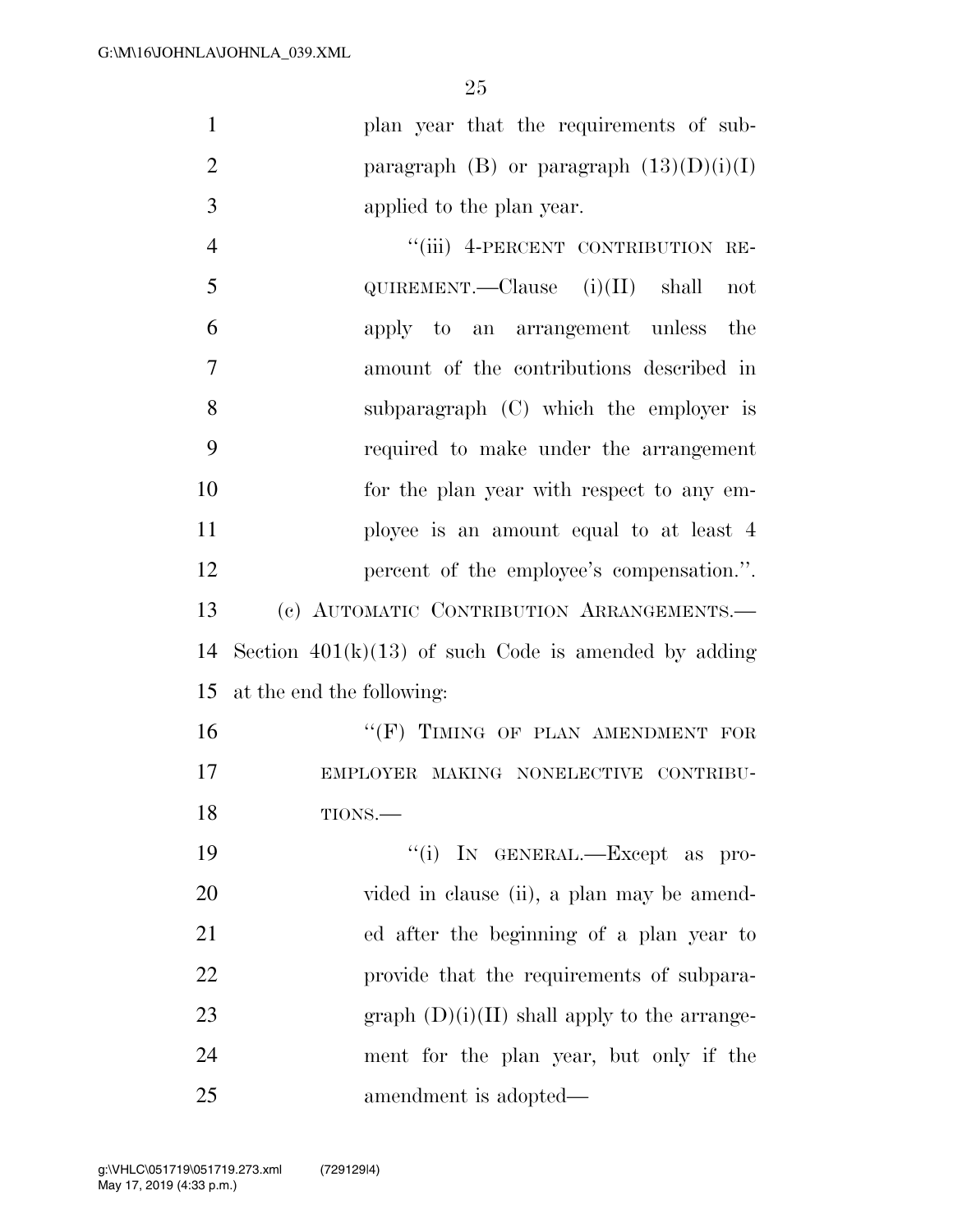plan year that the requirements of subparagraph (B) or paragraph (13)(D)(i)(I) applied to the plan year.

"(iii) 4-PERCENT CONTRIBUTION REQUIREMENT.—Clause (i)(II) shall not apply to an arrangement unless the amount of the contributions described in subparagraph (C) which the employer is required to make under the arrangement for the plan year with respect to any employee is an amount equal to at least 4 percent of the employee's compensation.".

(c) AUTOMATIC CONTRIBUTION ARRANGEMENTS.—Section 401(k)(13) of such Code is amended by adding at the end the following:

"(F) TIMING OF PLAN AMENDMENT FOR EMPLOYER MAKING NONELECTIVE CONTRIBUTIONS.—

"(i) IN GENERAL.—Except as provided in clause (ii), a plan may be amended after the beginning of a plan year to provide that the requirements of subparagraph (D)(i)(II) shall apply to the arrangement for the plan year, but only if the amendment is adopted—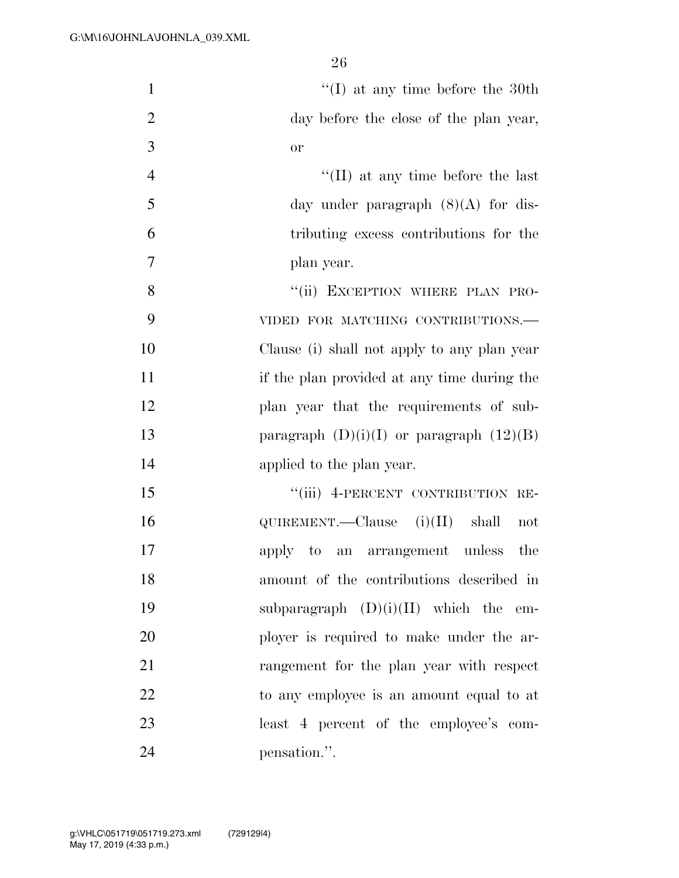"(I) at any time before the 30th day before the close of the plan year, or

"(II) at any time before the last day under paragraph (8)(A) for distributing excess contributions for the plan year.

"(ii) EXCEPTION WHERE PLAN PROVIDED FOR MATCHING CONTRIBUTIONS.—Clause (i) shall not apply to any plan year if the plan provided at any time during the plan year that the requirements of subparagraph (D)(i)(I) or paragraph (12)(B) applied to the plan year.

"(iii) 4-PERCENT CONTRIBUTION REQUIREMENT.—Clause (i)(II) shall not apply to an arrangement unless the amount of the contributions described in subparagraph (D)(i)(II) which the employer is required to make under the arrangement for the plan year with respect to any employee is an amount equal to at least 4 percent of the employee's compensation.".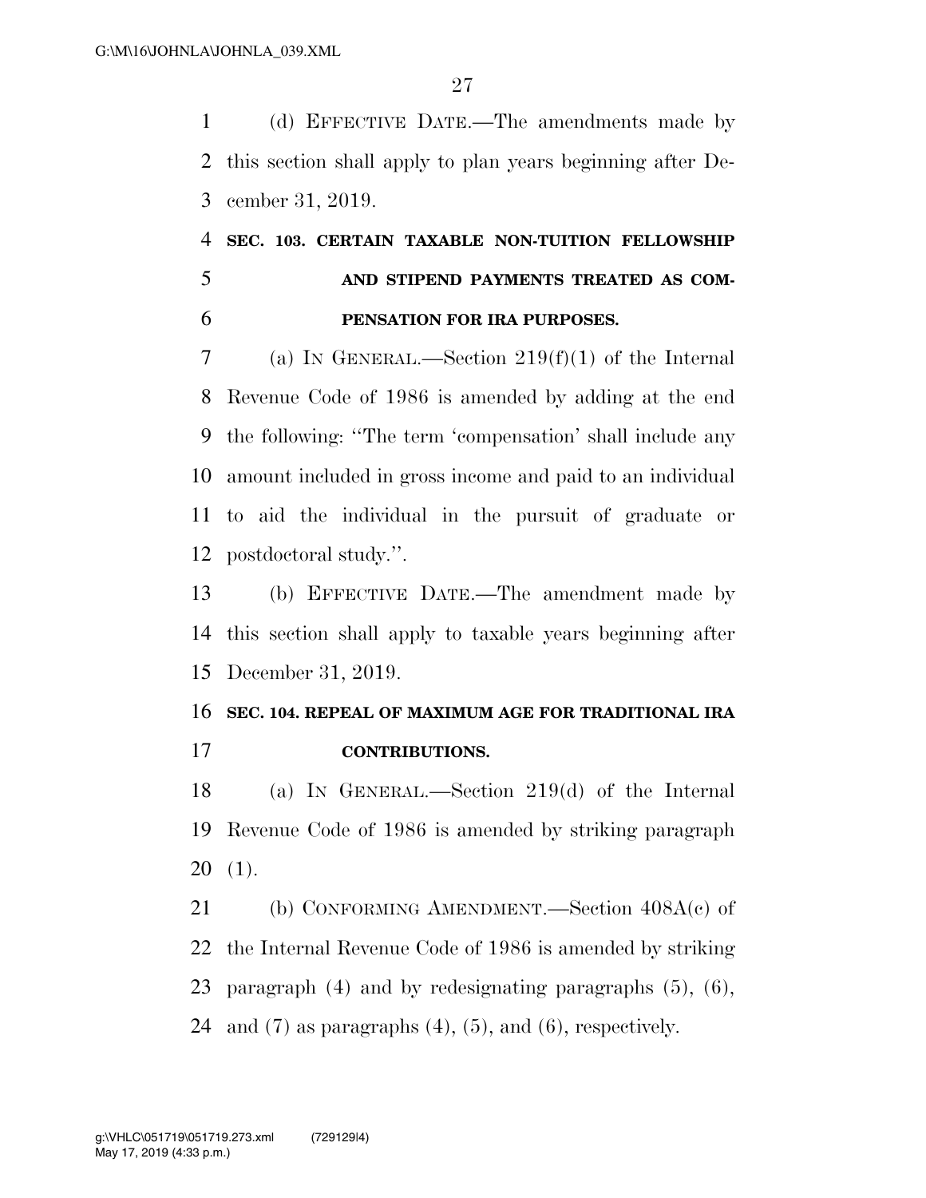(d) EFFECTIVE DATE.—The amendments made by this section shall apply to plan years beginning after December 31, 2019.

### SEC. 103. CERTAIN TAXABLE NON-TUITION FELLOWSHIP AND STIPEND PAYMENTS TREATED AS COMPENSATION FOR IRA PURPOSES.

(a) IN GENERAL.—Section 219(f)(1) of the Internal Revenue Code of 1986 is amended by adding at the end the following: ''The term 'compensation' shall include any amount included in gross income and paid to an individual to aid the individual in the pursuit of graduate or postdoctoral study.''.

(b) EFFECTIVE DATE.—The amendment made by this section shall apply to taxable years beginning after December 31, 2019.

### SEC. 104. REPEAL OF MAXIMUM AGE FOR TRADITIONAL IRA CONTRIBUTIONS.

(a) IN GENERAL.—Section 219(d) of the Internal Revenue Code of 1986 is amended by striking paragraph (1).

(b) CONFORMING AMENDMENT.—Section 408A(c) of the Internal Revenue Code of 1986 is amended by striking paragraph (4) and by redesignating paragraphs (5), (6), and (7) as paragraphs (4), (5), and (6), respectively.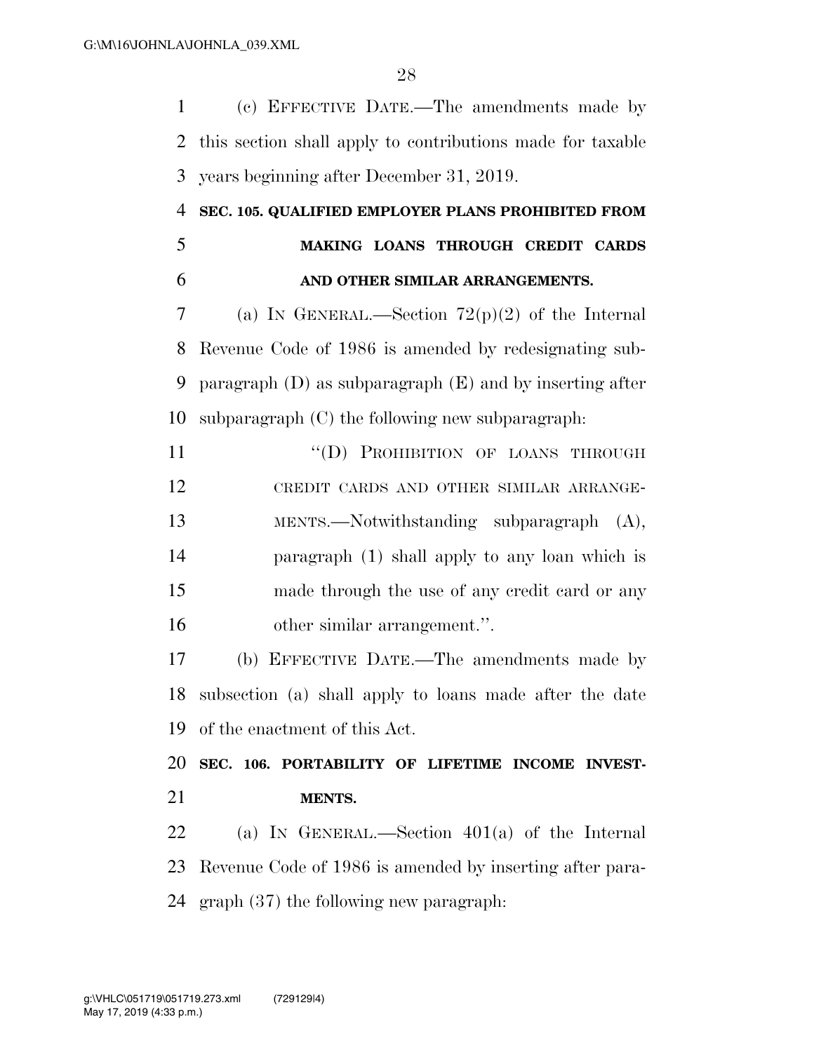(c) EFFECTIVE DATE.—The amendments made by this section shall apply to contributions made for taxable years beginning after December 31, 2019.

**SEC. 105. QUALIFIED EMPLOYER PLANS PROHIBITED FROM MAKING LOANS THROUGH CREDIT CARDS AND OTHER SIMILAR ARRANGEMENTS.**

(a) IN GENERAL.—Section 72(p)(2) of the Internal Revenue Code of 1986 is amended by redesignating subparagraph (D) as subparagraph (E) and by inserting after subparagraph (C) the following new subparagraph:

> "(D) PROHIBITION OF LOANS THROUGH CREDIT CARDS AND OTHER SIMILAR ARRANGEMENTS.—Notwithstanding subparagraph (A), paragraph (1) shall apply to any loan which is made through the use of any credit card or any other similar arrangement.".

(b) EFFECTIVE DATE.—The amendments made by subsection (a) shall apply to loans made after the date of the enactment of this Act.

**SEC. 106. PORTABILITY OF LIFETIME INCOME INVESTMENTS.**

(a) IN GENERAL.—Section 401(a) of the Internal Revenue Code of 1986 is amended by inserting after paragraph (37) the following new paragraph: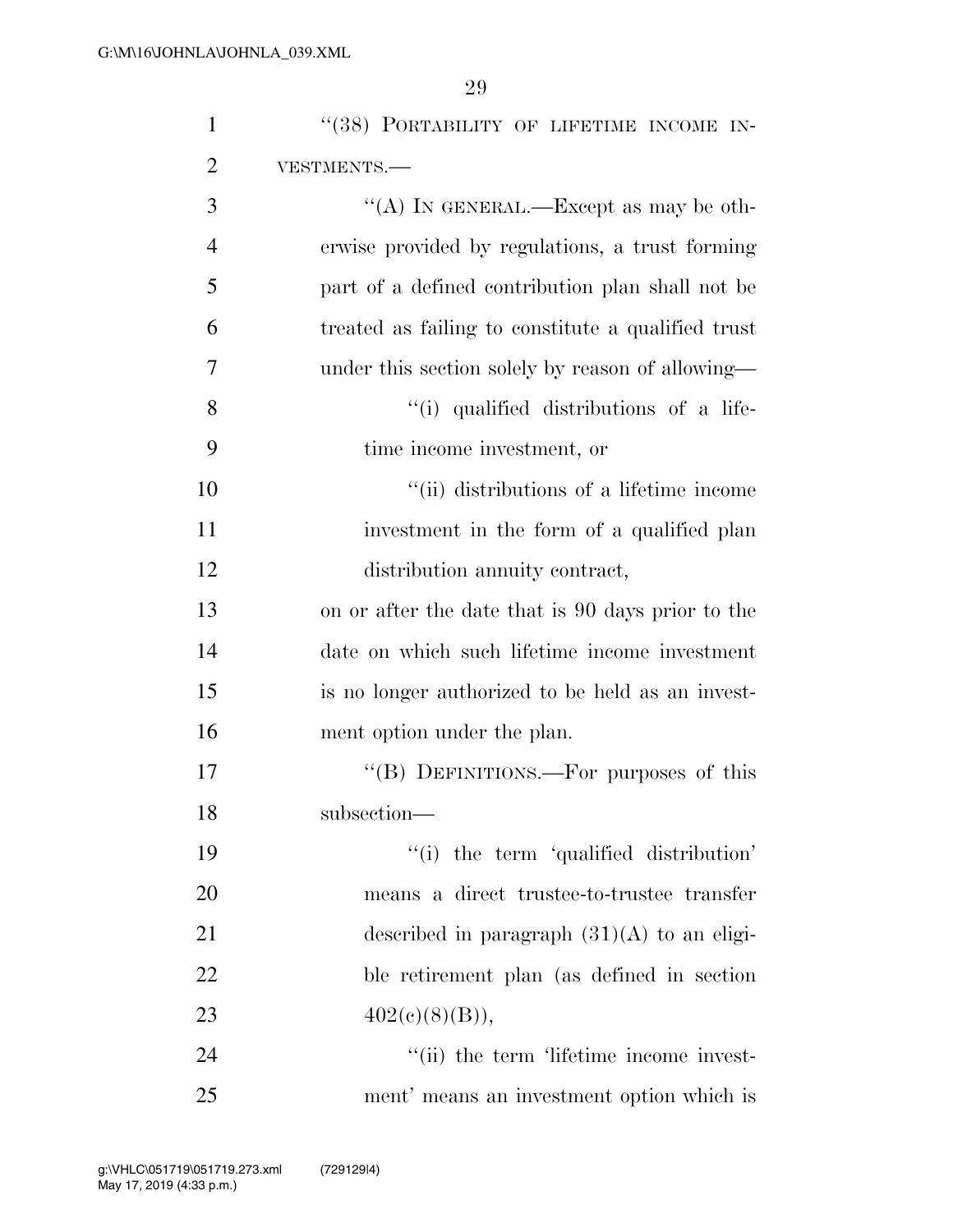"(38) PORTABILITY OF LIFETIME INCOME INVESTMENTS.—

"(A) IN GENERAL.—Except as may be otherwise provided by regulations, a trust forming part of a defined contribution plan shall not be treated as failing to constitute a qualified trust under this section solely by reason of allowing—

"(i) qualified distributions of a lifetime income investment, or

"(ii) distributions of a lifetime income investment in the form of a qualified plan distribution annuity contract,

on or after the date that is 90 days prior to the date on which such lifetime income investment is no longer authorized to be held as an investment option under the plan.

"(B) DEFINITIONS.—For purposes of this subsection—

"(i) the term 'qualified distribution' means a direct trustee-to-trustee transfer described in paragraph (31)(A) to an eligible retirement plan (as defined in section 402(c)(8)(B)),

"(ii) the term 'lifetime income investment' means an investment option which is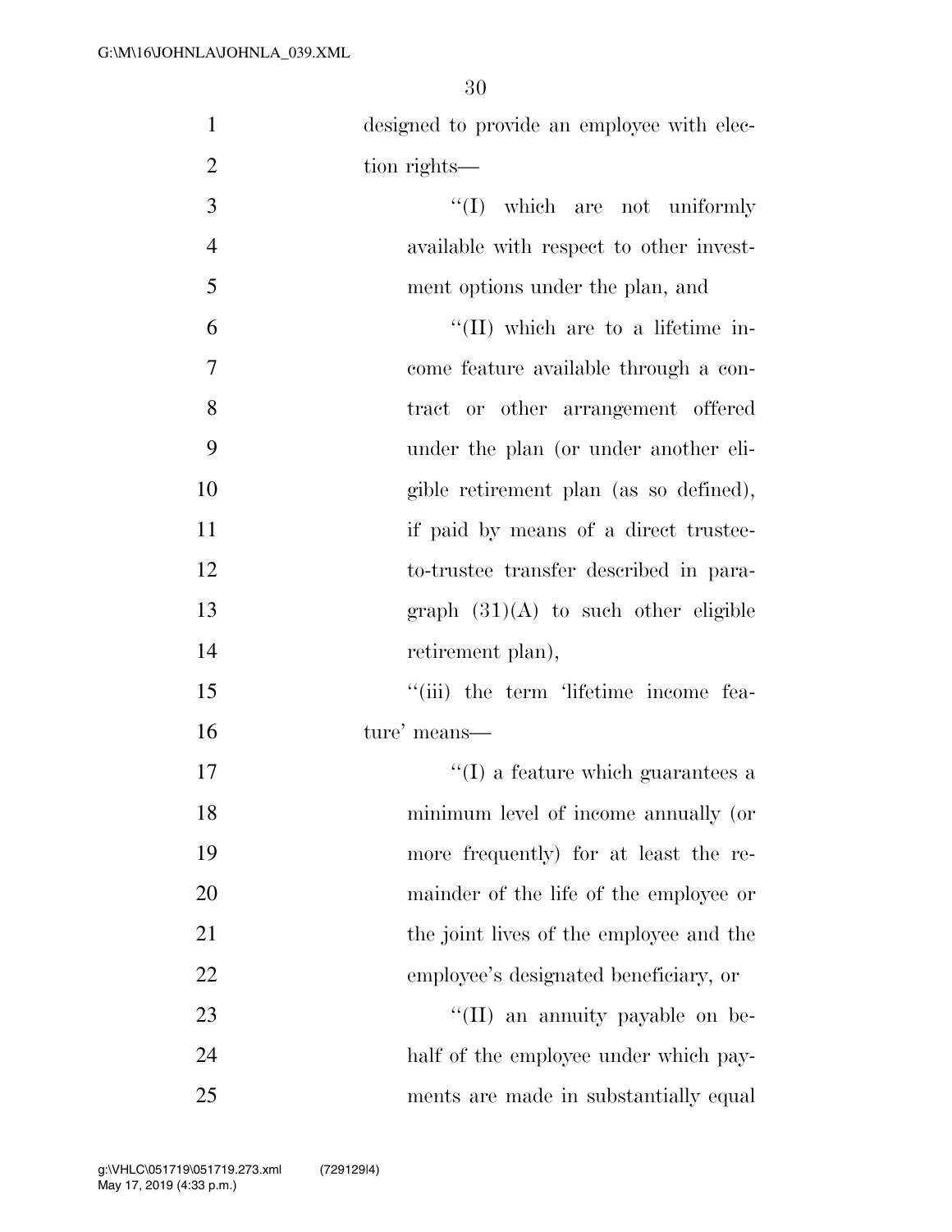designed to provide an employee with election rights—

''(I) which are not uniformly available with respect to other investment options under the plan, and

''(II) which are to a lifetime income feature available through a contract or other arrangement offered under the plan (or under another eligible retirement plan (as so defined), if paid by means of a direct trustee-to-trustee transfer described in paragraph (31)(A) to such other eligible retirement plan),

''(iii) the term 'lifetime income feature' means—

''(I) a feature which guarantees a minimum level of income annually (or more frequently) for at least the remainder of the life of the employee or the joint lives of the employee and the employee's designated beneficiary, or

''(II) an annuity payable on behalf of the employee under which payments are made in substantially equal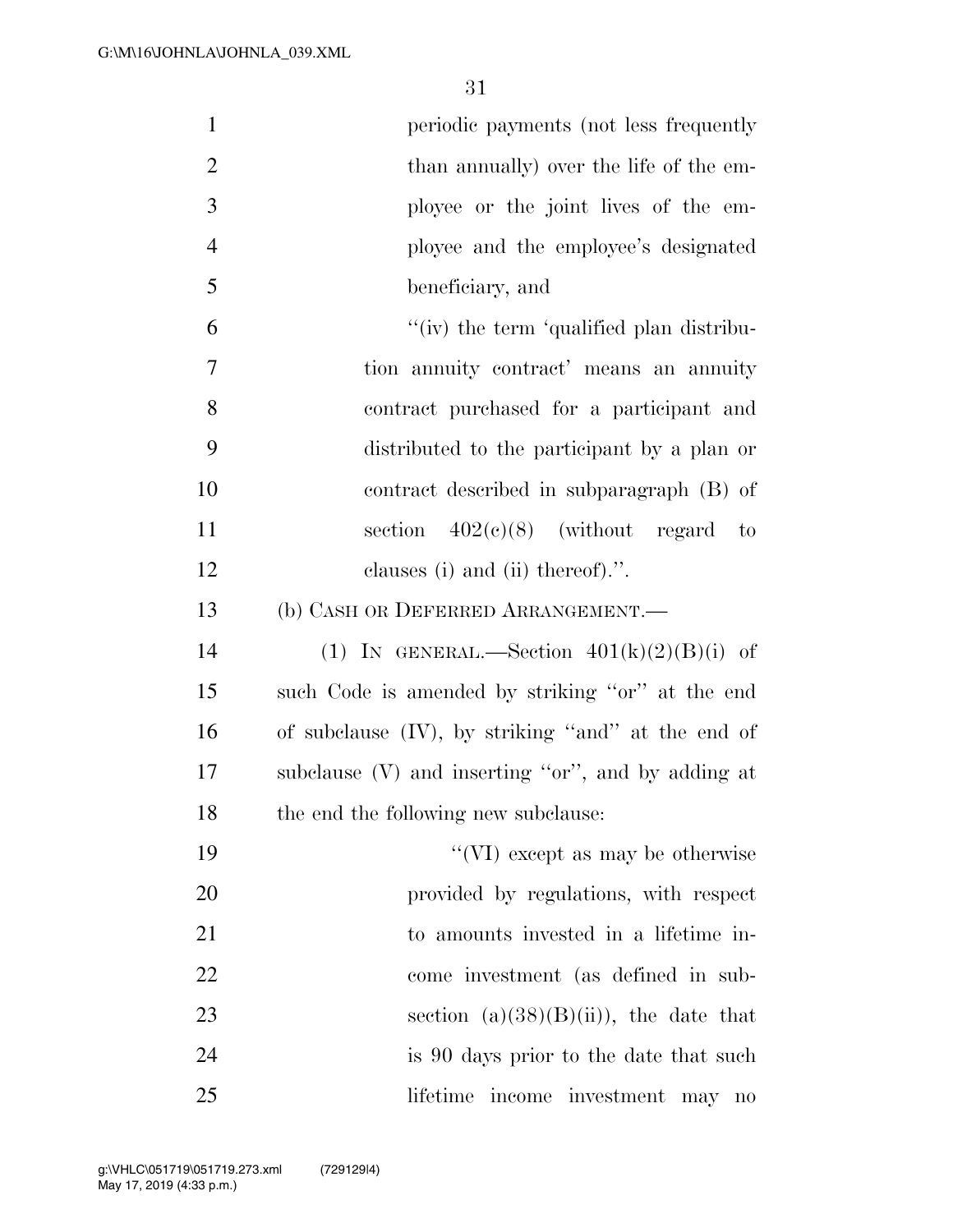periodic payments (not less frequently than annually) over the life of the employee or the joint lives of the employee and the employee's designated beneficiary, and

"(iv) the term 'qualified plan distribution annuity contract' means an annuity contract purchased for a participant and distributed to the participant by a plan or contract described in subparagraph (B) of section 402(c)(8) (without regard to clauses (i) and (ii) thereof).".

(b) CASH OR DEFERRED ARRANGEMENT.—

(1) IN GENERAL.—Section 401(k)(2)(B)(i) of such Code is amended by striking "or" at the end of subclause (IV), by striking "and" at the end of subclause (V) and inserting "or", and by adding at the end the following new subclause:

"(VI) except as may be otherwise provided by regulations, with respect to amounts invested in a lifetime income investment (as defined in subsection (a)(38)(B)(ii)), the date that is 90 days prior to the date that such lifetime income investment may no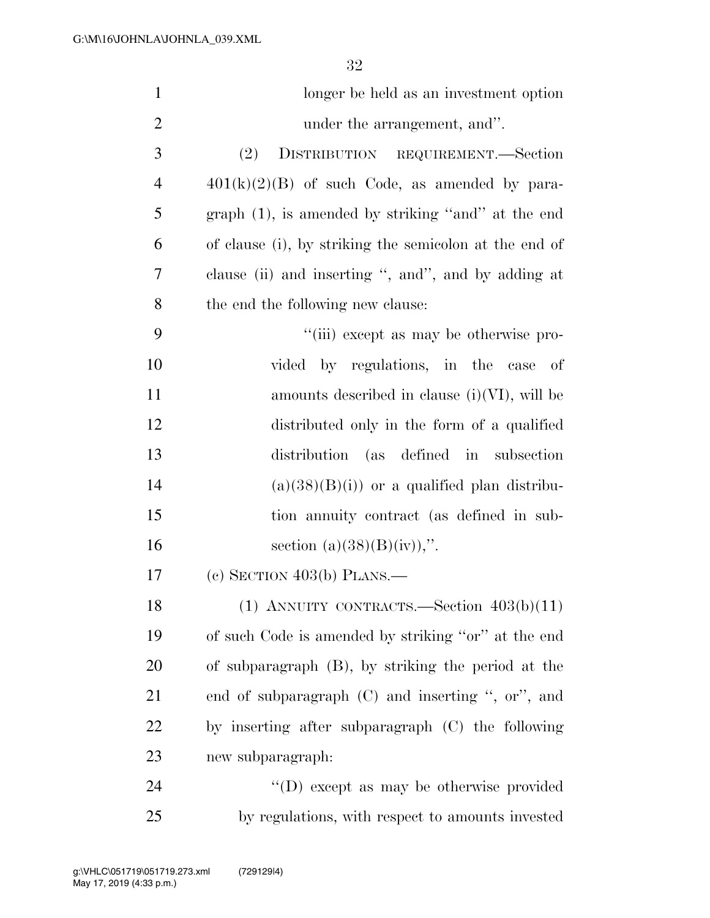longer be held as an investment option under the arrangement, and''.

(2) DISTRIBUTION REQUIREMENT.—Section 401(k)(2)(B) of such Code, as amended by paragraph (1), is amended by striking ''and'' at the end of clause (i), by striking the semicolon at the end of clause (ii) and inserting '', and'', and by adding at the end the following new clause:

''(iii) except as may be otherwise provided by regulations, in the case of amounts described in clause (i)(VI), will be distributed only in the form of a qualified distribution (as defined in subsection (a)(38)(B)(i)) or a qualified plan distribution annuity contract (as defined in subsection (a)(38)(B)(iv)),''.

(c) SECTION 403(b) PLANS.—

(1) ANNUITY CONTRACTS.—Section 403(b)(11) of such Code is amended by striking ''or'' at the end of subparagraph (B), by striking the period at the end of subparagraph (C) and inserting '', or'', and by inserting after subparagraph (C) the following new subparagraph:

''(D) except as may be otherwise provided by regulations, with respect to amounts invested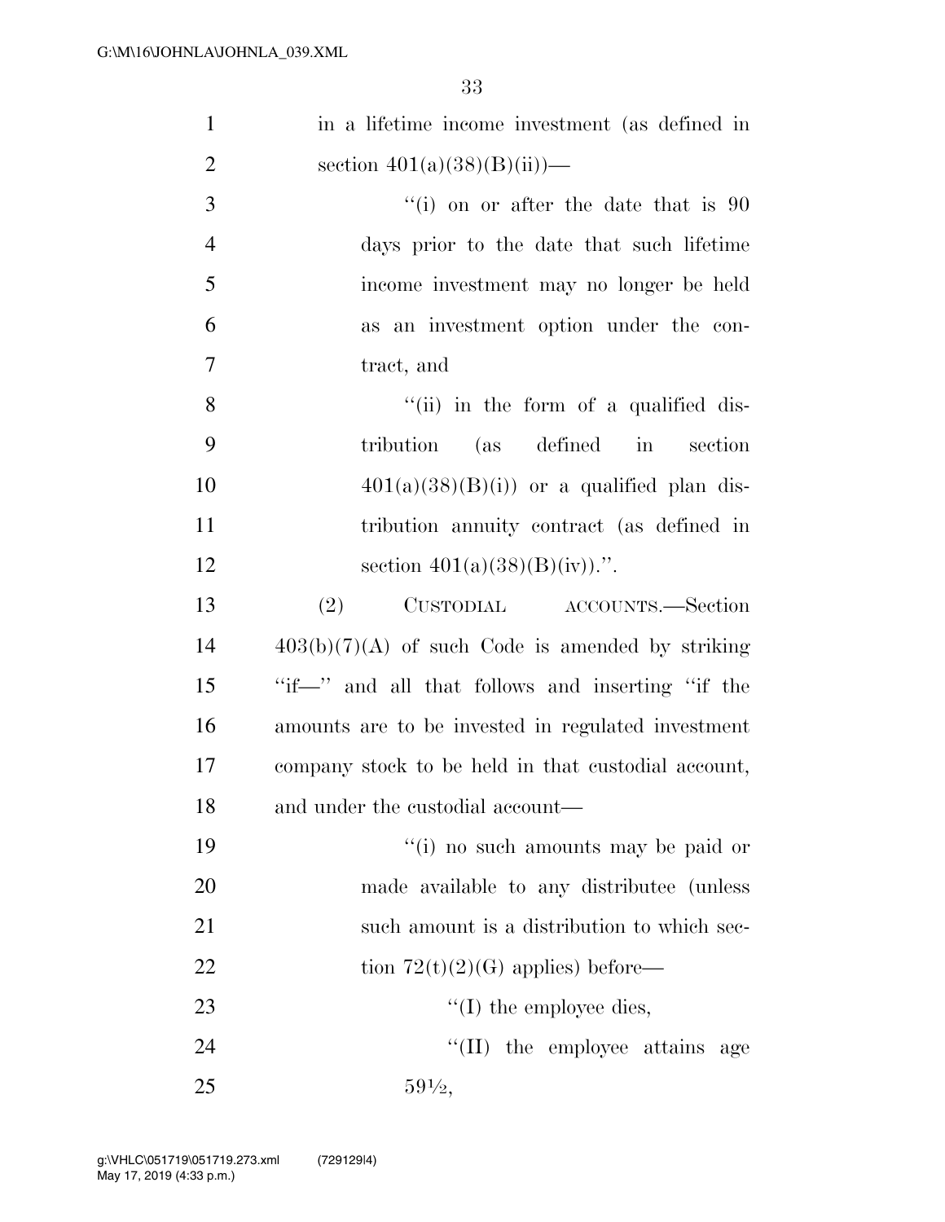in a lifetime income investment (as defined in section 401(a)(38)(B)(ii))—

''(i) on or after the date that is 90 days prior to the date that such lifetime income investment may no longer be held as an investment option under the contract, and

''(ii) in the form of a qualified distribution (as defined in section 401(a)(38)(B)(i)) or a qualified plan distribution annuity contract (as defined in section 401(a)(38)(B)(iv)).''.

(2) CUSTODIAL ACCOUNTS.—Section 403(b)(7)(A) of such Code is amended by striking ''if—'' and all that follows and inserting ''if the amounts are to be invested in regulated investment company stock to be held in that custodial account, and under the custodial account—

''(i) no such amounts may be paid or made available to any distributee (unless such amount is a distribution to which section 72(t)(2)(G) applies) before—

''(I) the employee dies,

''(II) the employee attains age 59½,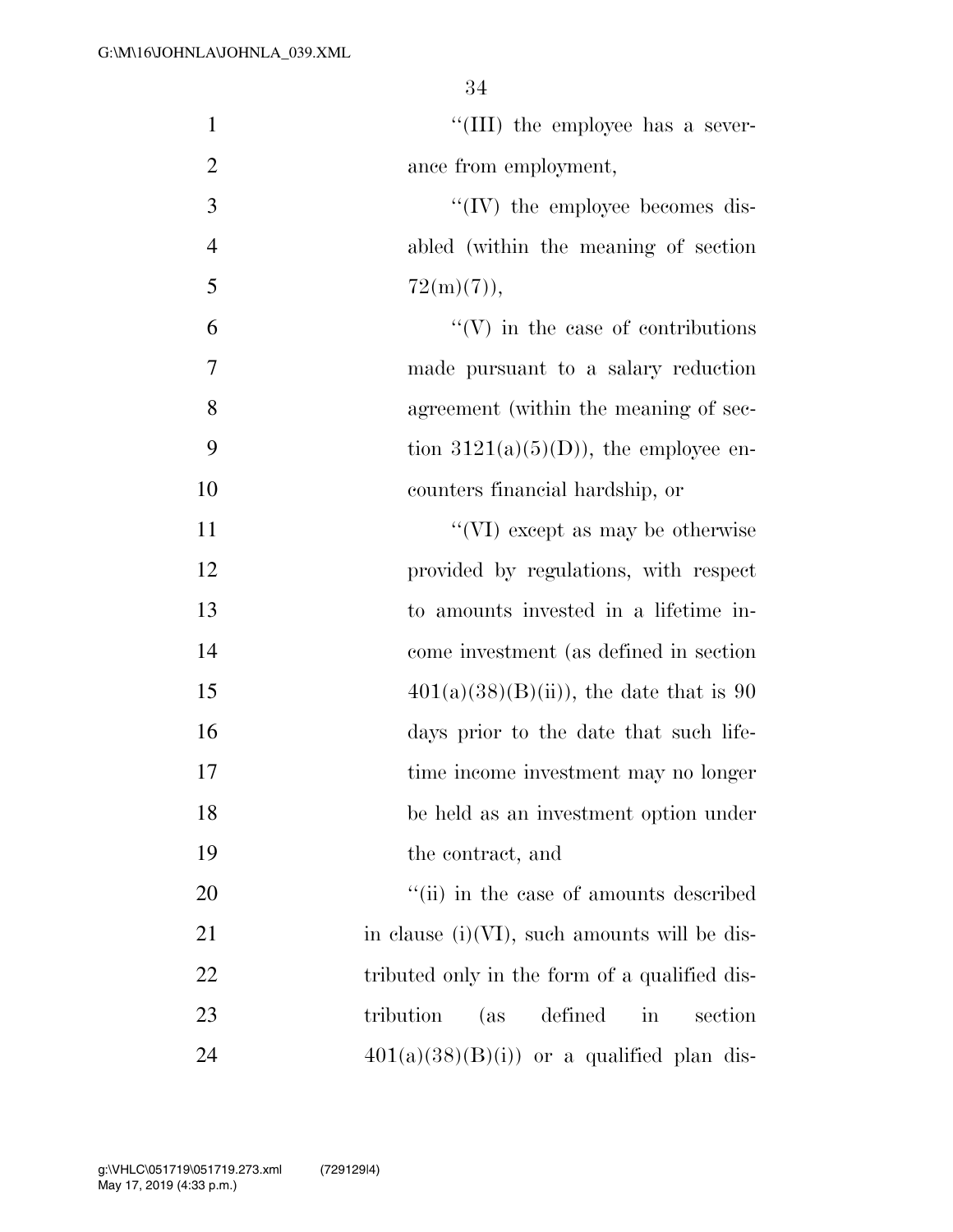"(III) the employee has a severance from employment,

"(IV) the employee becomes disabled (within the meaning of section 72(m)(7)),

"(V) in the case of contributions made pursuant to a salary reduction agreement (within the meaning of section 3121(a)(5)(D)), the employee encounters financial hardship, or

"(VI) except as may be otherwise provided by regulations, with respect to amounts invested in a lifetime income investment (as defined in section 401(a)(38)(B)(ii)), the date that is 90 days prior to the date that such lifetime income investment may no longer be held as an investment option under the contract, and

"(ii) in the case of amounts described in clause (i)(VI), such amounts will be distributed only in the form of a qualified distribution (as defined in section 401(a)(38)(B)(i)) or a qualified plan dis-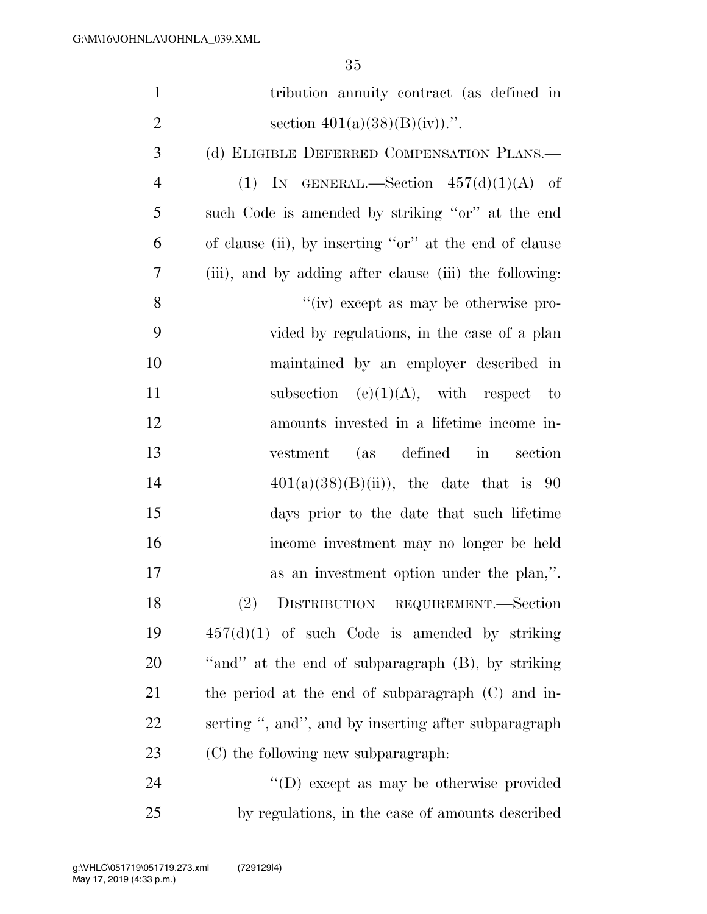tribution annuity contract (as defined in section 401(a)(38)(B)(iv)).''.

(d) ELIGIBLE DEFERRED COMPENSATION PLANS.—

(1) IN GENERAL.—Section 457(d)(1)(A) of such Code is amended by striking ''or'' at the end of clause (ii), by inserting ''or'' at the end of clause (iii), and by adding after clause (iii) the following:

''(iv) except as may be otherwise provided by regulations, in the case of a plan maintained by an employer described in subsection (e)(1)(A), with respect to amounts invested in a lifetime income investment (as defined in section 401(a)(38)(B)(ii)), the date that is 90 days prior to the date that such lifetime income investment may no longer be held as an investment option under the plan,''.

(2) DISTRIBUTION REQUIREMENT.—Section 457(d)(1) of such Code is amended by striking ''and'' at the end of subparagraph (B), by striking the period at the end of subparagraph (C) and inserting '', and'', and by inserting after subparagraph (C) the following new subparagraph:

''(D) except as may be otherwise provided by regulations, in the case of amounts described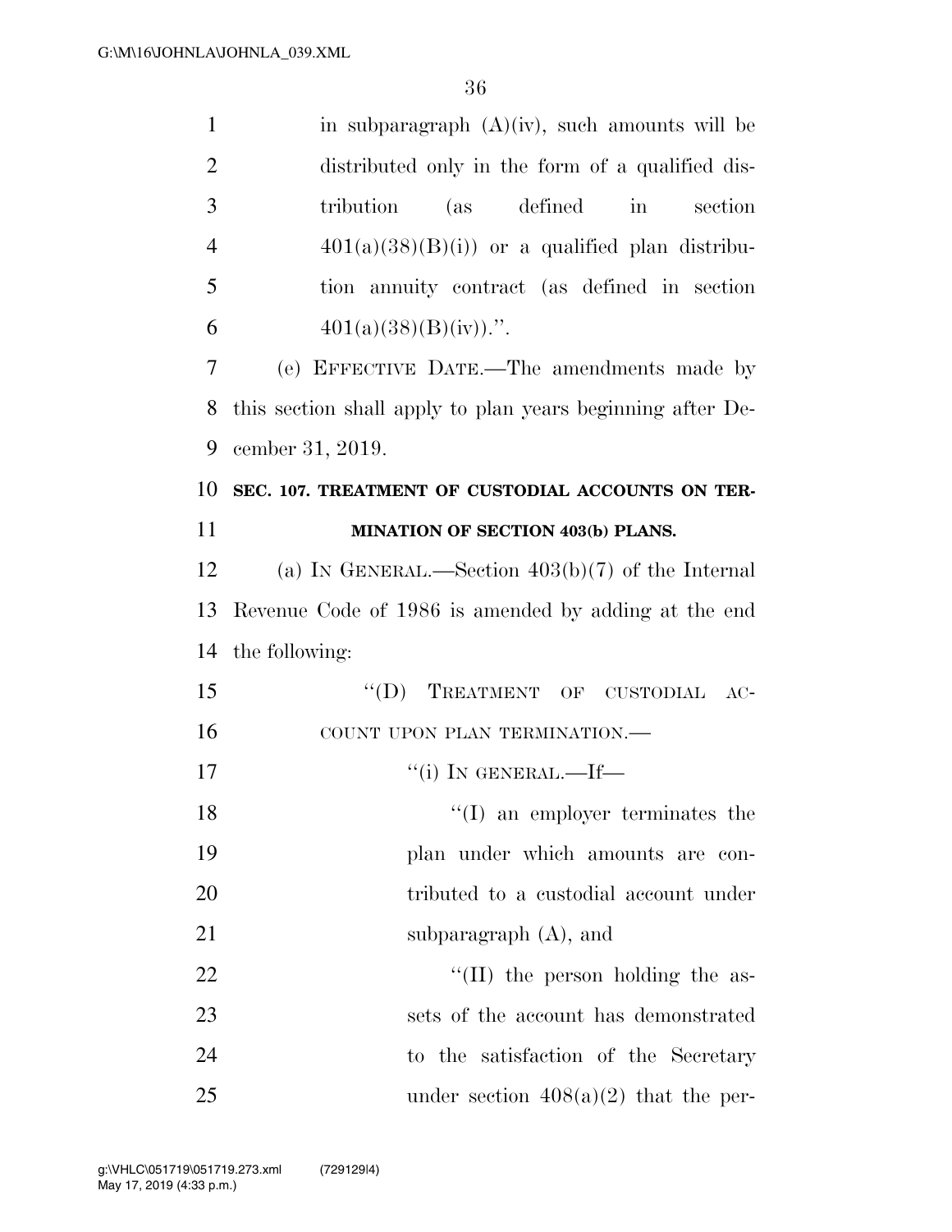in subparagraph (A)(iv), such amounts will be distributed only in the form of a qualified distribution (as defined in section 401(a)(38)(B)(i)) or a qualified plan distribution annuity contract (as defined in section 401(a)(38)(B)(iv)).''.

(e) EFFECTIVE DATE.—The amendments made by this section shall apply to plan years beginning after December 31, 2019.

**SEC. 107. TREATMENT OF CUSTODIAL ACCOUNTS ON TERMINATION OF SECTION 403(b) PLANS.**

(a) IN GENERAL.—Section 403(b)(7) of the Internal Revenue Code of 1986 is amended by adding at the end the following:

''(D) TREATMENT OF CUSTODIAL ACCOUNT UPON PLAN TERMINATION.—

''(i) IN GENERAL.—If—

''(I) an employer terminates the plan under which amounts are contributed to a custodial account under subparagraph (A), and

''(II) the person holding the assets of the account has demonstrated to the satisfaction of the Secretary under section 408(a)(2) that the per-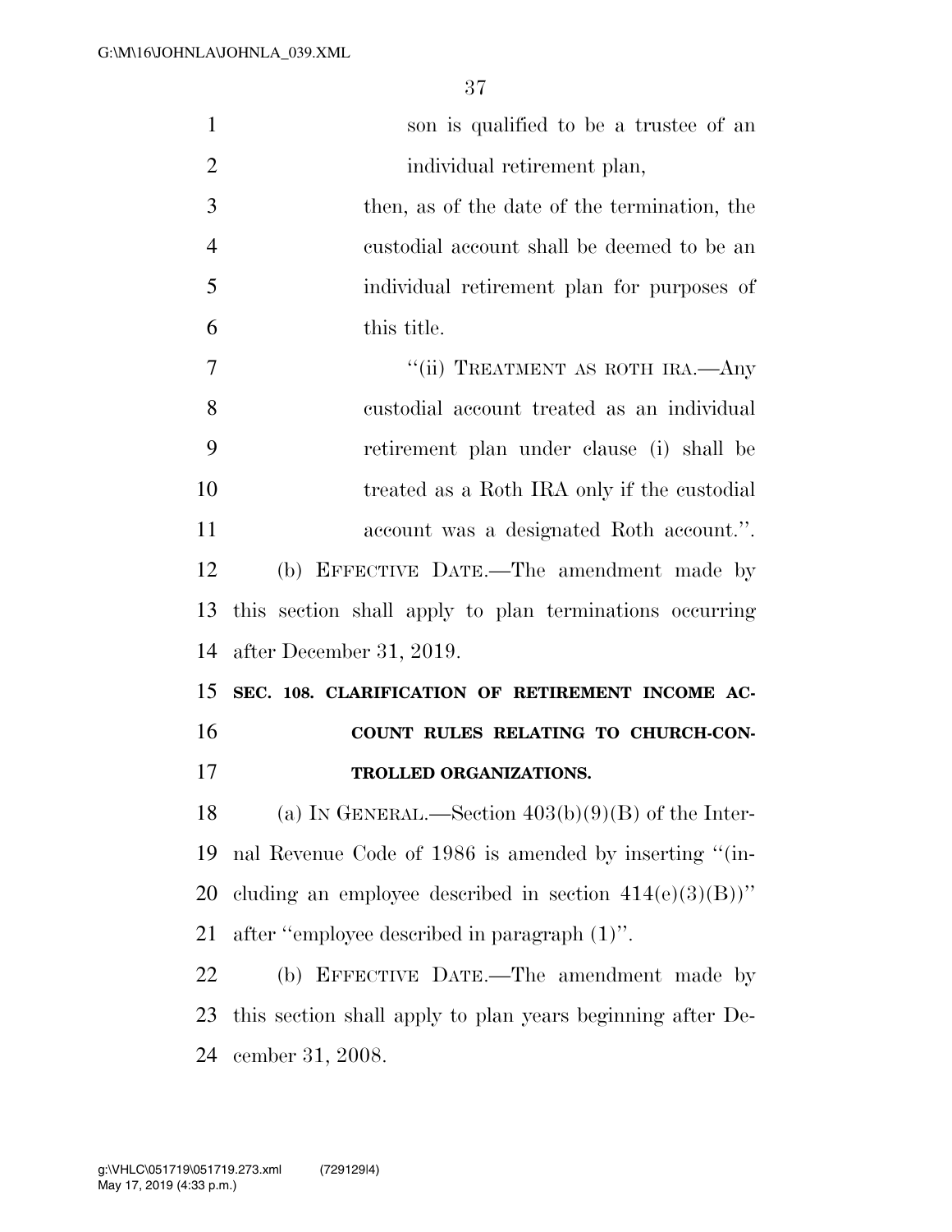son is qualified to be a trustee of an individual retirement plan,

then, as of the date of the termination, the custodial account shall be deemed to be an individual retirement plan for purposes of this title.

"(ii) TREATMENT AS ROTH IRA.—Any custodial account treated as an individual retirement plan under clause (i) shall be treated as a Roth IRA only if the custodial account was a designated Roth account.".

(b) EFFECTIVE DATE.—The amendment made by this section shall apply to plan terminations occurring after December 31, 2019.

**SEC. 108. CLARIFICATION OF RETIREMENT INCOME ACCOUNT RULES RELATING TO CHURCH-CONTROLLED ORGANIZATIONS.**

(a) IN GENERAL.—Section 403(b)(9)(B) of the Internal Revenue Code of 1986 is amended by inserting "(including an employee described in section 414(e)(3)(B))" after "employee described in paragraph (1)".

(b) EFFECTIVE DATE.—The amendment made by this section shall apply to plan years beginning after December 31, 2008.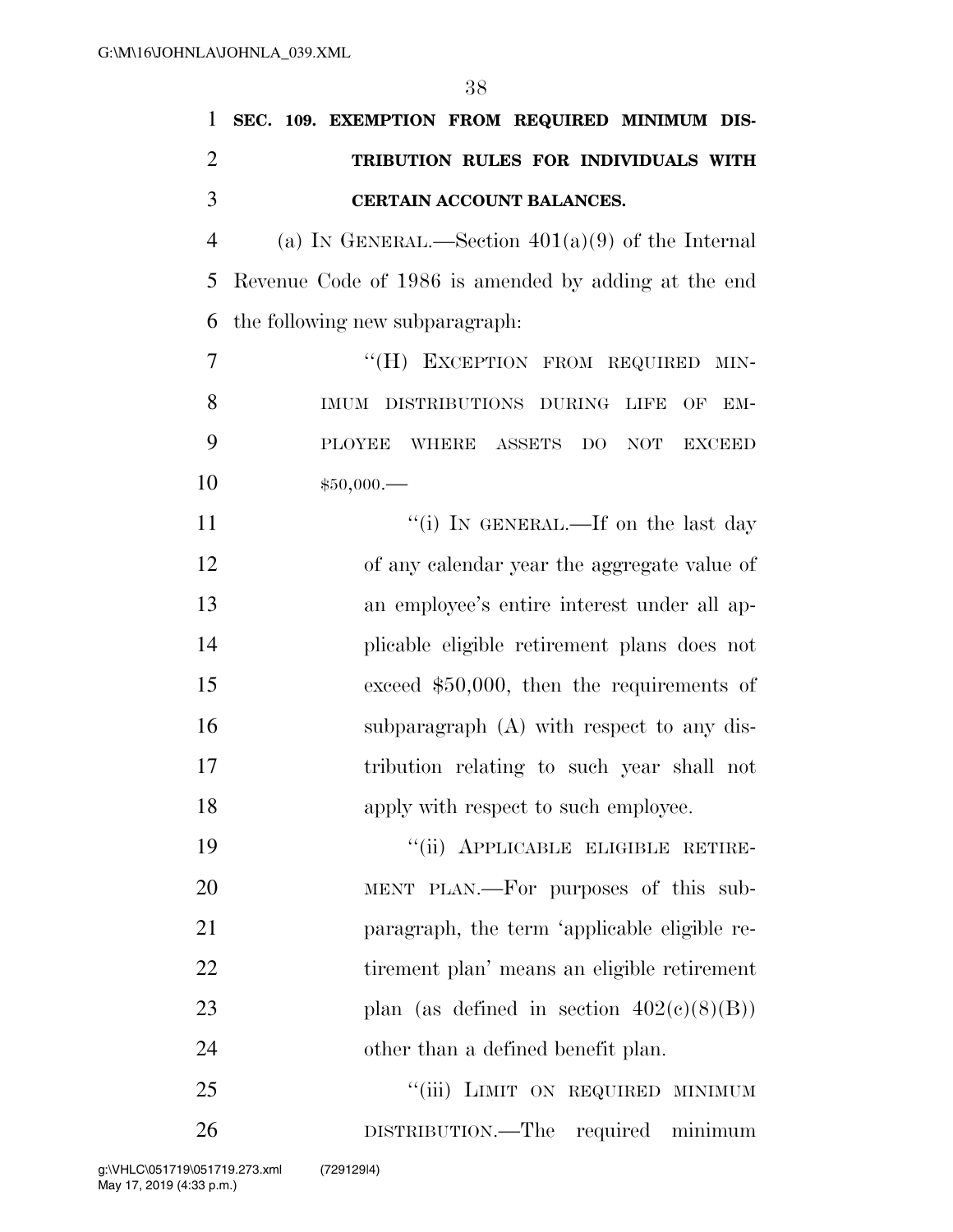**SEC. 109. EXEMPTION FROM REQUIRED MINIMUM DISTRIBUTION RULES FOR INDIVIDUALS WITH CERTAIN ACCOUNT BALANCES.**

(a) IN GENERAL.—Section 401(a)(9) of the Internal Revenue Code of 1986 is amended by adding at the end the following new subparagraph:

"(H) EXCEPTION FROM REQUIRED MINIMUM DISTRIBUTIONS DURING LIFE OF EMPLOYEE WHERE ASSETS DO NOT EXCEED $50,000.—

"(i) IN GENERAL.—If on the last day of any calendar year the aggregate value of an employee's entire interest under all applicable eligible retirement plans does not exceed $50,000, then the requirements of subparagraph (A) with respect to any distribution relating to such year shall not apply with respect to such employee.

"(ii) APPLICABLE ELIGIBLE RETIREMENT PLAN.—For purposes of this subparagraph, the term 'applicable eligible retirement plan' means an eligible retirement plan (as defined in section 402(c)(8)(B)) other than a defined benefit plan.

"(iii) LIMIT ON REQUIRED MINIMUM DISTRIBUTION.—The required minimum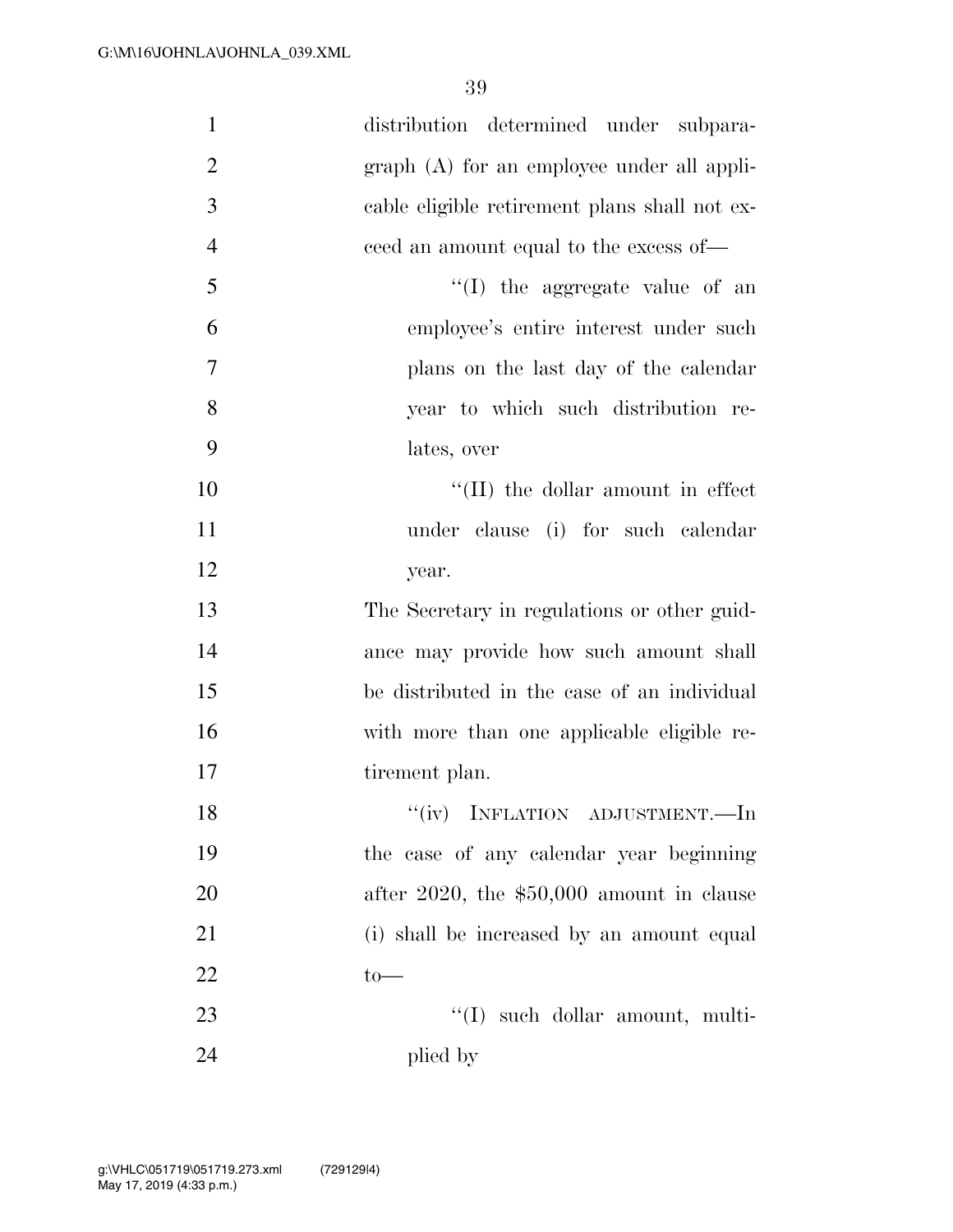distribution determined under subparagraph (A) for an employee under all applicable eligible retirement plans shall not exceed an amount equal to the excess of—

''(I) the aggregate value of an employee's entire interest under such plans on the last day of the calendar year to which such distribution relates, over

''(II) the dollar amount in effect under clause (i) for such calendar year.

The Secretary in regulations or other guidance may provide how such amount shall be distributed in the case of an individual with more than one applicable eligible retirement plan.

''(iv) INFLATION ADJUSTMENT.—In the case of any calendar year beginning after 2020, the $50,000 amount in clause (i) shall be increased by an amount equal to—

''(I) such dollar amount, multiplied by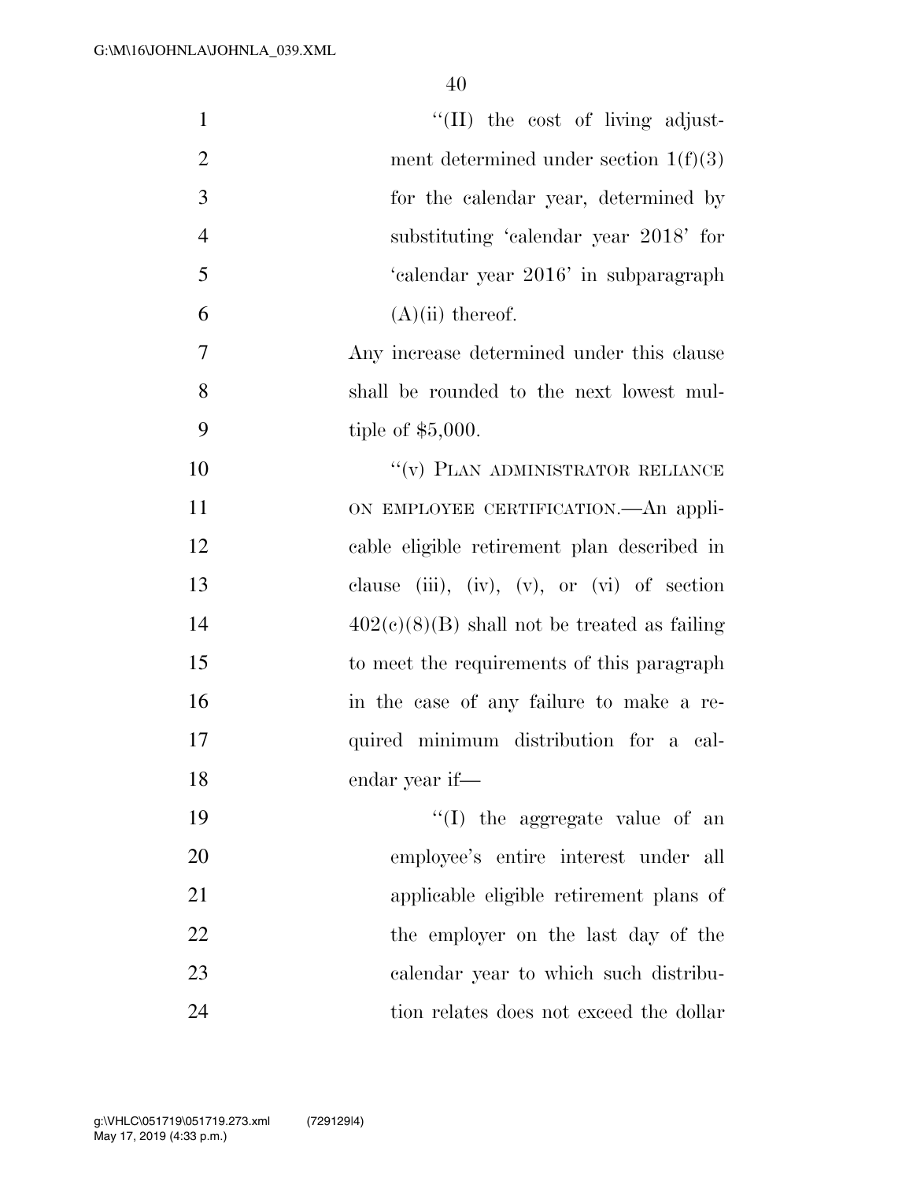"(II) the cost of living adjustment determined under section 1(f)(3) for the calendar year, determined by substituting 'calendar year 2018' for 'calendar year 2016' in subparagraph (A)(ii) thereof.

Any increase determined under this clause shall be rounded to the next lowest multiple of $5,000.

"(v) PLAN ADMINISTRATOR RELIANCE ON EMPLOYEE CERTIFICATION.—An applicable eligible retirement plan described in clause (iii), (iv), (v), or (vi) of section 402(c)(8)(B) shall not be treated as failing to meet the requirements of this paragraph in the case of any failure to make a required minimum distribution for a calendar year if—

"(I) the aggregate value of an employee's entire interest under all applicable eligible retirement plans of the employer on the last day of the calendar year to which such distribution relates does not exceed the dollar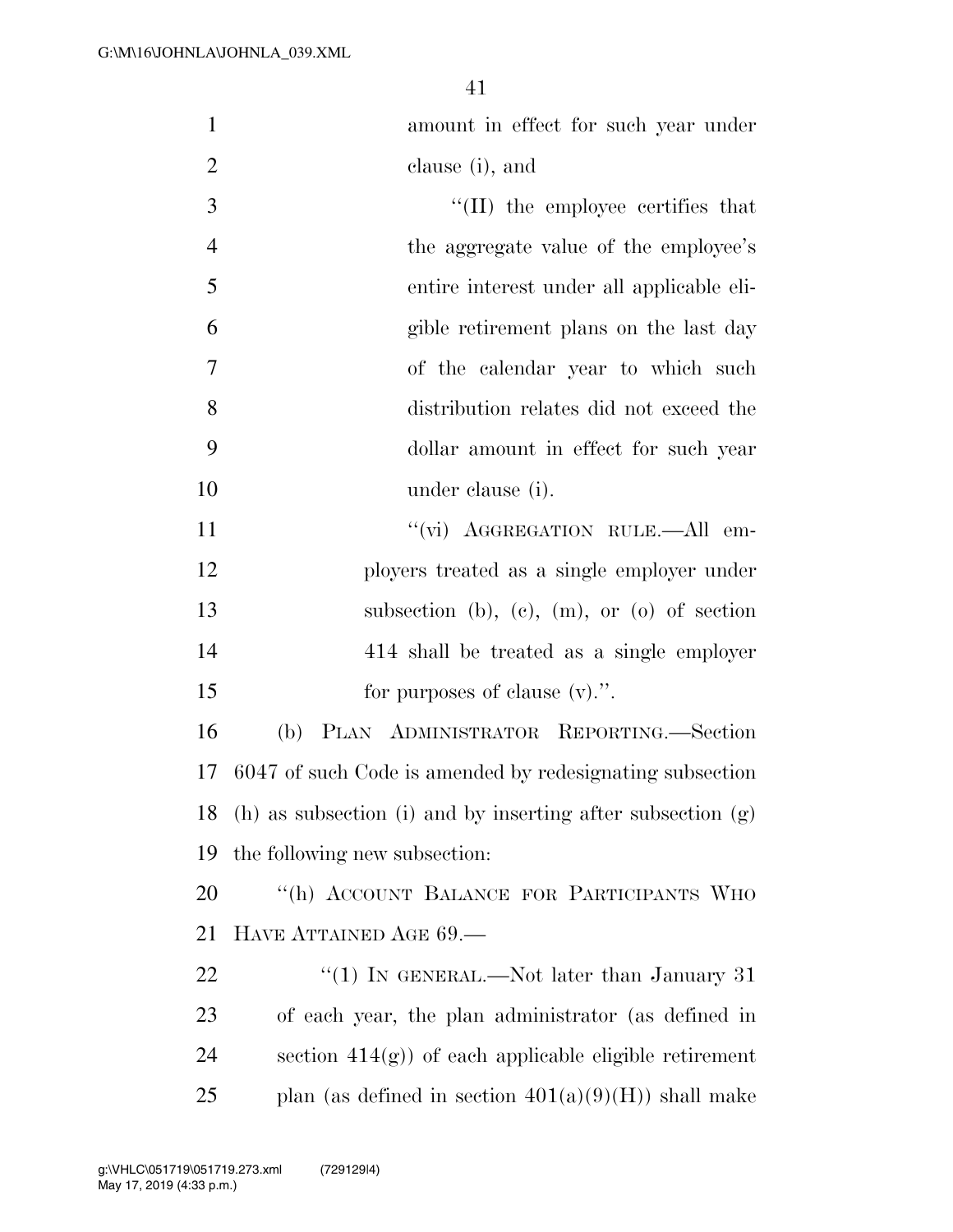amount in effect for such year under clause (i), and

"(II) the employee certifies that the aggregate value of the employee's entire interest under all applicable eligible retirement plans on the last day of the calendar year to which such distribution relates did not exceed the dollar amount in effect for such year under clause (i).

"(vi) AGGREGATION RULE.—All employers treated as a single employer under subsection (b), (c), (m), or (o) of section 414 shall be treated as a single employer for purposes of clause (v).".

(b) PLAN ADMINISTRATOR REPORTING.—Section 6047 of such Code is amended by redesignating subsection (h) as subsection (i) and by inserting after subsection (g) the following new subsection:

"(h) ACCOUNT BALANCE FOR PARTICIPANTS WHO HAVE ATTAINED AGE 69.—

"(1) IN GENERAL.—Not later than January 31 of each year, the plan administrator (as defined in section 414(g)) of each applicable eligible retirement plan (as defined in section 401(a)(9)(H)) shall make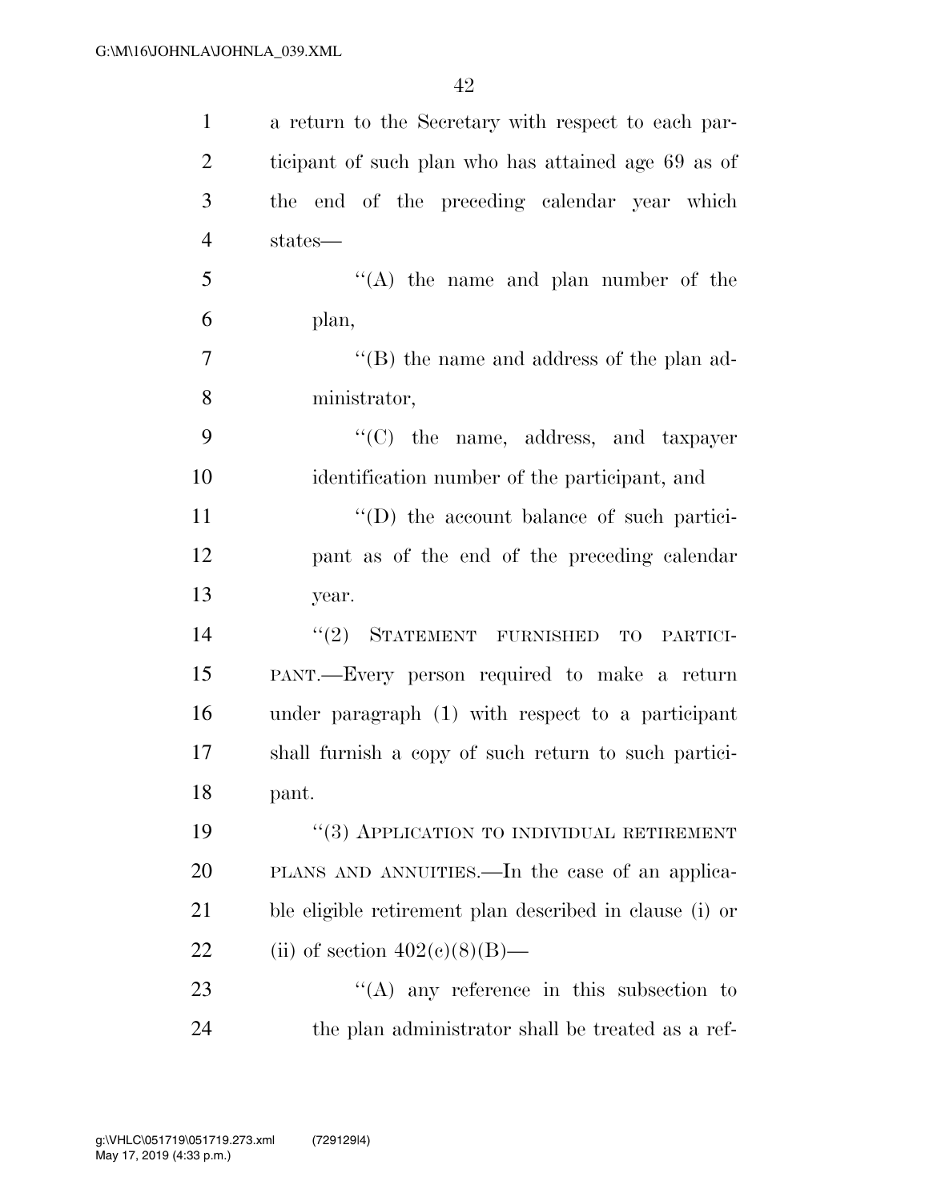a return to the Secretary with respect to each participant of such plan who has attained age 69 as of the end of the preceding calendar year which states—

"(A) the name and plan number of the plan,

"(B) the name and address of the plan administrator,

"(C) the name, address, and taxpayer identification number of the participant, and

"(D) the account balance of such participant as of the end of the preceding calendar year.

"(2) STATEMENT FURNISHED TO PARTICIPANT.—Every person required to make a return under paragraph (1) with respect to a participant shall furnish a copy of such return to such participant.

"(3) APPLICATION TO INDIVIDUAL RETIREMENT PLANS AND ANNUITIES.—In the case of an applicable eligible retirement plan described in clause (i) or (ii) of section 402(c)(8)(B)—

"(A) any reference in this subsection to the plan administrator shall be treated as a ref-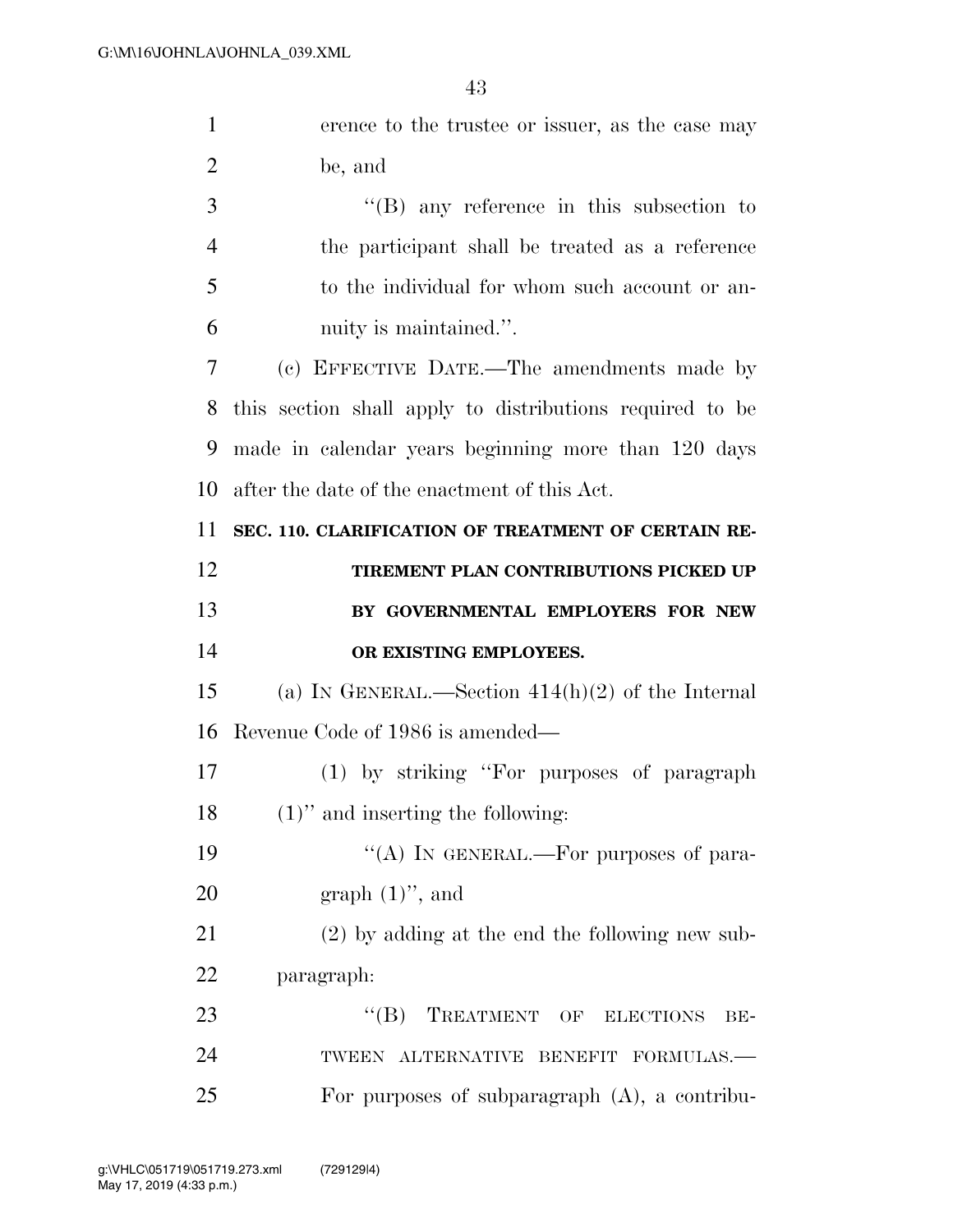erence to the trustee or issuer, as the case may be, and

"(B) any reference in this subsection to the participant shall be treated as a reference to the individual for whom such account or annuity is maintained.".

(c) EFFECTIVE DATE.—The amendments made by this section shall apply to distributions required to be made in calendar years beginning more than 120 days after the date of the enactment of this Act.

**SEC. 110. CLARIFICATION OF TREATMENT OF CERTAIN RETIREMENT PLAN CONTRIBUTIONS PICKED UP BY GOVERNMENTAL EMPLOYERS FOR NEW OR EXISTING EMPLOYEES.**

(a) IN GENERAL.—Section 414(h)(2) of the Internal Revenue Code of 1986 is amended—

(1) by striking "For purposes of paragraph (1)" and inserting the following:

"(A) IN GENERAL.—For purposes of paragraph (1)", and

(2) by adding at the end the following new subparagraph:

"(B) TREATMENT OF ELECTIONS BETWEEN ALTERNATIVE BENEFIT FORMULAS.—For purposes of subparagraph (A), a contribu-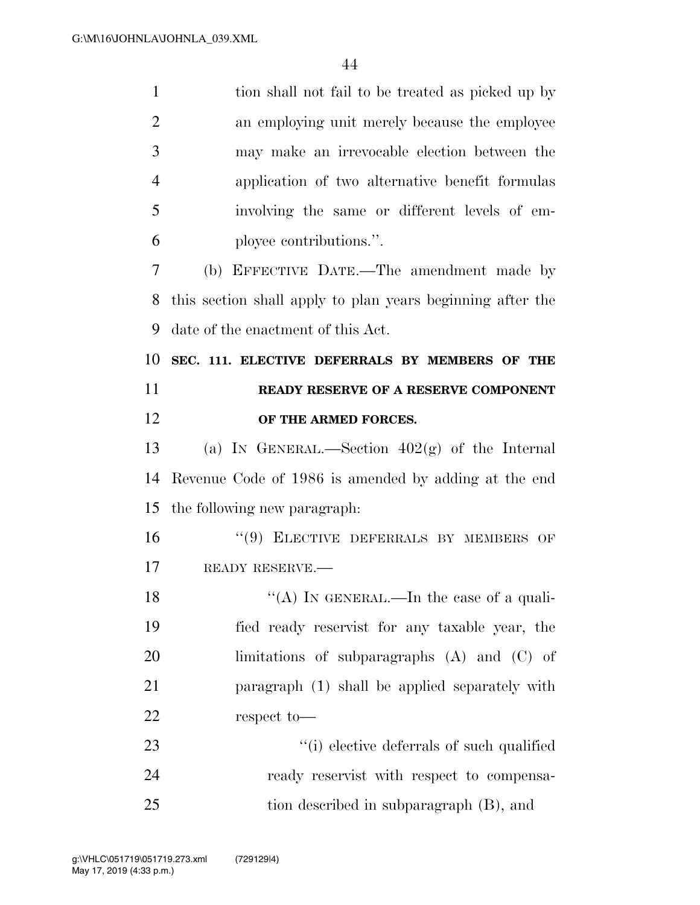tion shall not fail to be treated as picked up by an employing unit merely because the employee may make an irrevocable election between the application of two alternative benefit formulas involving the same or different levels of employee contributions.''.

(b) EFFECTIVE DATE.—The amendment made by this section shall apply to plan years beginning after the date of the enactment of this Act.

**SEC. 111. ELECTIVE DEFERRALS BY MEMBERS OF THE READY RESERVE OF A RESERVE COMPONENT OF THE ARMED FORCES.**

(a) IN GENERAL.—Section 402(g) of the Internal Revenue Code of 1986 is amended by adding at the end the following new paragraph:

''(9) ELECTIVE DEFERRALS BY MEMBERS OF READY RESERVE.—

''(A) IN GENERAL.—In the case of a qualified ready reservist for any taxable year, the limitations of subparagraphs (A) and (C) of paragraph (1) shall be applied separately with respect to—

''(i) elective deferrals of such qualified ready reservist with respect to compensation described in subparagraph (B), and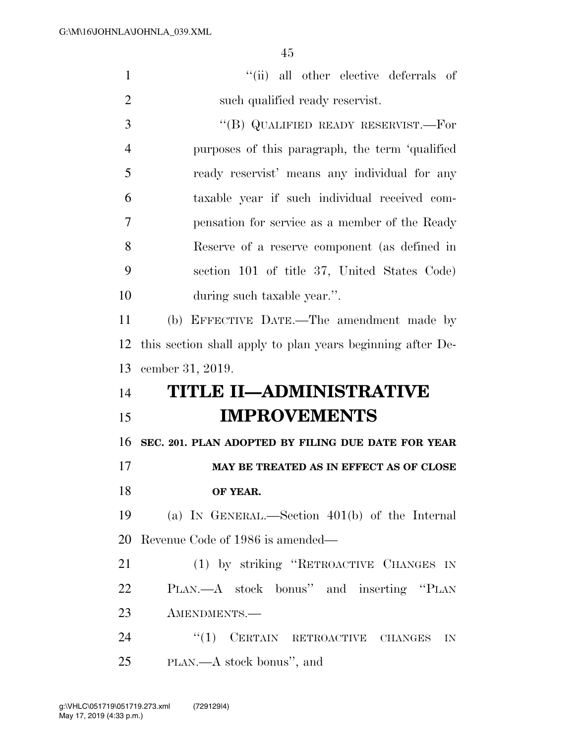"(ii) all other elective deferrals of such qualified ready reservist.

"(B) QUALIFIED READY RESERVIST.—For purposes of this paragraph, the term 'qualified ready reservist' means any individual for any taxable year if such individual received compensation for service as a member of the Ready Reserve of a reserve component (as defined in section 101 of title 37, United States Code) during such taxable year.".

(b) EFFECTIVE DATE.—The amendment made by this section shall apply to plan years beginning after December 31, 2019.

# TITLE II—ADMINISTRATIVE IMPROVEMENTS

## SEC. 201. PLAN ADOPTED BY FILING DUE DATE FOR YEAR MAY BE TREATED AS IN EFFECT AS OF CLOSE OF YEAR.

(a) IN GENERAL.—Section 401(b) of the Internal Revenue Code of 1986 is amended—

(1) by striking "RETROACTIVE CHANGES IN PLAN.—A stock bonus" and inserting "PLAN AMENDMENTS.—

"(1) CERTAIN RETROACTIVE CHANGES IN PLAN.—A stock bonus", and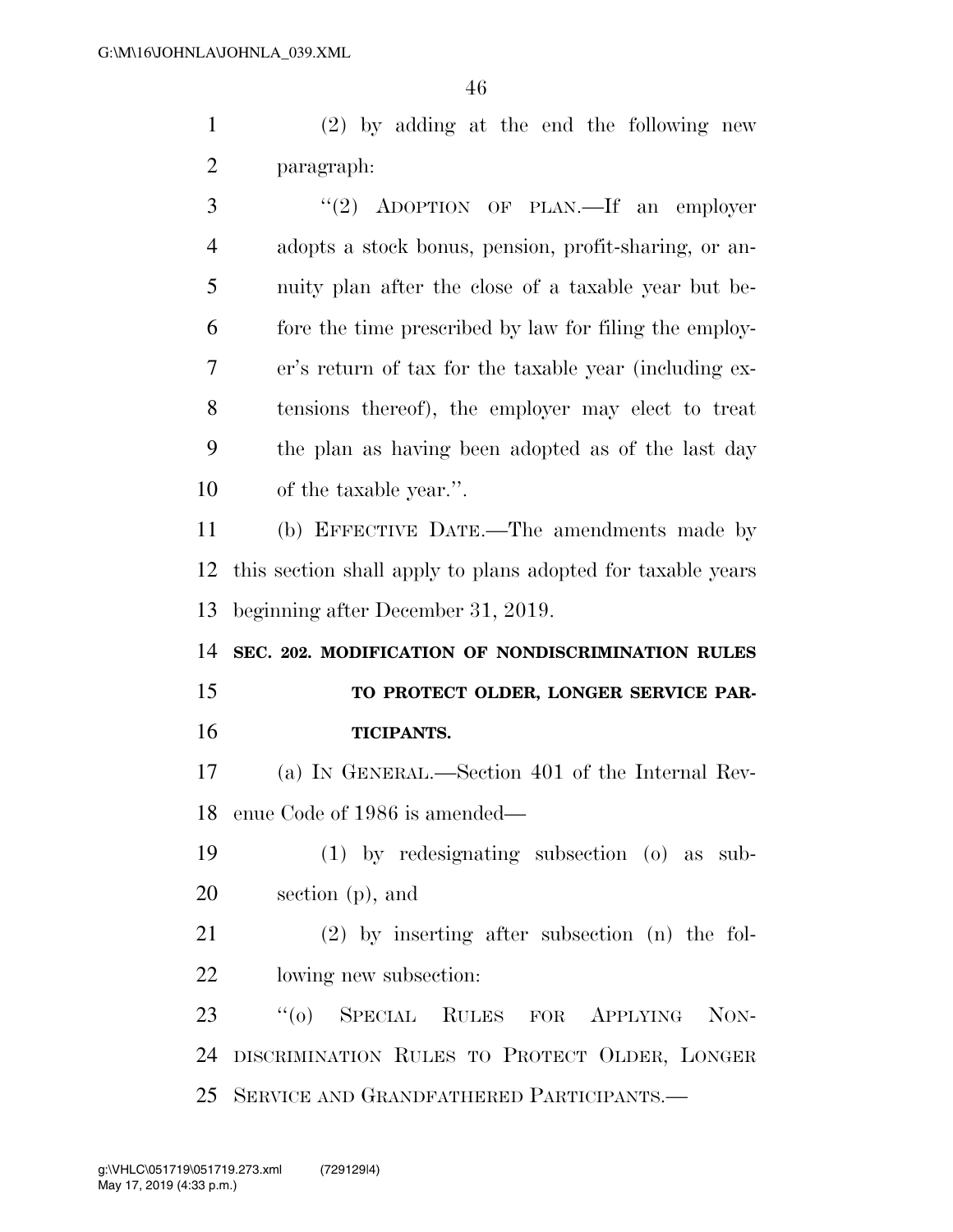(2) by adding at the end the following new paragraph:

"(2) ADOPTION OF PLAN.—If an employer adopts a stock bonus, pension, profit-sharing, or annuity plan after the close of a taxable year but before the time prescribed by law for filing the employer's return of tax for the taxable year (including extensions thereof), the employer may elect to treat the plan as having been adopted as of the last day of the taxable year.".

(b) EFFECTIVE DATE.—The amendments made by this section shall apply to plans adopted for taxable years beginning after December 31, 2019.

**SEC. 202. MODIFICATION OF NONDISCRIMINATION RULES TO PROTECT OLDER, LONGER SERVICE PARTICIPANTS.**

(a) IN GENERAL.—Section 401 of the Internal Revenue Code of 1986 is amended—

(1) by redesignating subsection (o) as subsection (p), and

(2) by inserting after subsection (n) the following new subsection:

"(o) SPECIAL RULES FOR APPLYING NONDISCRIMINATION RULES TO PROTECT OLDER, LONGER SERVICE AND GRANDFATHERED PARTICIPANTS.—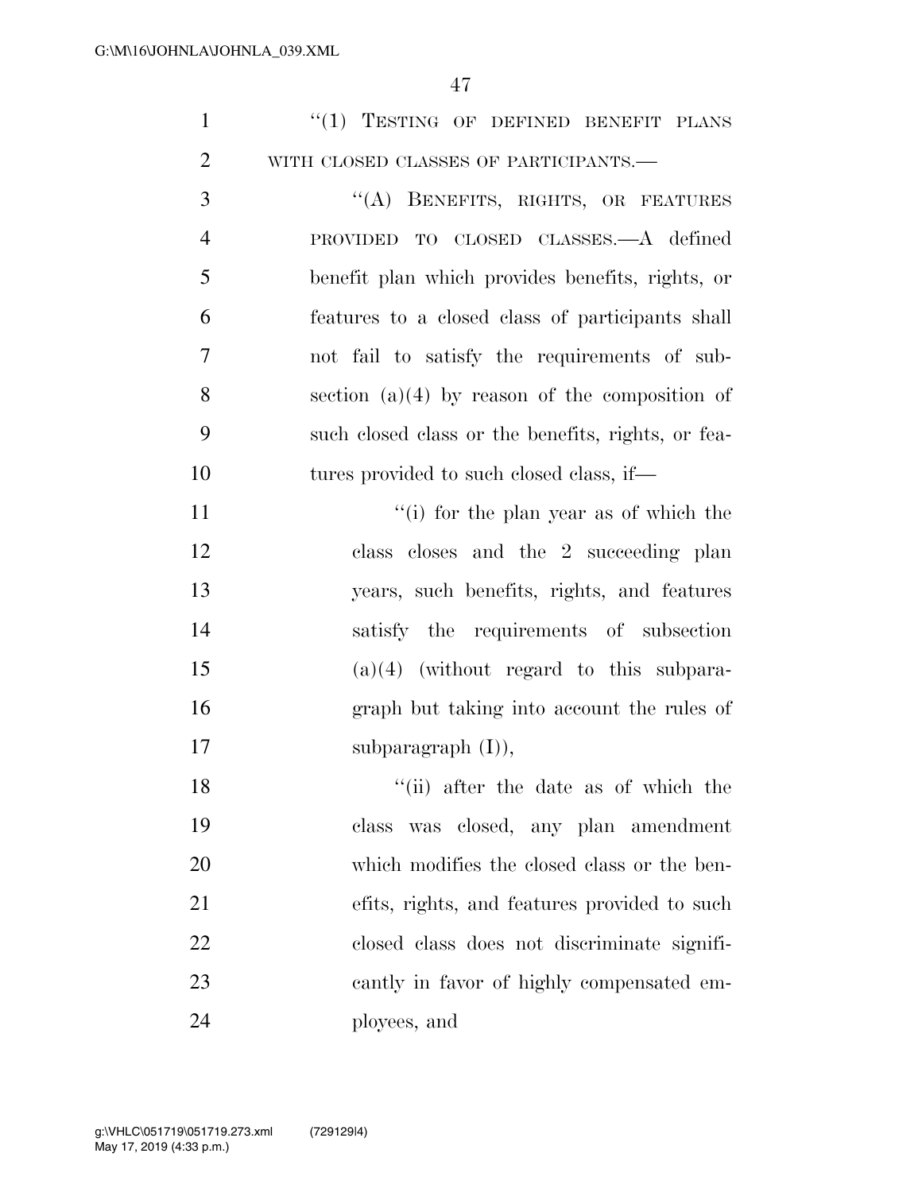"(1) TESTING OF DEFINED BENEFIT PLANS WITH CLOSED CLASSES OF PARTICIPANTS.—

"(A) BENEFITS, RIGHTS, OR FEATURES PROVIDED TO CLOSED CLASSES.—A defined benefit plan which provides benefits, rights, or features to a closed class of participants shall not fail to satisfy the requirements of subsection (a)(4) by reason of the composition of such closed class or the benefits, rights, or features provided to such closed class, if—

"(i) for the plan year as of which the class closes and the 2 succeeding plan years, such benefits, rights, and features satisfy the requirements of subsection (a)(4) (without regard to this subparagraph but taking into account the rules of subparagraph (I)),

"(ii) after the date as of which the class was closed, any plan amendment which modifies the closed class or the benefits, rights, and features provided to such closed class does not discriminate significantly in favor of highly compensated employees, and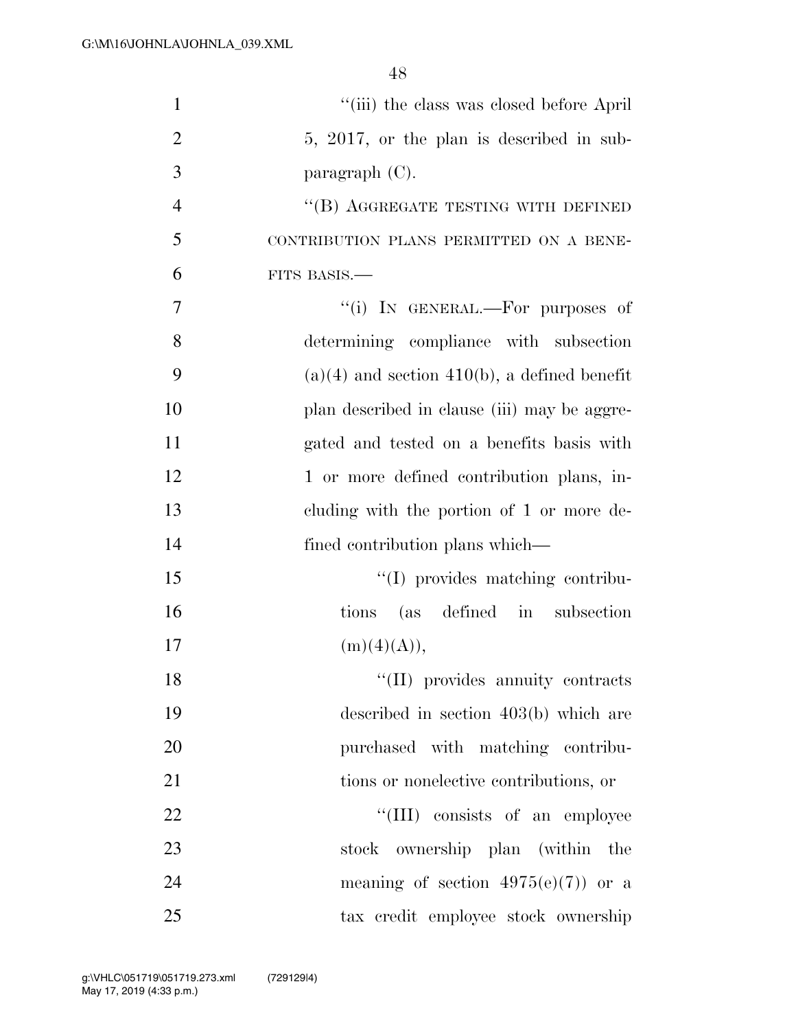''(iii) the class was closed before April 5, 2017, or the plan is described in subparagraph (C).

''(B) AGGREGATE TESTING WITH DEFINED CONTRIBUTION PLANS PERMITTED ON A BENEFITS BASIS.—

''(i) IN GENERAL.—For purposes of determining compliance with subsection (a)(4) and section 410(b), a defined benefit plan described in clause (iii) may be aggregated and tested on a benefits basis with 1 or more defined contribution plans, including with the portion of 1 or more defined contribution plans which—

''(I) provides matching contributions (as defined in subsection (m)(4)(A)),

''(II) provides annuity contracts described in section 403(b) which are purchased with matching contributions or nonelective contributions, or

''(III) consists of an employee stock ownership plan (within the meaning of section 4975(e)(7)) or a tax credit employee stock ownership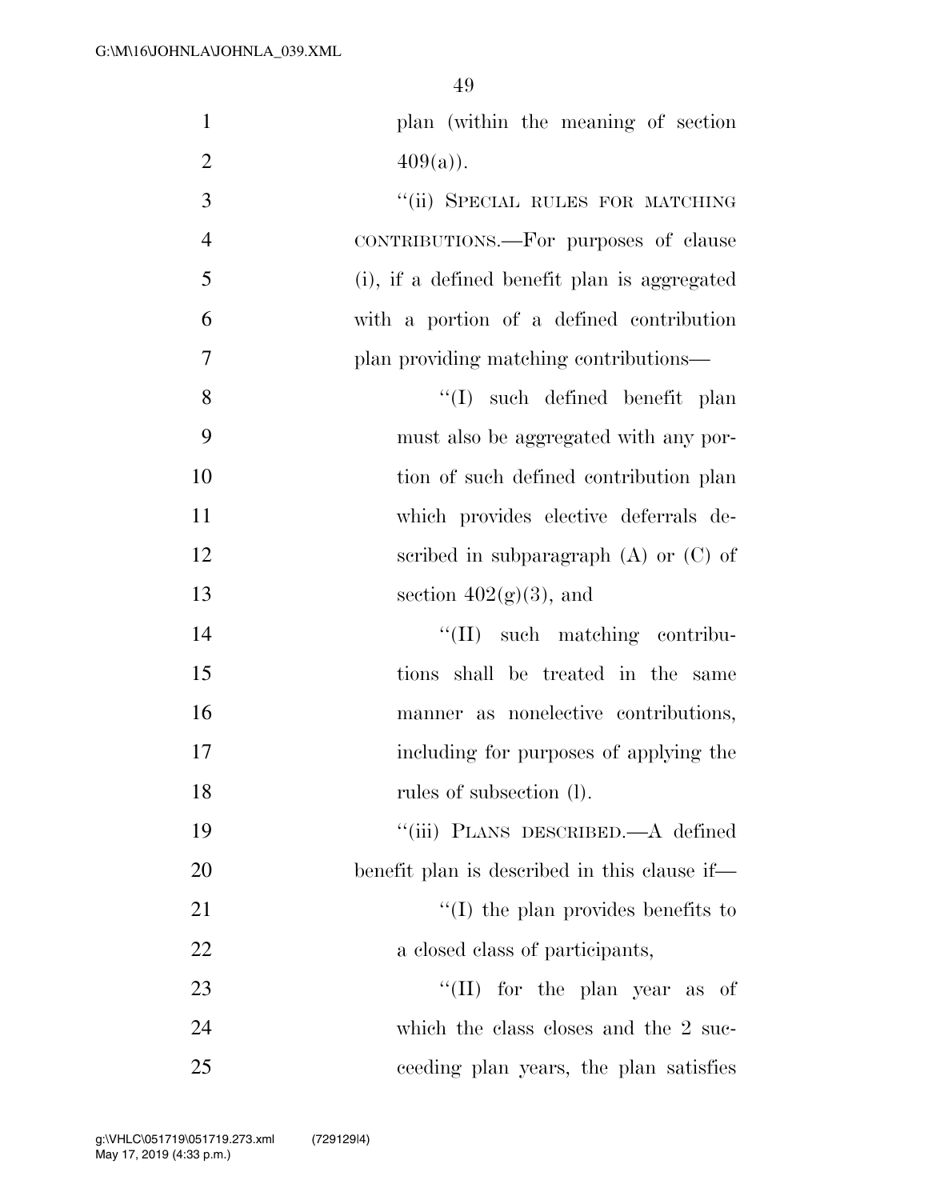plan (within the meaning of section 409(a)).

"(ii) SPECIAL RULES FOR MATCHING CONTRIBUTIONS.—For purposes of clause (i), if a defined benefit plan is aggregated with a portion of a defined contribution plan providing matching contributions—

"(I) such defined benefit plan must also be aggregated with any portion of such defined contribution plan which provides elective deferrals described in subparagraph (A) or (C) of section 402(g)(3), and

"(II) such matching contributions shall be treated in the same manner as nonelective contributions, including for purposes of applying the rules of subsection (l).

"(iii) PLANS DESCRIBED.—A defined benefit plan is described in this clause if—

"(I) the plan provides benefits to a closed class of participants,

"(II) for the plan year as of which the class closes and the 2 succeeding plan years, the plan satisfies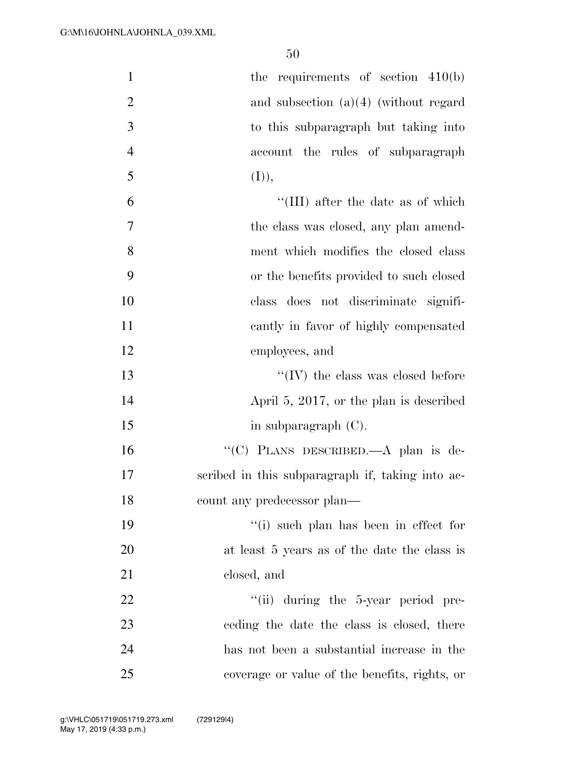the requirements of section 410(b) and subsection (a)(4) (without regard to this subparagraph but taking into account the rules of subparagraph (I)),

"(III) after the date as of which the class was closed, any plan amendment which modifies the closed class or the benefits provided to such closed class does not discriminate significantly in favor of highly compensated employees, and

"(IV) the class was closed before April 5, 2017, or the plan is described in subparagraph (C).

"(C) PLANS DESCRIBED.—A plan is described in this subparagraph if, taking into account any predecessor plan—

"(i) such plan has been in effect for at least 5 years as of the date the class is closed, and

"(ii) during the 5-year period preceding the date the class is closed, there has not been a substantial increase in the coverage or value of the benefits, rights, or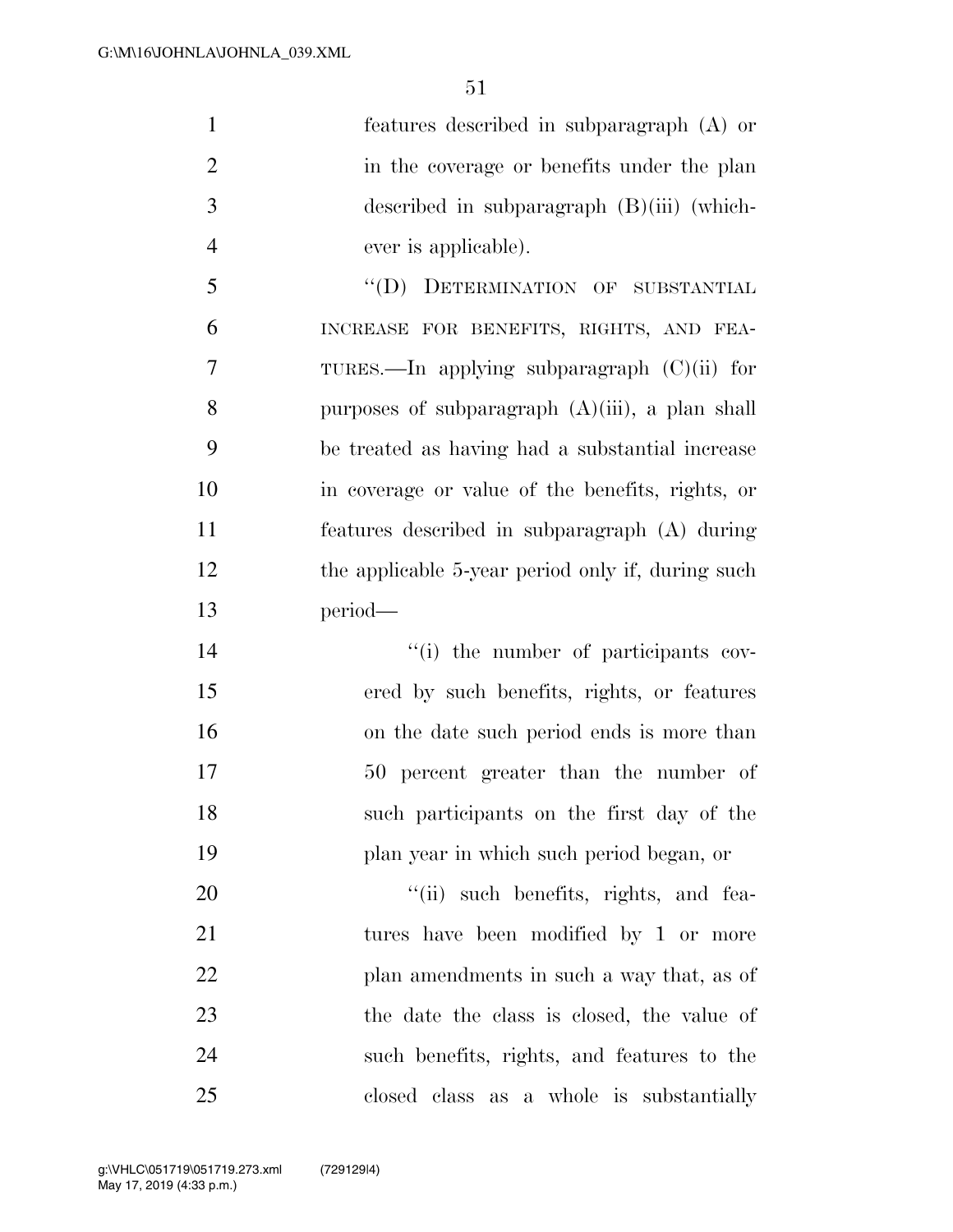features described in subparagraph (A) or in the coverage or benefits under the plan described in subparagraph (B)(iii) (whichever is applicable).

"(D) DETERMINATION OF SUBSTANTIAL INCREASE FOR BENEFITS, RIGHTS, AND FEATURES.—In applying subparagraph (C)(ii) for purposes of subparagraph (A)(iii), a plan shall be treated as having had a substantial increase in coverage or value of the benefits, rights, or features described in subparagraph (A) during the applicable 5-year period only if, during such period—

"(i) the number of participants covered by such benefits, rights, or features on the date such period ends is more than 50 percent greater than the number of such participants on the first day of the plan year in which such period began, or

"(ii) such benefits, rights, and features have been modified by 1 or more plan amendments in such a way that, as of the date the class is closed, the value of such benefits, rights, and features to the closed class as a whole is substantially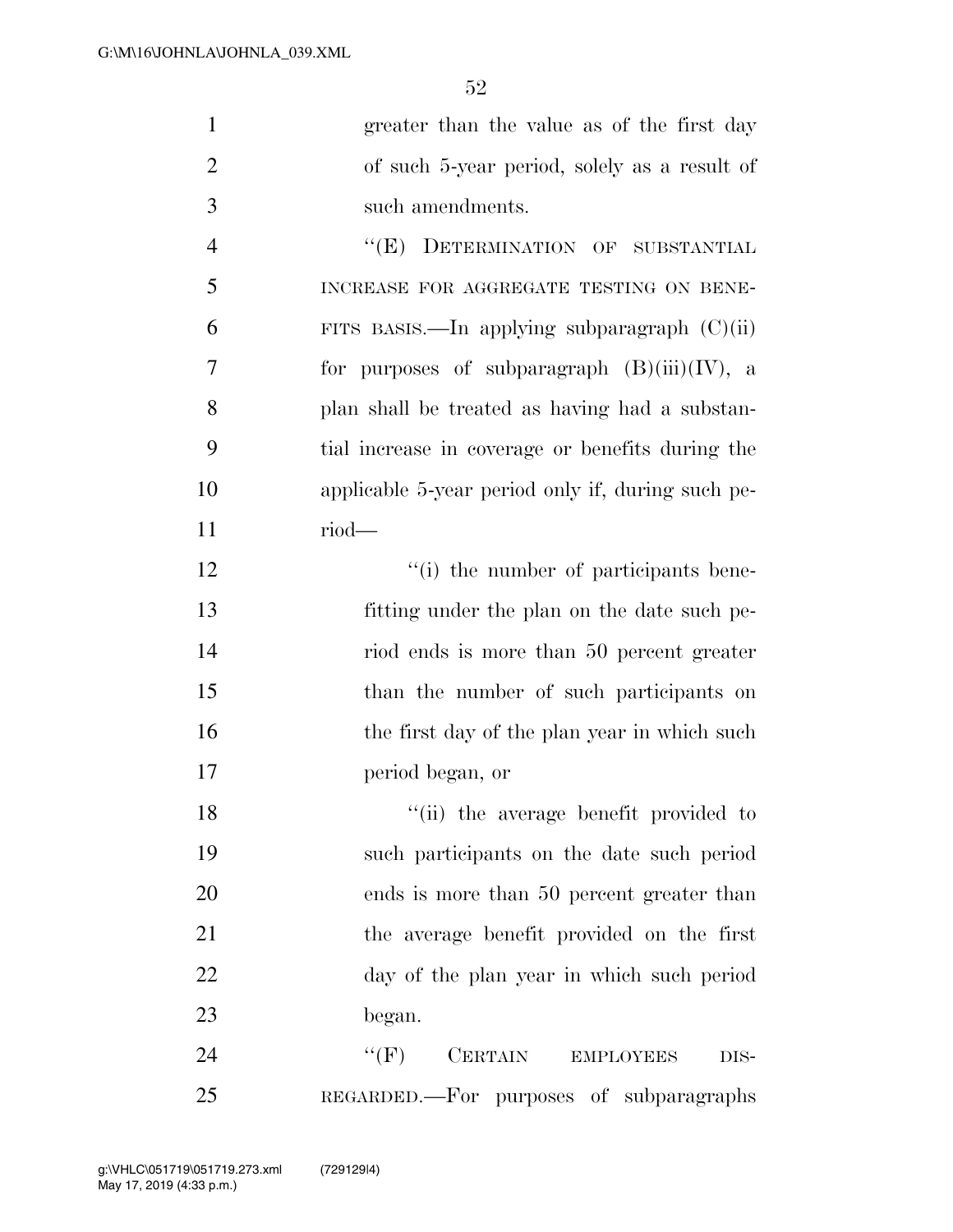greater than the value as of the first day of such 5-year period, solely as a result of such amendments.

"(E) DETERMINATION OF SUBSTANTIAL INCREASE FOR AGGREGATE TESTING ON BENEFITS BASIS.—In applying subparagraph (C)(ii) for purposes of subparagraph (B)(iii)(IV), a plan shall be treated as having had a substantial increase in coverage or benefits during the applicable 5-year period only if, during such period—

"(i) the number of participants benefitting under the plan on the date such period ends is more than 50 percent greater than the number of such participants on the first day of the plan year in which such period began, or

"(ii) the average benefit provided to such participants on the date such period ends is more than 50 percent greater than the average benefit provided on the first day of the plan year in which such period began.

"(F) CERTAIN EMPLOYEES DISREGARDED.—For purposes of subparagraphs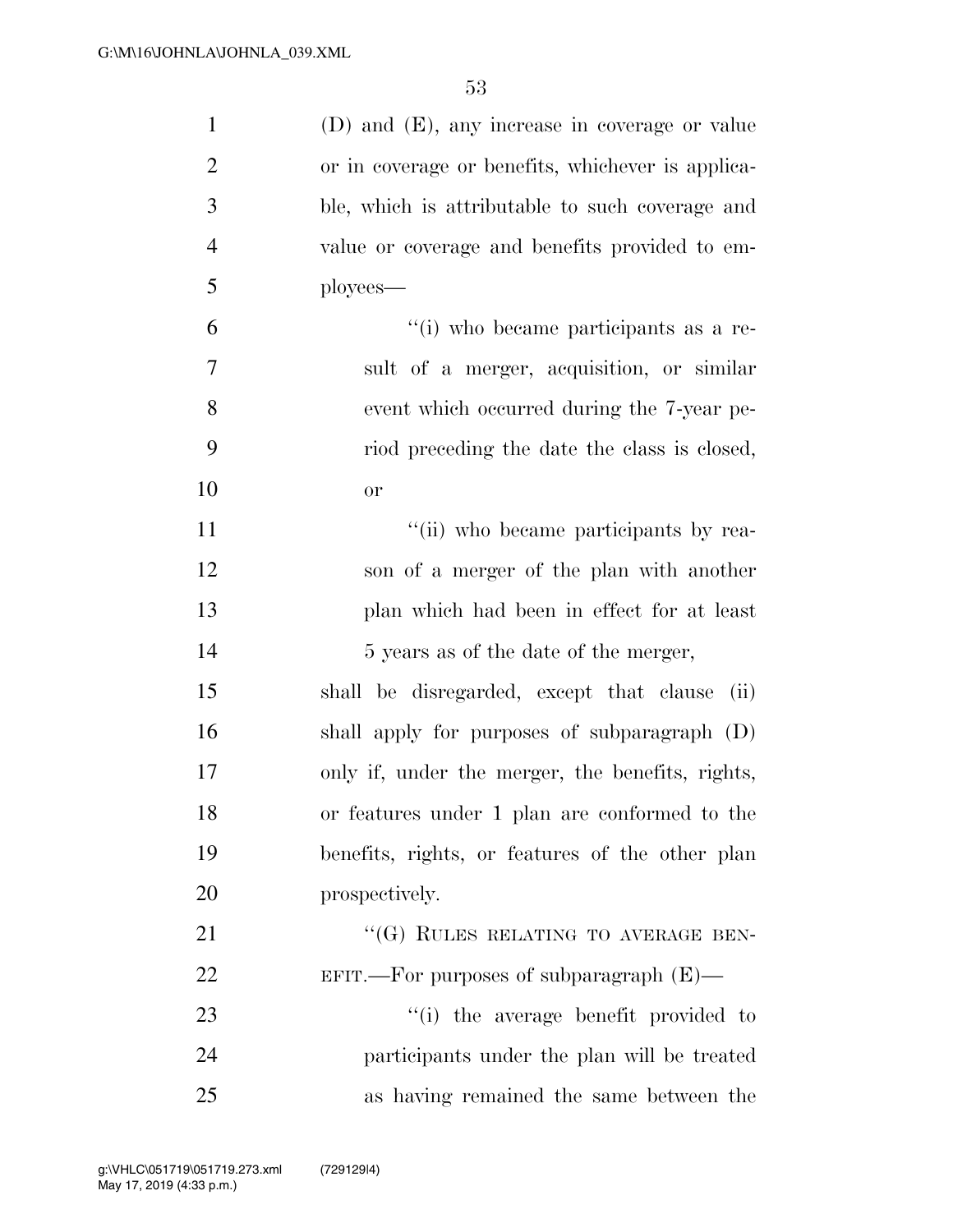(D) and (E), any increase in coverage or value or in coverage or benefits, whichever is applicable, which is attributable to such coverage and value or coverage and benefits provided to employees—

"(i) who became participants as a result of a merger, acquisition, or similar event which occurred during the 7-year period preceding the date the class is closed, or

"(ii) who became participants by reason of a merger of the plan with another plan which had been in effect for at least 5 years as of the date of the merger,

shall be disregarded, except that clause (ii) shall apply for purposes of subparagraph (D) only if, under the merger, the benefits, rights, or features under 1 plan are conformed to the benefits, rights, or features of the other plan prospectively.

"(G) RULES RELATING TO AVERAGE BENEFIT.—For purposes of subparagraph (E)—

"(i) the average benefit provided to participants under the plan will be treated as having remained the same between the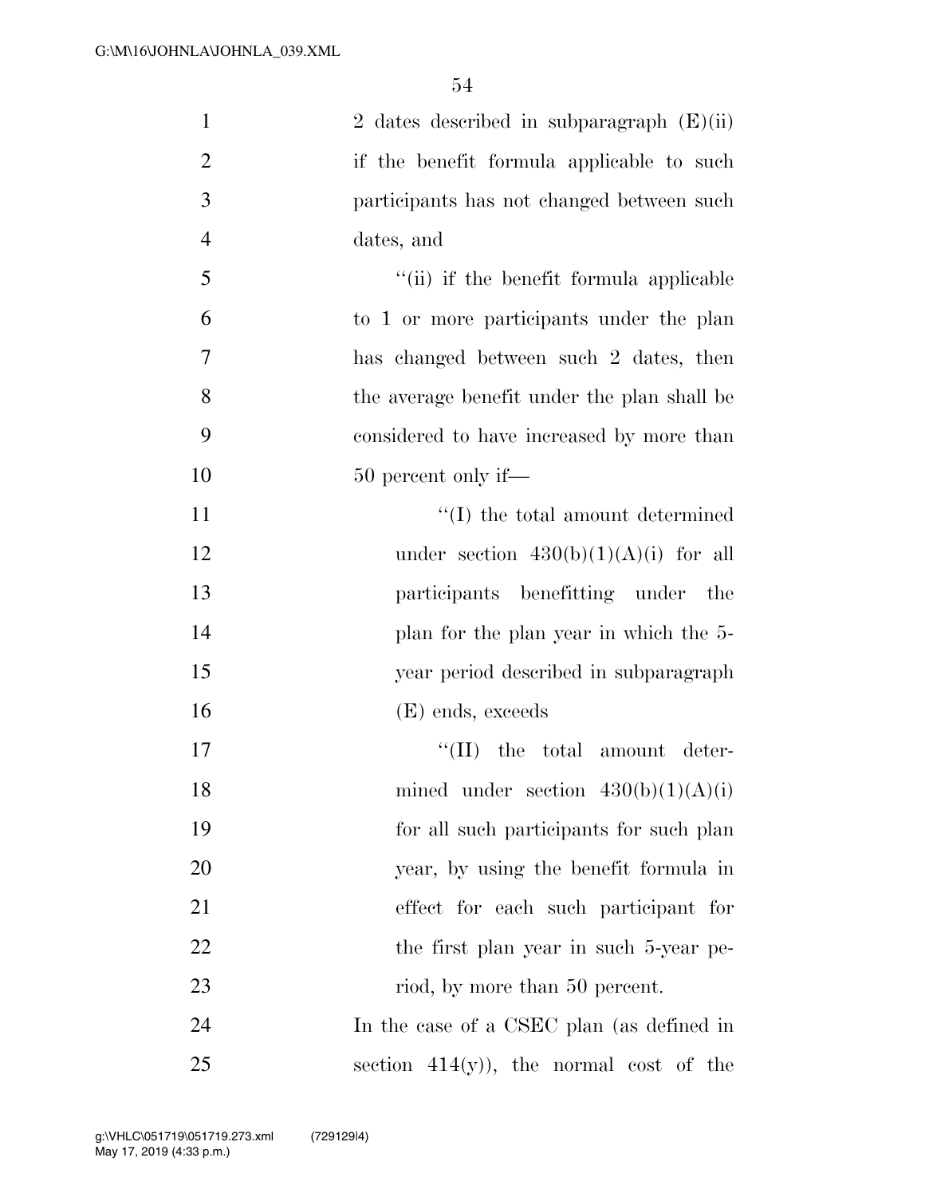2 dates described in subparagraph (E)(ii) if the benefit formula applicable to such participants has not changed between such dates, and

"(ii) if the benefit formula applicable to 1 or more participants under the plan has changed between such 2 dates, then the average benefit under the plan shall be considered to have increased by more than 50 percent only if—

"(I) the total amount determined under section 430(b)(1)(A)(i) for all participants benefitting under the plan for the plan year in which the 5-year period described in subparagraph (E) ends, exceeds

"(II) the total amount determined under section 430(b)(1)(A)(i) for all such participants for such plan year, by using the benefit formula in effect for each such participant for the first plan year in such 5-year period, by more than 50 percent.

In the case of a CSEC plan (as defined in section 414(y)), the normal cost of the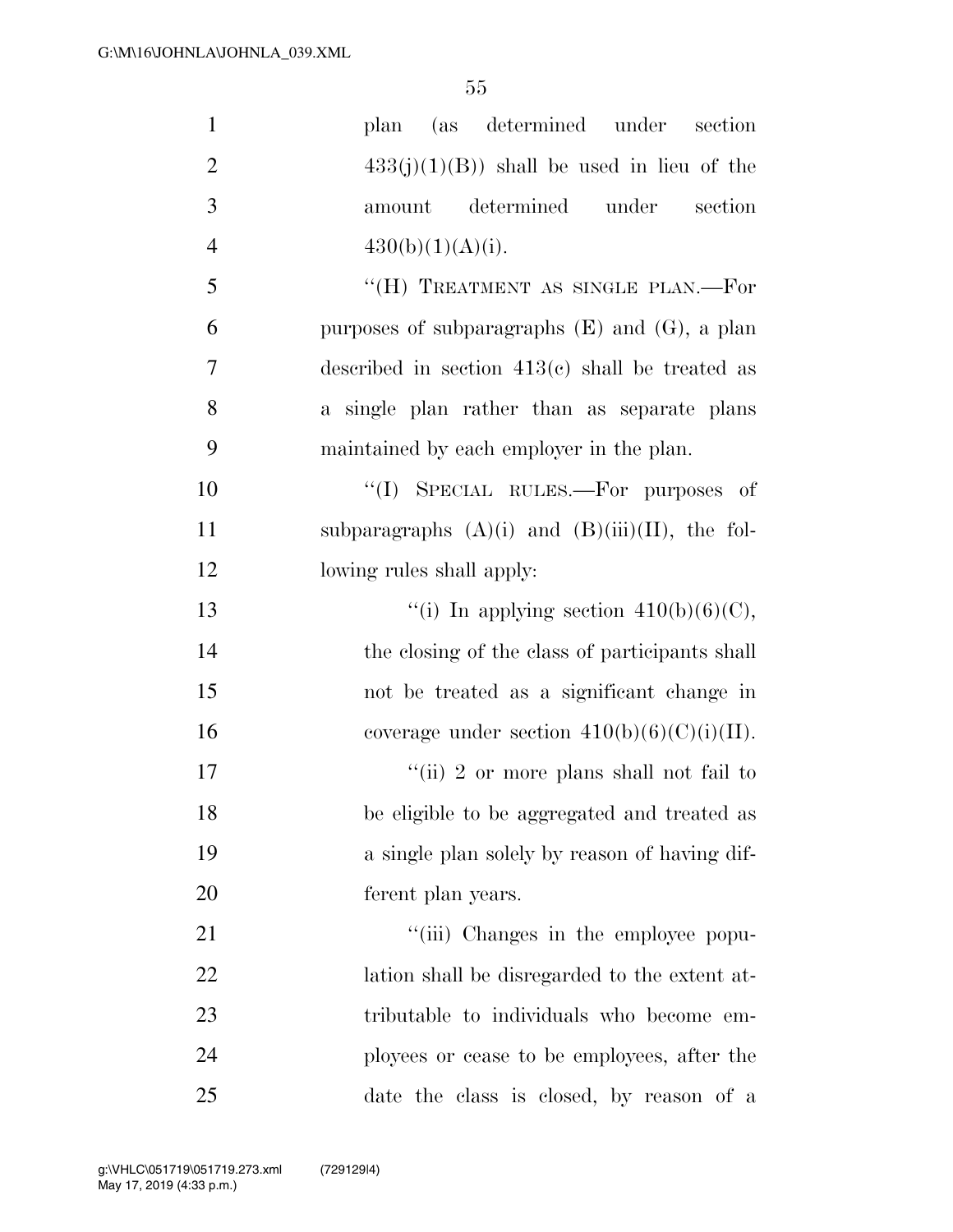plan (as determined under section 433(j)(1)(B)) shall be used in lieu of the amount determined under section 430(b)(1)(A)(i).

"(H) TREATMENT AS SINGLE PLAN.—For purposes of subparagraphs (E) and (G), a plan described in section 413(c) shall be treated as a single plan rather than as separate plans maintained by each employer in the plan.

"(I) SPECIAL RULES.—For purposes of subparagraphs (A)(i) and (B)(iii)(II), the following rules shall apply:

"(i) In applying section 410(b)(6)(C), the closing of the class of participants shall not be treated as a significant change in coverage under section 410(b)(6)(C)(i)(II).

"(ii) 2 or more plans shall not fail to be eligible to be aggregated and treated as a single plan solely by reason of having different plan years.

"(iii) Changes in the employee population shall be disregarded to the extent attributable to individuals who become employees or cease to be employees, after the date the class is closed, by reason of a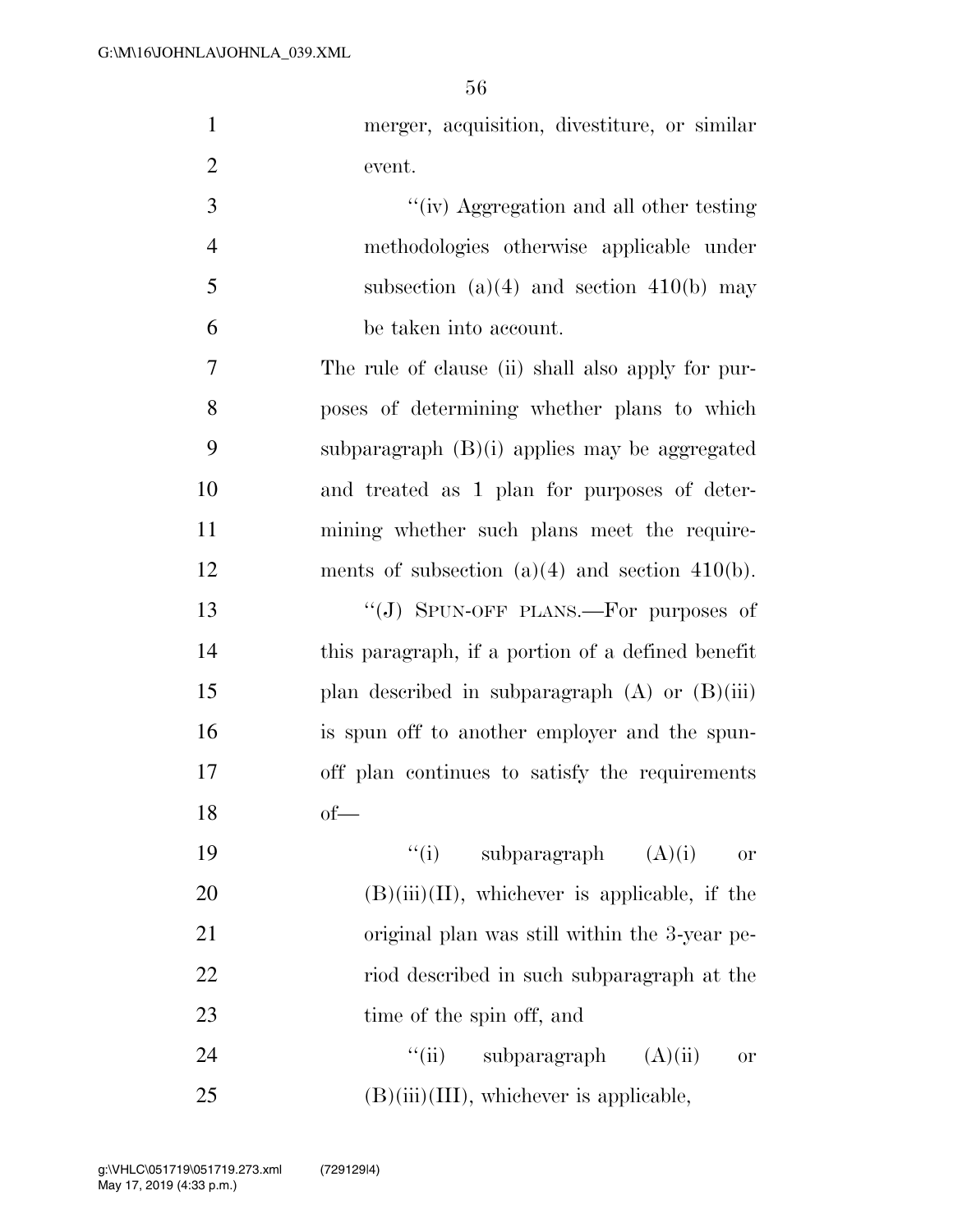merger, acquisition, divestiture, or similar event.

''(iv) Aggregation and all other testing methodologies otherwise applicable under subsection (a)(4) and section 410(b) may be taken into account.

The rule of clause (ii) shall also apply for purposes of determining whether plans to which subparagraph (B)(i) applies may be aggregated and treated as 1 plan for purposes of determining whether such plans meet the requirements of subsection (a)(4) and section 410(b).

''(J) SPUN-OFF PLANS.—For purposes of this paragraph, if a portion of a defined benefit plan described in subparagraph (A) or (B)(iii) is spun off to another employer and the spun-off plan continues to satisfy the requirements of—

''(i) subparagraph (A)(i) or (B)(iii)(II), whichever is applicable, if the original plan was still within the 3-year period described in such subparagraph at the time of the spin off, and

''(ii) subparagraph (A)(ii) or (B)(iii)(III), whichever is applicable,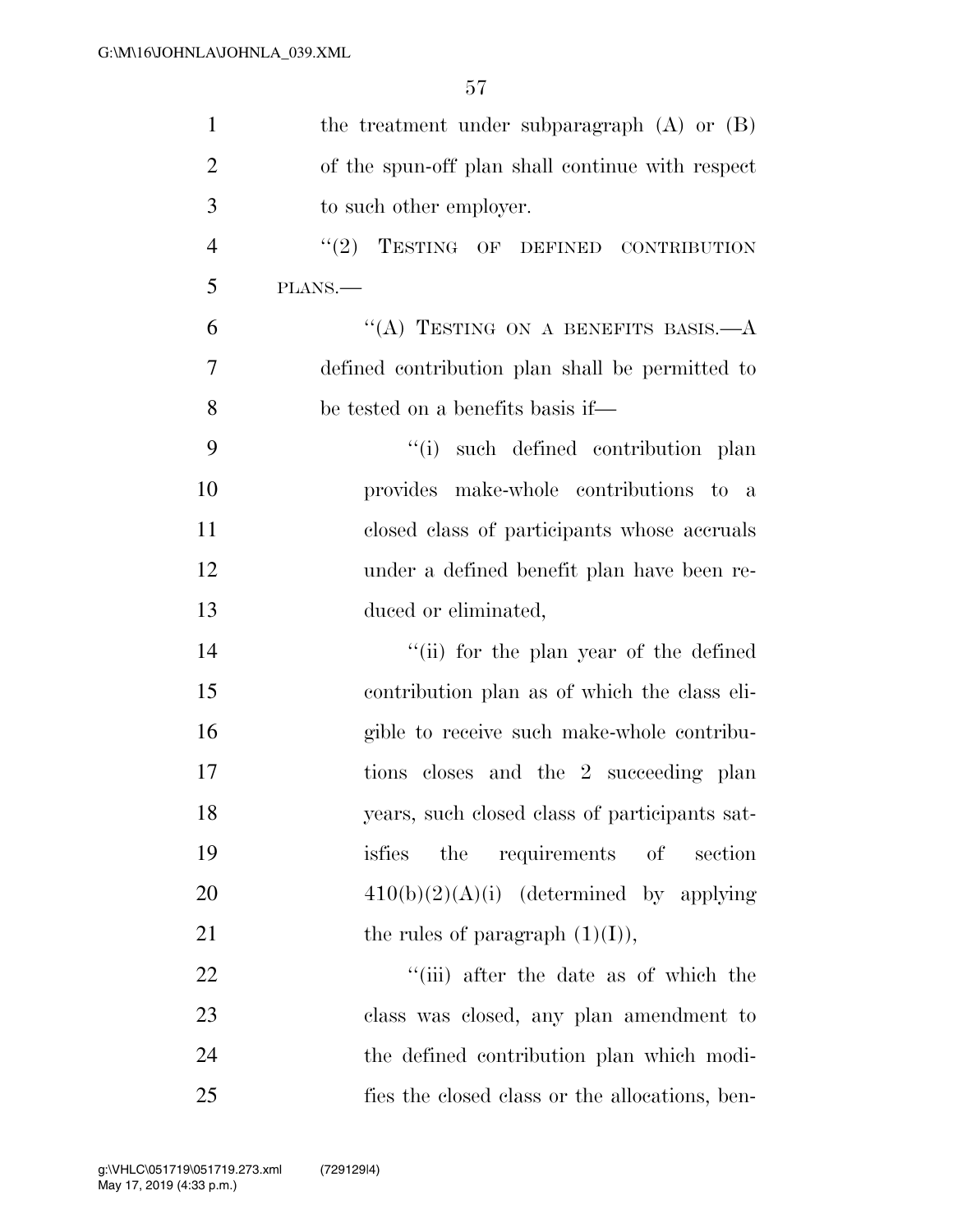the treatment under subparagraph (A) or (B) of the spun-off plan shall continue with respect to such other employer.

"(2) TESTING OF DEFINED CONTRIBUTION PLANS.—

"(A) TESTING ON A BENEFITS BASIS.—A defined contribution plan shall be permitted to be tested on a benefits basis if—

"(i) such defined contribution plan provides make-whole contributions to a closed class of participants whose accruals under a defined benefit plan have been reduced or eliminated,

"(ii) for the plan year of the defined contribution plan as of which the class eligible to receive such make-whole contributions closes and the 2 succeeding plan years, such closed class of participants satisfies the requirements of section 410(b)(2)(A)(i) (determined by applying the rules of paragraph (1)(I)),

"(iii) after the date as of which the class was closed, any plan amendment to the defined contribution plan which modifies the closed class or the allocations, ben-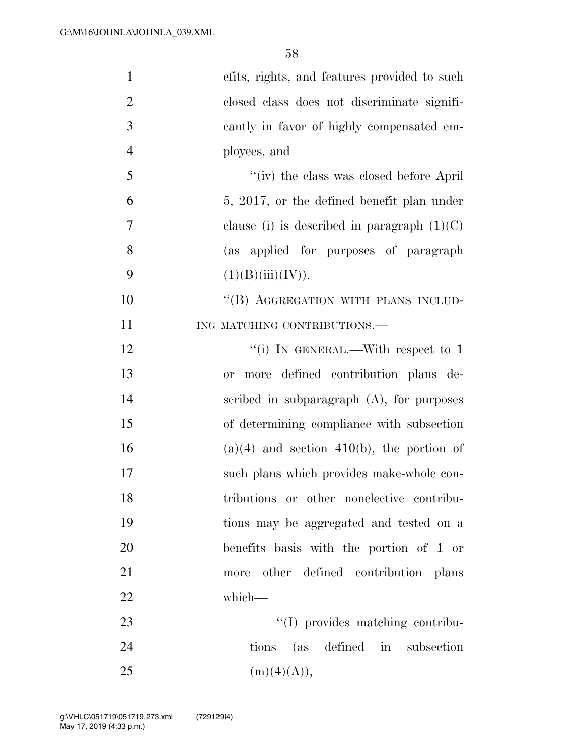efits, rights, and features provided to such closed class does not discriminate significantly in favor of highly compensated employees, and

"(iv) the class was closed before April 5, 2017, or the defined benefit plan under clause (i) is described in paragraph (1)(C) (as applied for purposes of paragraph (1)(B)(iii)(IV)).

"(B) AGGREGATION WITH PLANS INCLUDING MATCHING CONTRIBUTIONS.—

"(i) IN GENERAL.—With respect to 1 or more defined contribution plans described in subparagraph (A), for purposes of determining compliance with subsection (a)(4) and section 410(b), the portion of such plans which provides make-whole contributions or other nonelective contributions may be aggregated and tested on a benefits basis with the portion of 1 or more other defined contribution plans which—

"(I) provides matching contributions (as defined in subsection (m)(4)(A)),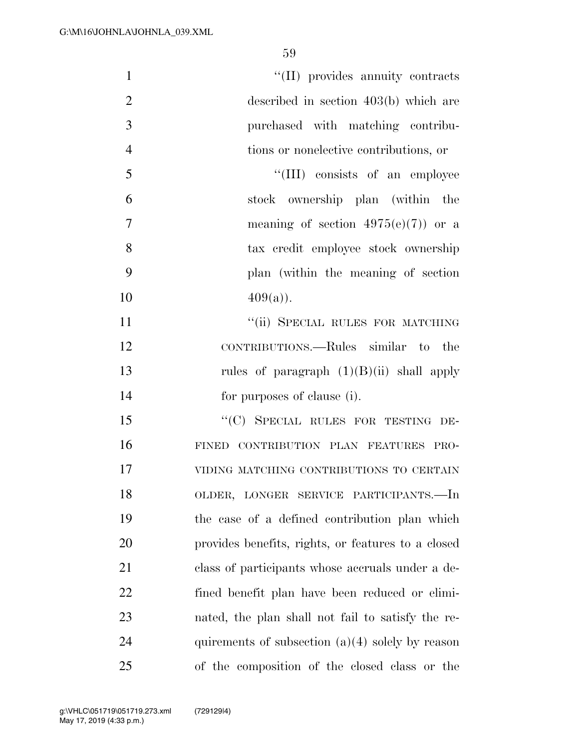"(II) provides annuity contracts described in section 403(b) which are purchased with matching contributions or nonelective contributions, or

"(III) consists of an employee stock ownership plan (within the meaning of section 4975(e)(7)) or a tax credit employee stock ownership plan (within the meaning of section 409(a)).

"(ii) SPECIAL RULES FOR MATCHING CONTRIBUTIONS.—Rules similar to the rules of paragraph (1)(B)(ii) shall apply for purposes of clause (i).

"(C) SPECIAL RULES FOR TESTING DEFINED CONTRIBUTION PLAN FEATURES PROVIDING MATCHING CONTRIBUTIONS TO CERTAIN OLDER, LONGER SERVICE PARTICIPANTS.—In the case of a defined contribution plan which provides benefits, rights, or features to a closed class of participants whose accruals under a defined benefit plan have been reduced or eliminated, the plan shall not fail to satisfy the requirements of subsection (a)(4) solely by reason of the composition of the closed class or the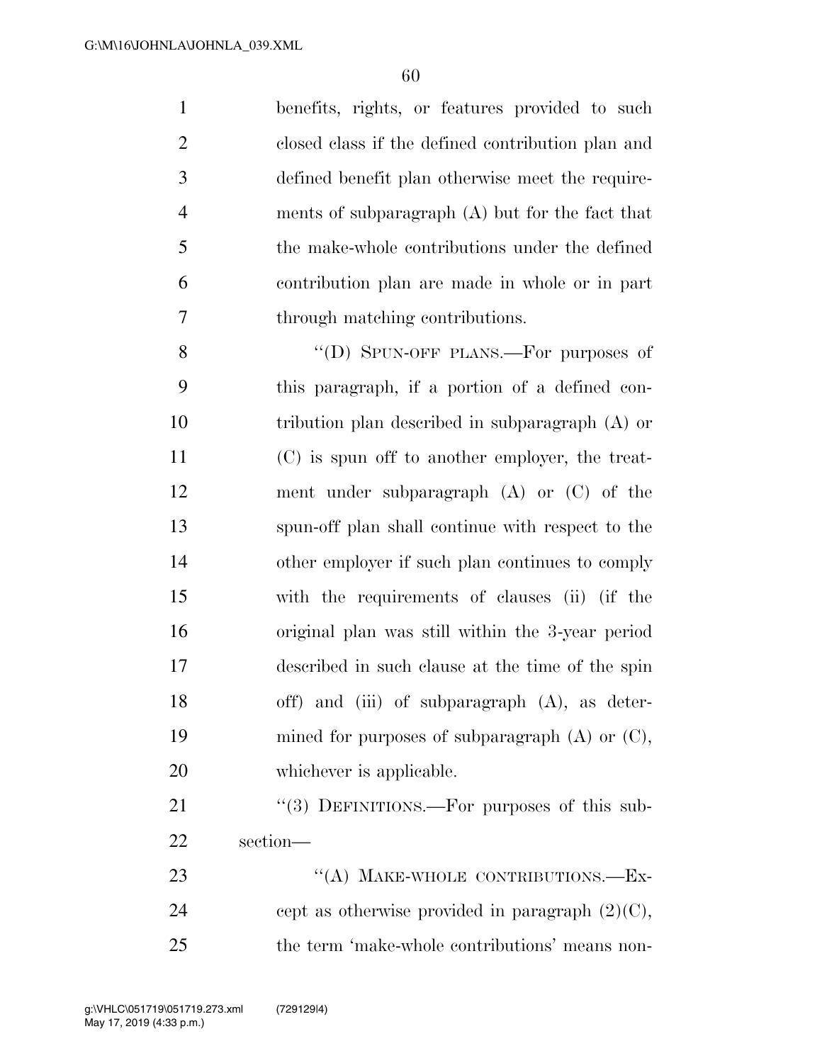benefits, rights, or features provided to such closed class if the defined contribution plan and defined benefit plan otherwise meet the requirements of subparagraph (A) but for the fact that the make-whole contributions under the defined contribution plan are made in whole or in part through matching contributions.

''(D) SPUN-OFF PLANS.—For purposes of this paragraph, if a portion of a defined contribution plan described in subparagraph (A) or (C) is spun off to another employer, the treatment under subparagraph (A) or (C) of the spun-off plan shall continue with respect to the other employer if such plan continues to comply with the requirements of clauses (ii) (if the original plan was still within the 3-year period described in such clause at the time of the spin off) and (iii) of subparagraph (A), as determined for purposes of subparagraph (A) or (C), whichever is applicable.

''(3) DEFINITIONS.—For purposes of this subsection—

''(A) MAKE-WHOLE CONTRIBUTIONS.—Except as otherwise provided in paragraph (2)(C), the term 'make-whole contributions' means non-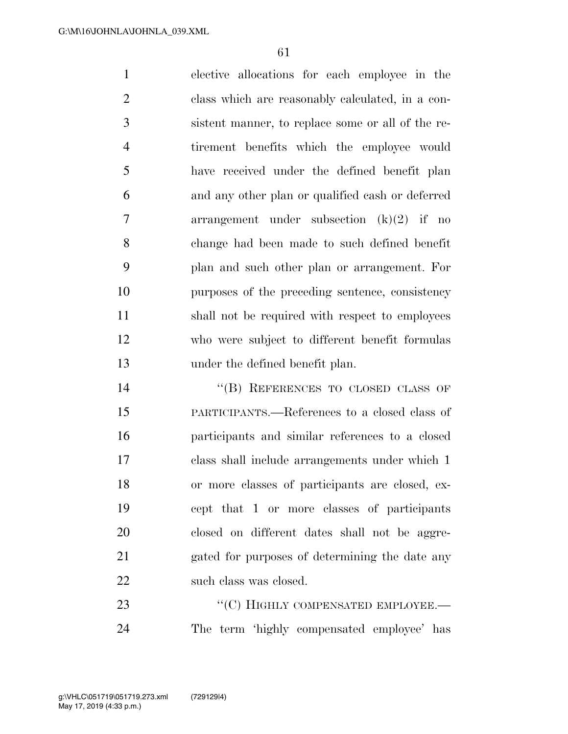elective allocations for each employee in the class which are reasonably calculated, in a consistent manner, to replace some or all of the retirement benefits which the employee would have received under the defined benefit plan and any other plan or qualified cash or deferred arrangement under subsection (k)(2) if no change had been made to such defined benefit plan and such other plan or arrangement. For purposes of the preceding sentence, consistency shall not be required with respect to employees who were subject to different benefit formulas under the defined benefit plan.

"(B) REFERENCES TO CLOSED CLASS OF PARTICIPANTS.—References to a closed class of participants and similar references to a closed class shall include arrangements under which 1 or more classes of participants are closed, except that 1 or more classes of participants closed on different dates shall not be aggregated for purposes of determining the date any such class was closed.

"(C) HIGHLY COMPENSATED EMPLOYEE.—The term 'highly compensated employee' has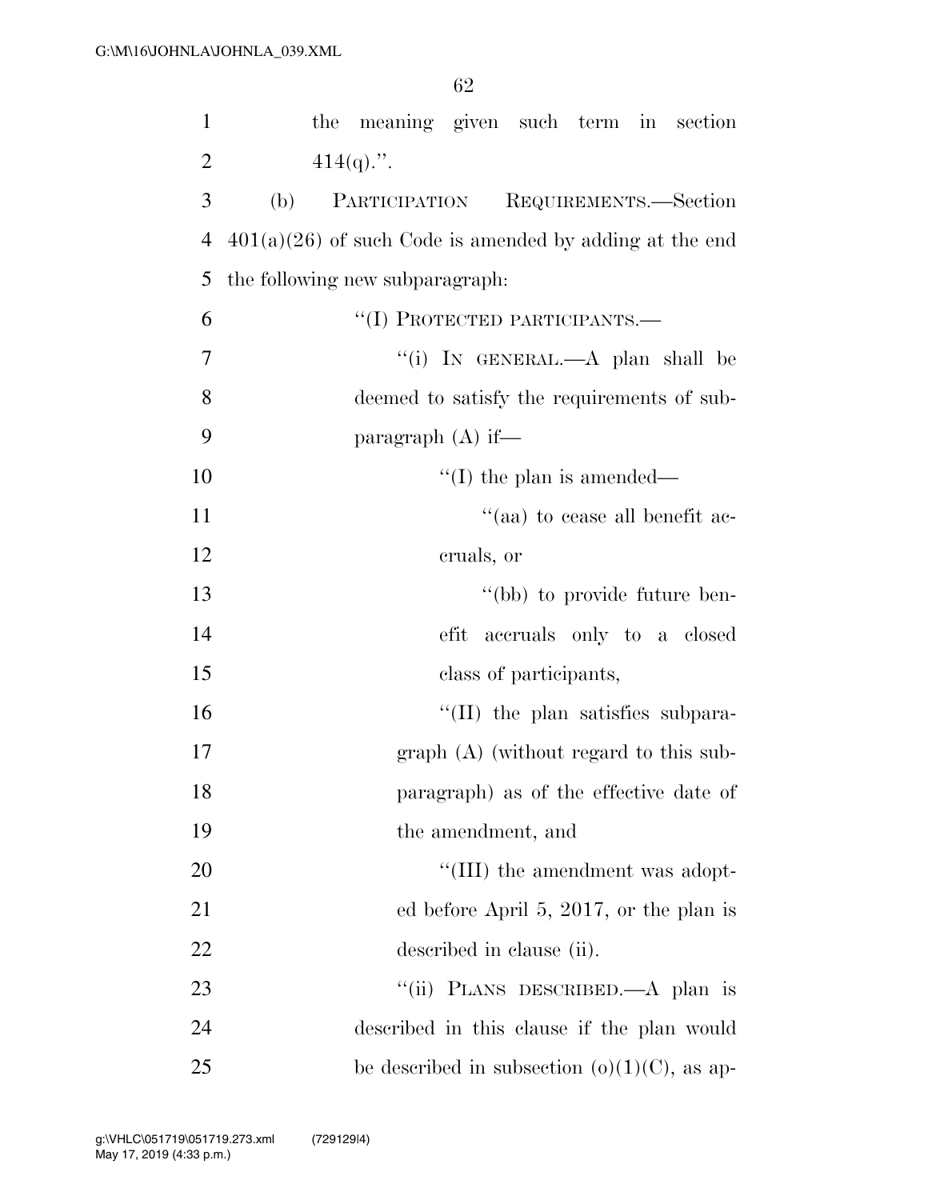the meaning given such term in section 414(q).''.

(b) PARTICIPATION REQUIREMENTS.—Section 401(a)(26) of such Code is amended by adding at the end the following new subparagraph:

> ''(I) PROTECTED PARTICIPANTS.—
>
> > ''(i) IN GENERAL.—A plan shall be deemed to satisfy the requirements of subparagraph (A) if—
> >
> > > ''(I) the plan is amended—
> > >
> > > > ''(aa) to cease all benefit accruals, or
> > > >
> > > > ''(bb) to provide future benefit accruals only to a closed class of participants,
> > >
> > > ''(II) the plan satisfies subparagraph (A) (without regard to this subparagraph) as of the effective date of the amendment, and
> > >
> > > ''(III) the amendment was adopted before April 5, 2017, or the plan is described in clause (ii).
> >
> > ''(ii) PLANS DESCRIBED.—A plan is described in this clause if the plan would be described in subsection (o)(1)(C), as ap-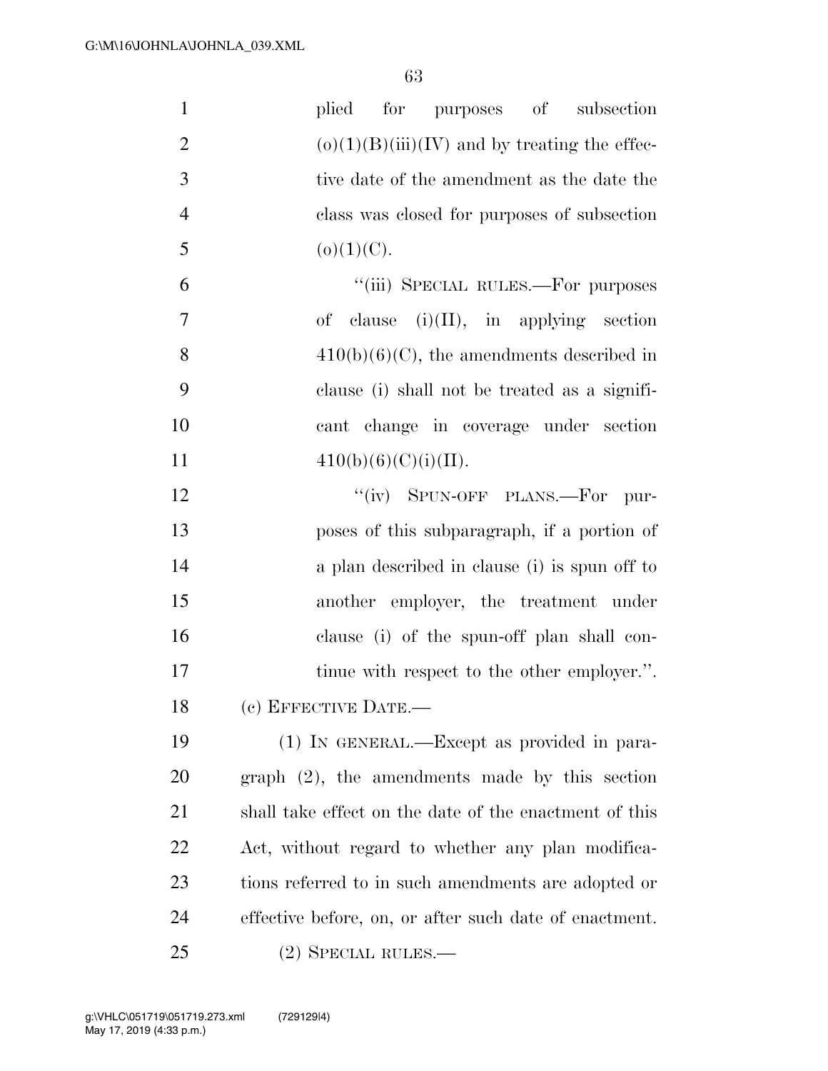plied for purposes of subsection (o)(1)(B)(iii)(IV) and by treating the effective date of the amendment as the date the class was closed for purposes of subsection (o)(1)(C).

"(iii) SPECIAL RULES.—For purposes of clause (i)(II), in applying section 410(b)(6)(C), the amendments described in clause (i) shall not be treated as a significant change in coverage under section 410(b)(6)(C)(i)(II).

"(iv) SPUN-OFF PLANS.—For purposes of this subparagraph, if a portion of a plan described in clause (i) is spun off to another employer, the treatment under clause (i) of the spun-off plan shall continue with respect to the other employer.".

(c) EFFECTIVE DATE.—

(1) IN GENERAL.—Except as provided in paragraph (2), the amendments made by this section shall take effect on the date of the enactment of this Act, without regard to whether any plan modifications referred to in such amendments are adopted or effective before, on, or after such date of enactment.

(2) SPECIAL RULES.—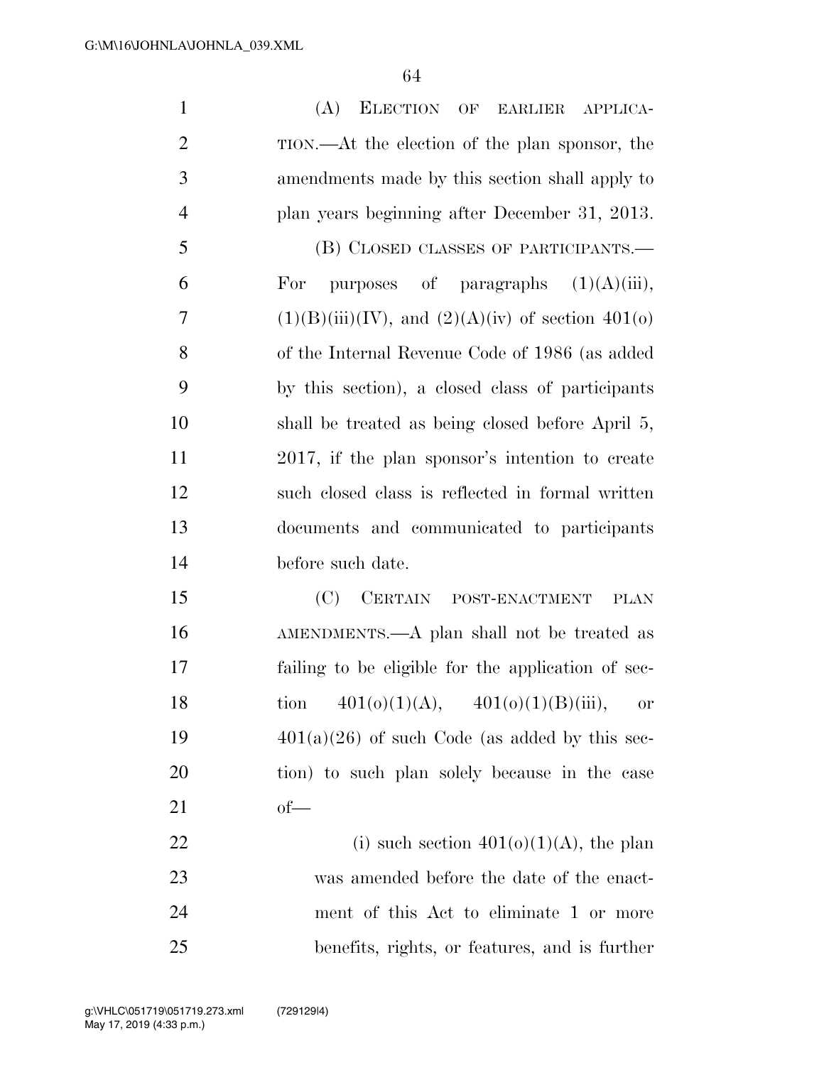(A) ELECTION OF EARLIER APPLICATION.—At the election of the plan sponsor, the amendments made by this section shall apply to plan years beginning after December 31, 2013.

(B) CLOSED CLASSES OF PARTICIPANTS.—For purposes of paragraphs (1)(A)(iii), (1)(B)(iii)(IV), and (2)(A)(iv) of section 401(o) of the Internal Revenue Code of 1986 (as added by this section), a closed class of participants shall be treated as being closed before April 5, 2017, if the plan sponsor's intention to create such closed class is reflected in formal written documents and communicated to participants before such date.

(C) CERTAIN POST-ENACTMENT PLAN AMENDMENTS.—A plan shall not be treated as failing to be eligible for the application of section 401(o)(1)(A), 401(o)(1)(B)(iii), or 401(a)(26) of such Code (as added by this section) to such plan solely because in the case of—

(i) such section 401(o)(1)(A), the plan was amended before the date of the enactment of this Act to eliminate 1 or more benefits, rights, or features, and is further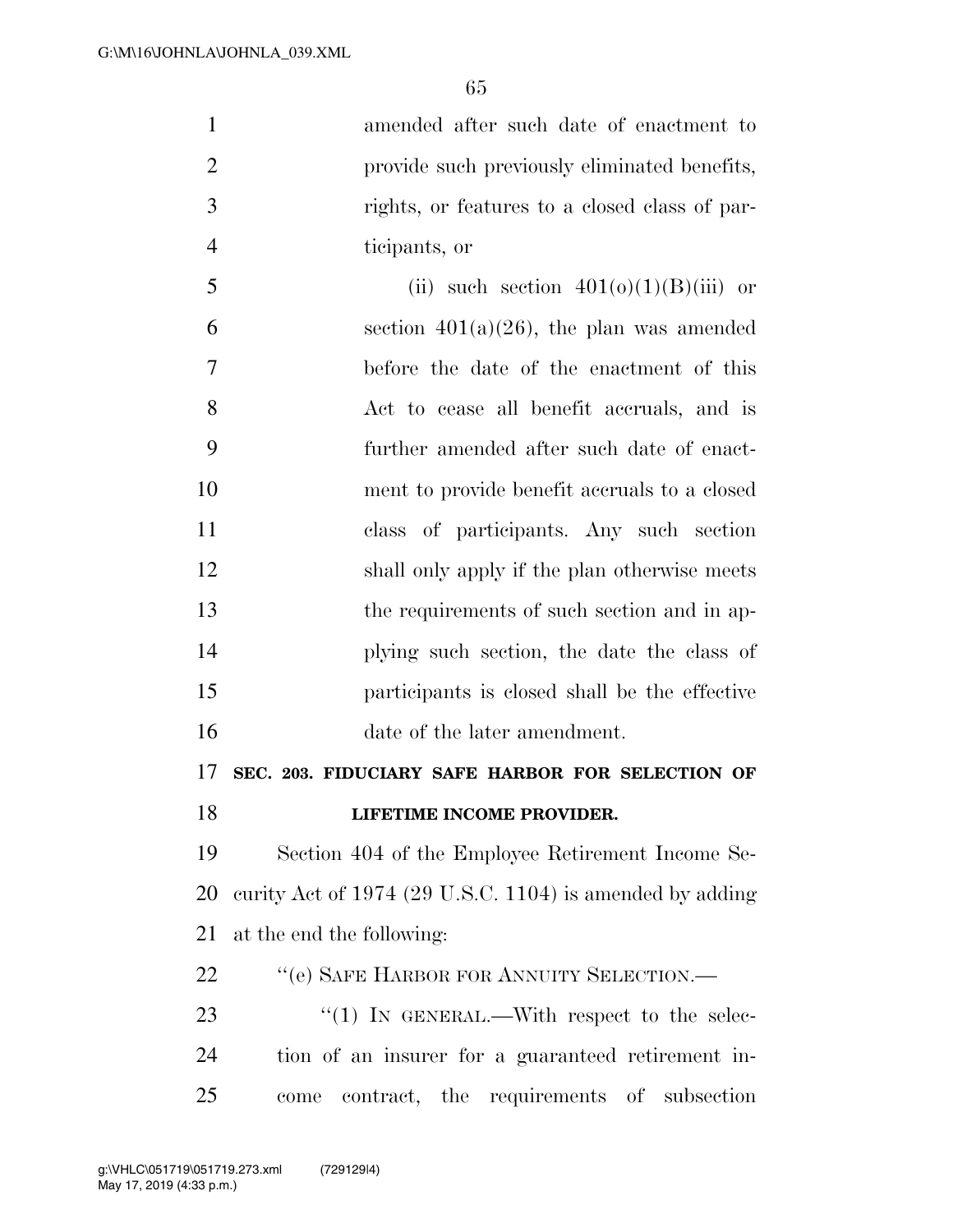amended after such date of enactment to provide such previously eliminated benefits, rights, or features to a closed class of participants, or

(ii) such section 401(o)(1)(B)(iii) or section 401(a)(26), the plan was amended before the date of the enactment of this Act to cease all benefit accruals, and is further amended after such date of enactment to provide benefit accruals to a closed class of participants. Any such section shall only apply if the plan otherwise meets the requirements of such section and in applying such section, the date the class of participants is closed shall be the effective date of the later amendment.

**SEC. 203. FIDUCIARY SAFE HARBOR FOR SELECTION OF LIFETIME INCOME PROVIDER.**

Section 404 of the Employee Retirement Income Security Act of 1974 (29 U.S.C. 1104) is amended by adding at the end the following:

"(e) SAFE HARBOR FOR ANNUITY SELECTION.—

"(1) IN GENERAL.—With respect to the selection of an insurer for a guaranteed retirement income contract, the requirements of subsection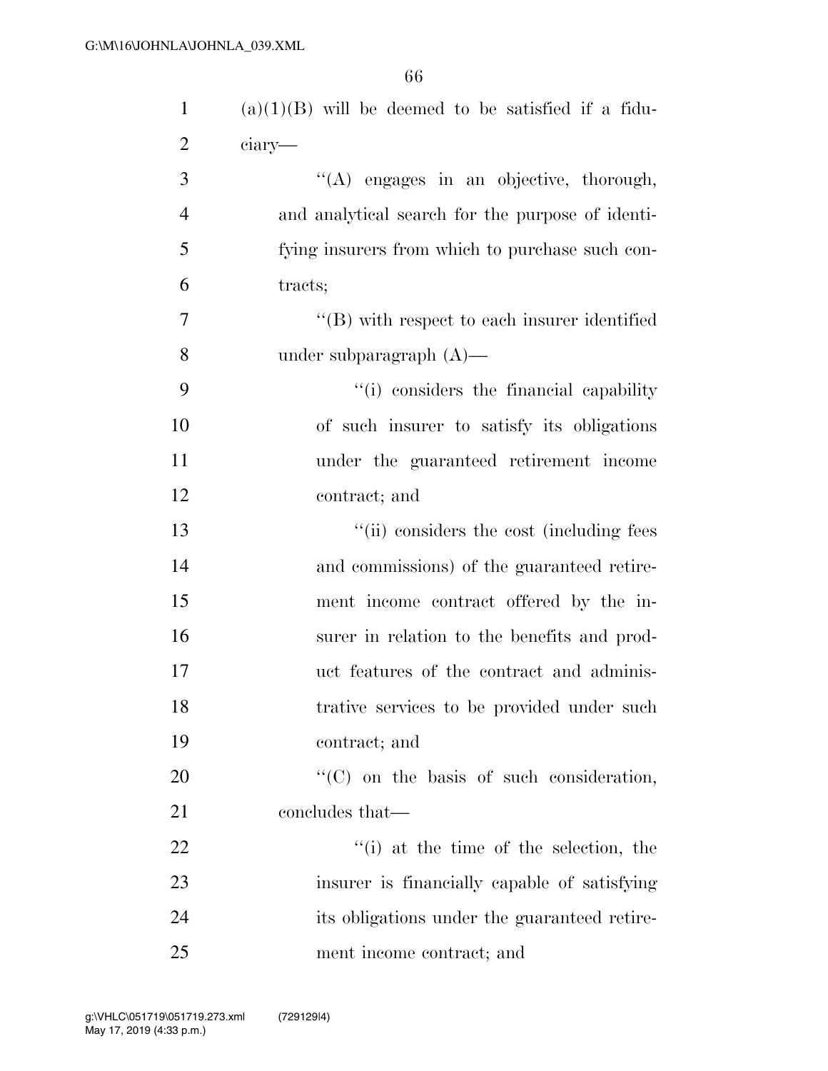(a)(1)(B) will be deemed to be satisfied if a fiduciary—

"(A) engages in an objective, thorough, and analytical search for the purpose of identifying insurers from which to purchase such contracts;

"(B) with respect to each insurer identified under subparagraph (A)—

"(i) considers the financial capability of such insurer to satisfy its obligations under the guaranteed retirement income contract; and

"(ii) considers the cost (including fees and commissions) of the guaranteed retirement income contract offered by the insurer in relation to the benefits and product features of the contract and administrative services to be provided under such contract; and

"(C) on the basis of such consideration, concludes that—

"(i) at the time of the selection, the insurer is financially capable of satisfying its obligations under the guaranteed retirement income contract; and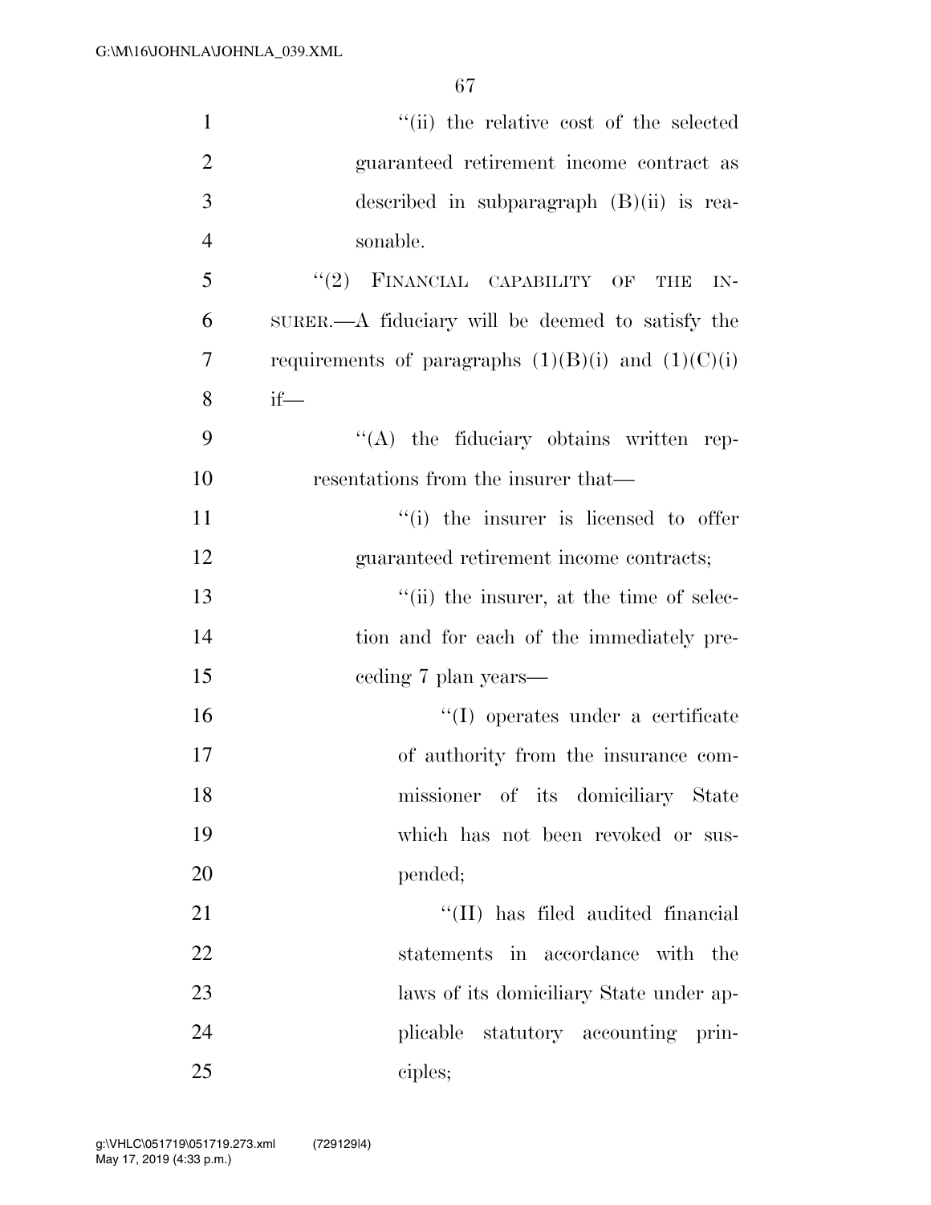''(ii) the relative cost of the selected guaranteed retirement income contract as described in subparagraph (B)(ii) is reasonable.

''(2) FINANCIAL CAPABILITY OF THE INSURER.—A fiduciary will be deemed to satisfy the requirements of paragraphs (1)(B)(i) and (1)(C)(i) if—

''(A) the fiduciary obtains written representations from the insurer that—

''(i) the insurer is licensed to offer guaranteed retirement income contracts;

''(ii) the insurer, at the time of selection and for each of the immediately preceding 7 plan years—

''(I) operates under a certificate of authority from the insurance commissioner of its domiciliary State which has not been revoked or suspended;

''(II) has filed audited financial statements in accordance with the laws of its domiciliary State under applicable statutory accounting principles;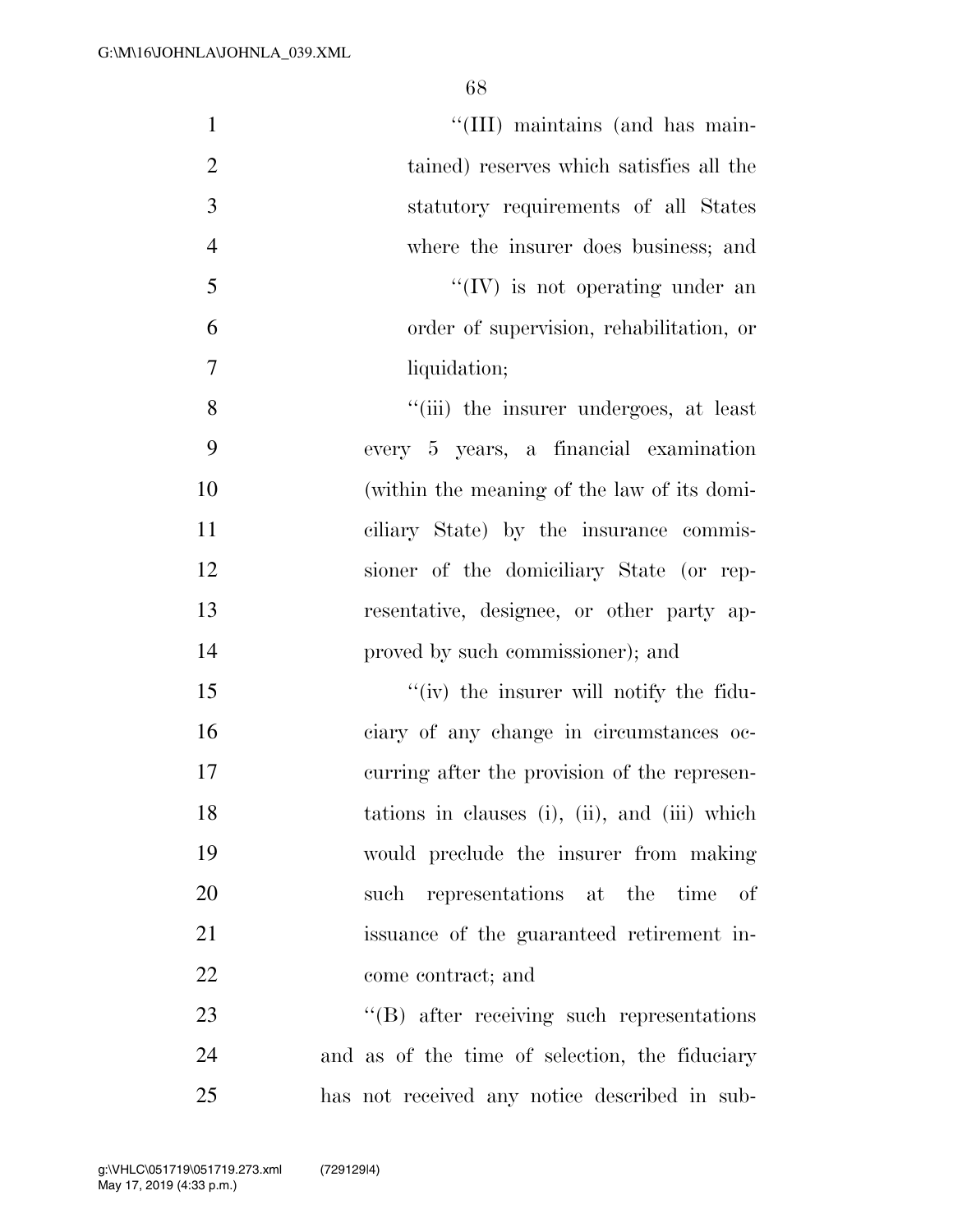"(III) maintains (and has maintained) reserves which satisfies all the statutory requirements of all States where the insurer does business; and

"(IV) is not operating under an order of supervision, rehabilitation, or liquidation;

"(iii) the insurer undergoes, at least every 5 years, a financial examination (within the meaning of the law of its domiciliary State) by the insurance commissioner of the domiciliary State (or representative, designee, or other party approved by such commissioner); and

"(iv) the insurer will notify the fiduciary of any change in circumstances occurring after the provision of the representations in clauses (i), (ii), and (iii) which would preclude the insurer from making such representations at the time of issuance of the guaranteed retirement income contract; and

"(B) after receiving such representations and as of the time of selection, the fiduciary has not received any notice described in sub-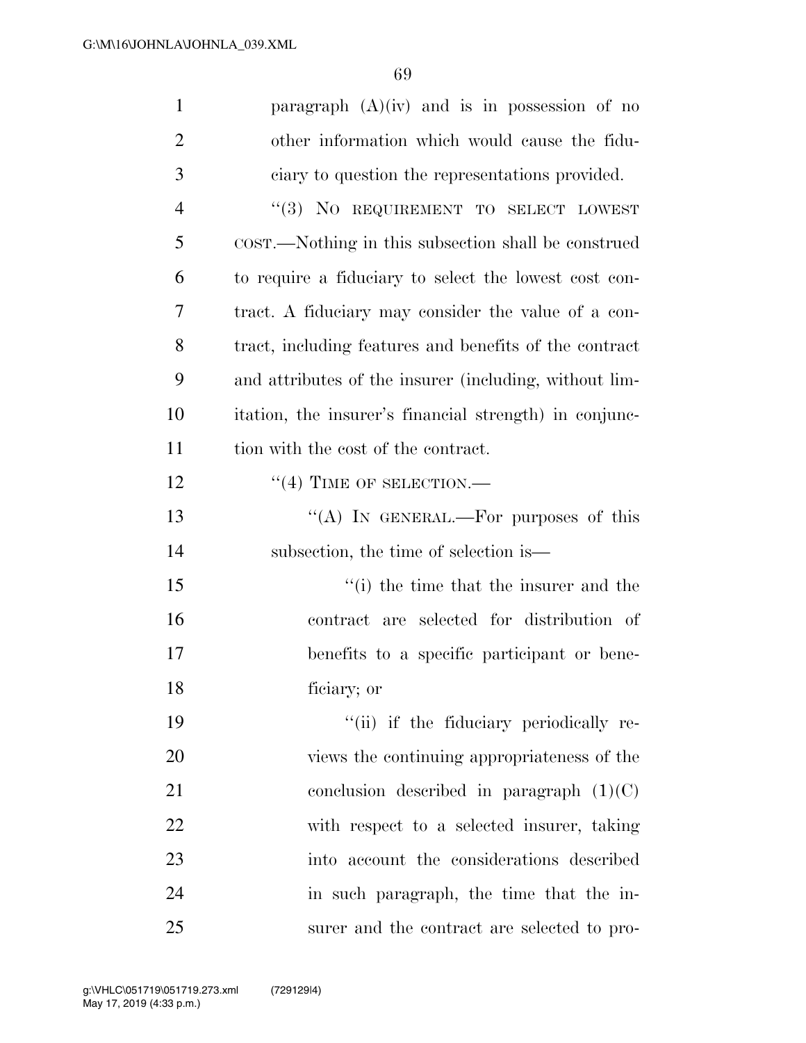paragraph (A)(iv) and is in possession of no other information which would cause the fiduciary to question the representations provided.

"(3) NO REQUIREMENT TO SELECT LOWEST COST.—Nothing in this subsection shall be construed to require a fiduciary to select the lowest cost contract. A fiduciary may consider the value of a contract, including features and benefits of the contract and attributes of the insurer (including, without limitation, the insurer's financial strength) in conjunction with the cost of the contract.

"(4) TIME OF SELECTION.—

"(A) IN GENERAL.—For purposes of this subsection, the time of selection is—

"(i) the time that the insurer and the contract are selected for distribution of benefits to a specific participant or beneficiary; or

"(ii) if the fiduciary periodically reviews the continuing appropriateness of the conclusion described in paragraph (1)(C) with respect to a selected insurer, taking into account the considerations described in such paragraph, the time that the insurer and the contract are selected to pro-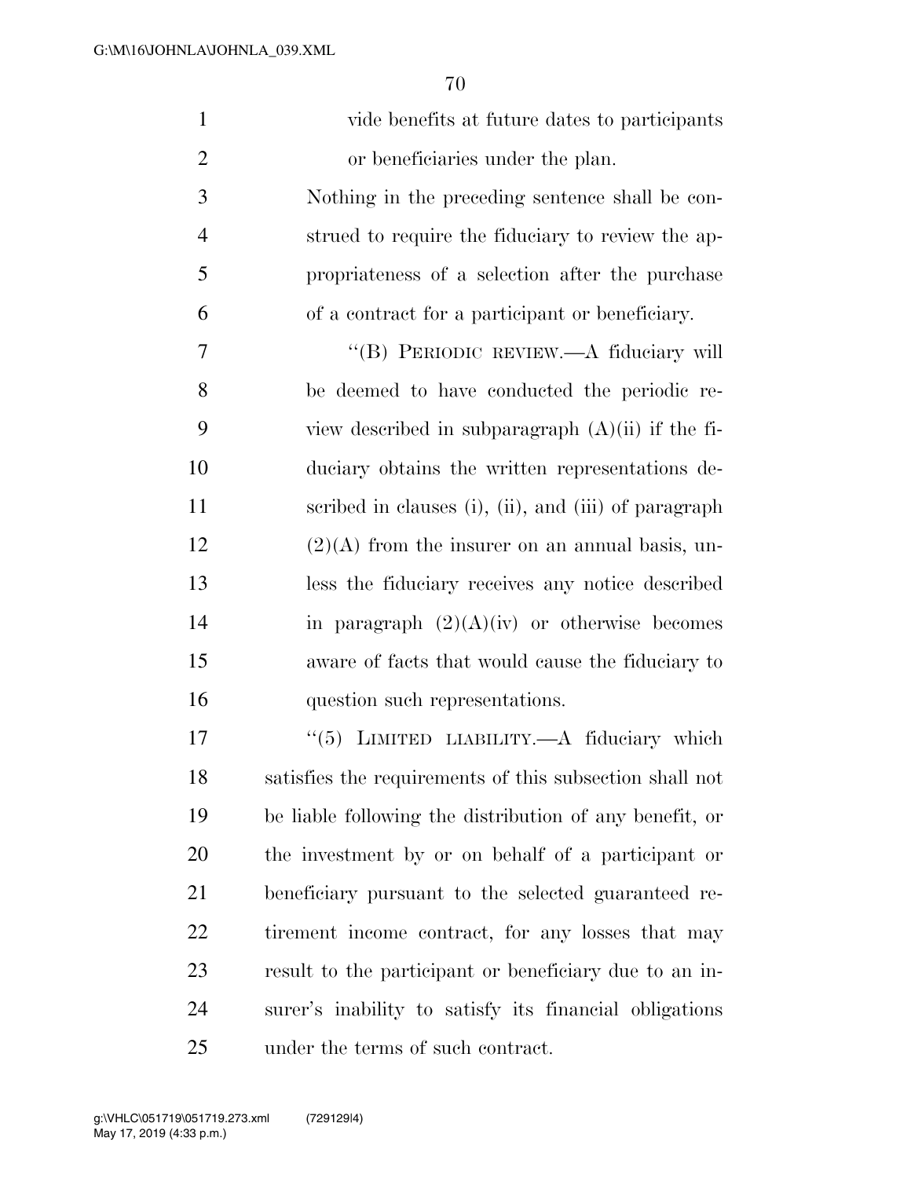vide benefits at future dates to participants or beneficiaries under the plan.

Nothing in the preceding sentence shall be construed to require the fiduciary to review the appropriateness of a selection after the purchase of a contract for a participant or beneficiary.

''(B) PERIODIC REVIEW.—A fiduciary will be deemed to have conducted the periodic review described in subparagraph (A)(ii) if the fiduciary obtains the written representations described in clauses (i), (ii), and (iii) of paragraph (2)(A) from the insurer on an annual basis, unless the fiduciary receives any notice described in paragraph (2)(A)(iv) or otherwise becomes aware of facts that would cause the fiduciary to question such representations.

''(5) LIMITED LIABILITY.—A fiduciary which satisfies the requirements of this subsection shall not be liable following the distribution of any benefit, or the investment by or on behalf of a participant or beneficiary pursuant to the selected guaranteed retirement income contract, for any losses that may result to the participant or beneficiary due to an insurer's inability to satisfy its financial obligations under the terms of such contract.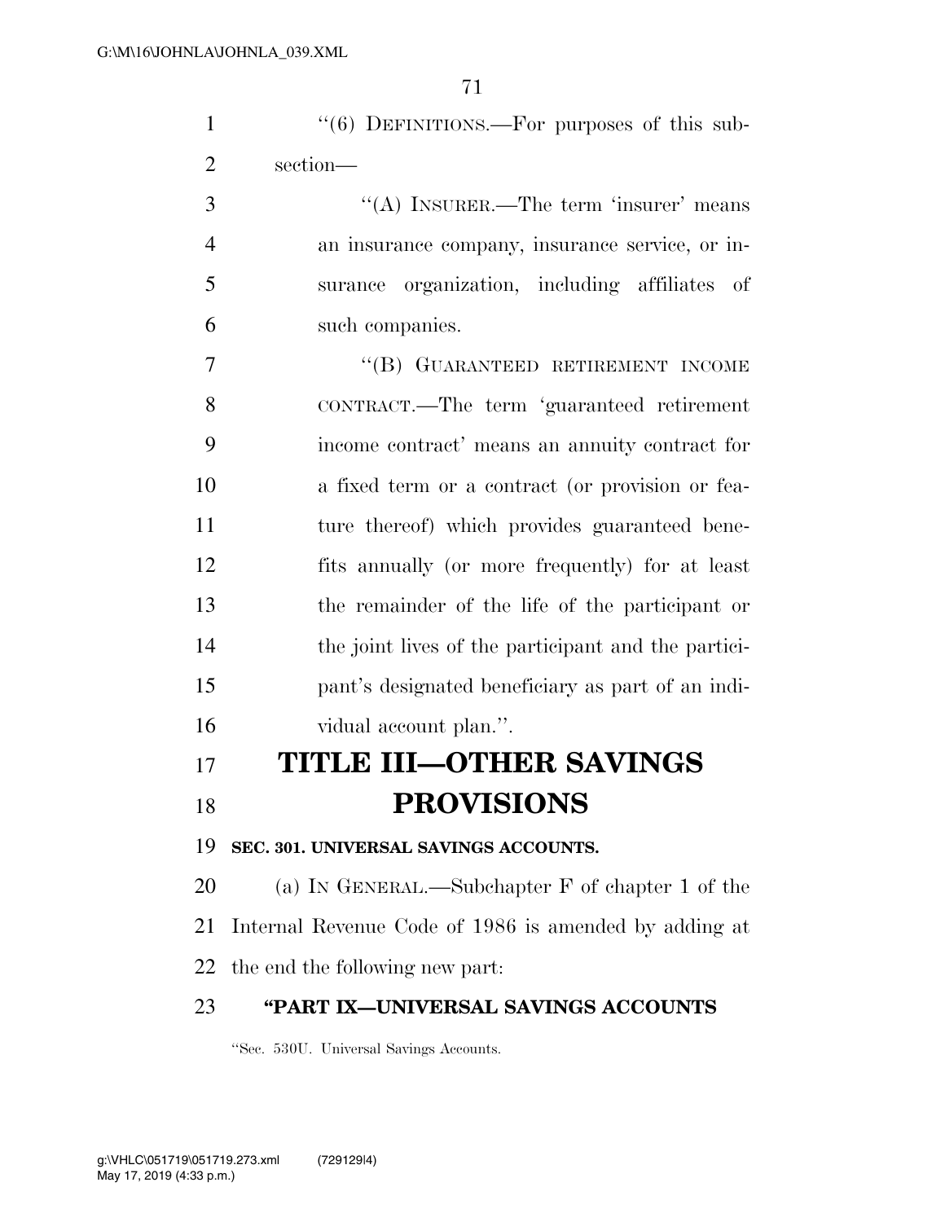''(6) DEFINITIONS.—For purposes of this subsection—

''(A) INSURER.—The term 'insurer' means an insurance company, insurance service, or insurance organization, including affiliates of such companies.

''(B) GUARANTEED RETIREMENT INCOME CONTRACT.—The term 'guaranteed retirement income contract' means an annuity contract for a fixed term or a contract (or provision or feature thereof) which provides guaranteed benefits annually (or more frequently) for at least the remainder of the life of the participant or the joint lives of the participant and the participant's designated beneficiary as part of an individual account plan.''.

# TITLE III—OTHER SAVINGS PROVISIONS

### SEC. 301. UNIVERSAL SAVINGS ACCOUNTS.

(a) IN GENERAL.—Subchapter F of chapter 1 of the Internal Revenue Code of 1986 is amended by adding at the end the following new part:

**''PART IX—UNIVERSAL SAVINGS ACCOUNTS**

''Sec. 530U. Universal Savings Accounts.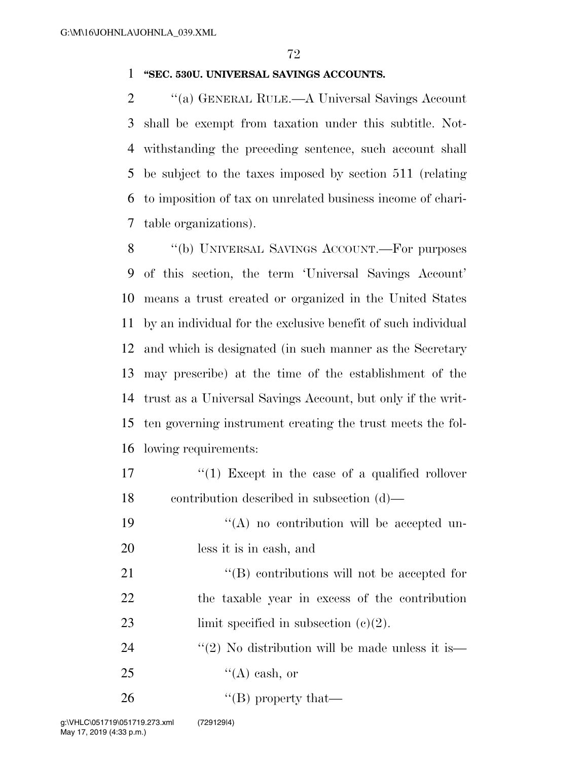**"SEC. 530U. UNIVERSAL SAVINGS ACCOUNTS.**

"(a) GENERAL RULE.—A Universal Savings Account shall be exempt from taxation under this subtitle. Notwithstanding the preceding sentence, such account shall be subject to the taxes imposed by section 511 (relating to imposition of tax on unrelated business income of charitable organizations).

"(b) UNIVERSAL SAVINGS ACCOUNT.—For purposes of this section, the term 'Universal Savings Account' means a trust created or organized in the United States by an individual for the exclusive benefit of such individual and which is designated (in such manner as the Secretary may prescribe) at the time of the establishment of the trust as a Universal Savings Account, but only if the written governing instrument creating the trust meets the following requirements:

"(1) Except in the case of a qualified rollover contribution described in subsection (d)—

"(A) no contribution will be accepted unless it is in cash, and

"(B) contributions will not be accepted for the taxable year in excess of the contribution limit specified in subsection (c)(2).

"(2) No distribution will be made unless it is—

"(A) cash, or

"(B) property that—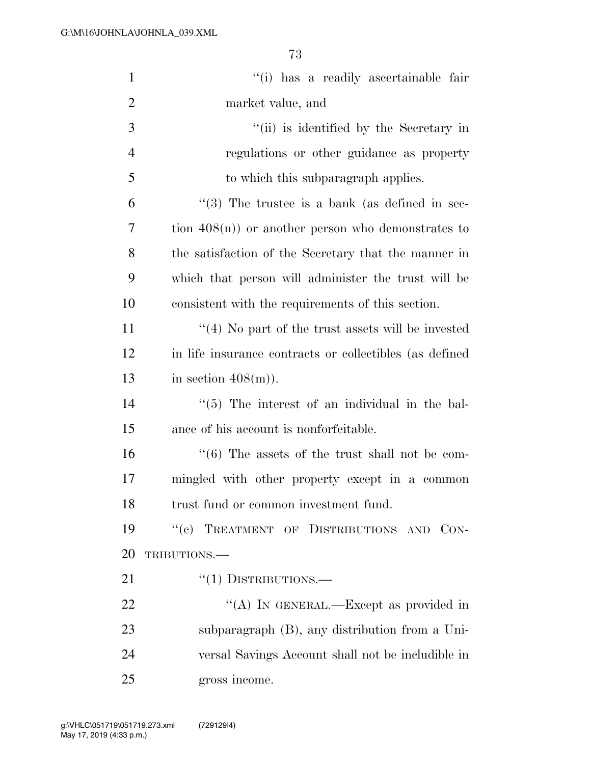''(i) has a readily ascertainable fair market value, and

''(ii) is identified by the Secretary in regulations or other guidance as property to which this subparagraph applies.

''(3) The trustee is a bank (as defined in section 408(n)) or another person who demonstrates to the satisfaction of the Secretary that the manner in which that person will administer the trust will be consistent with the requirements of this section.

''(4) No part of the trust assets will be invested in life insurance contracts or collectibles (as defined in section 408(m)).

''(5) The interest of an individual in the balance of his account is nonforfeitable.

''(6) The assets of the trust shall not be commingled with other property except in a common trust fund or common investment fund.

''(c) TREATMENT OF DISTRIBUTIONS AND CONTRIBUTIONS.—

''(1) DISTRIBUTIONS.—

''(A) IN GENERAL.—Except as provided in subparagraph (B), any distribution from a Universal Savings Account shall not be includible in gross income.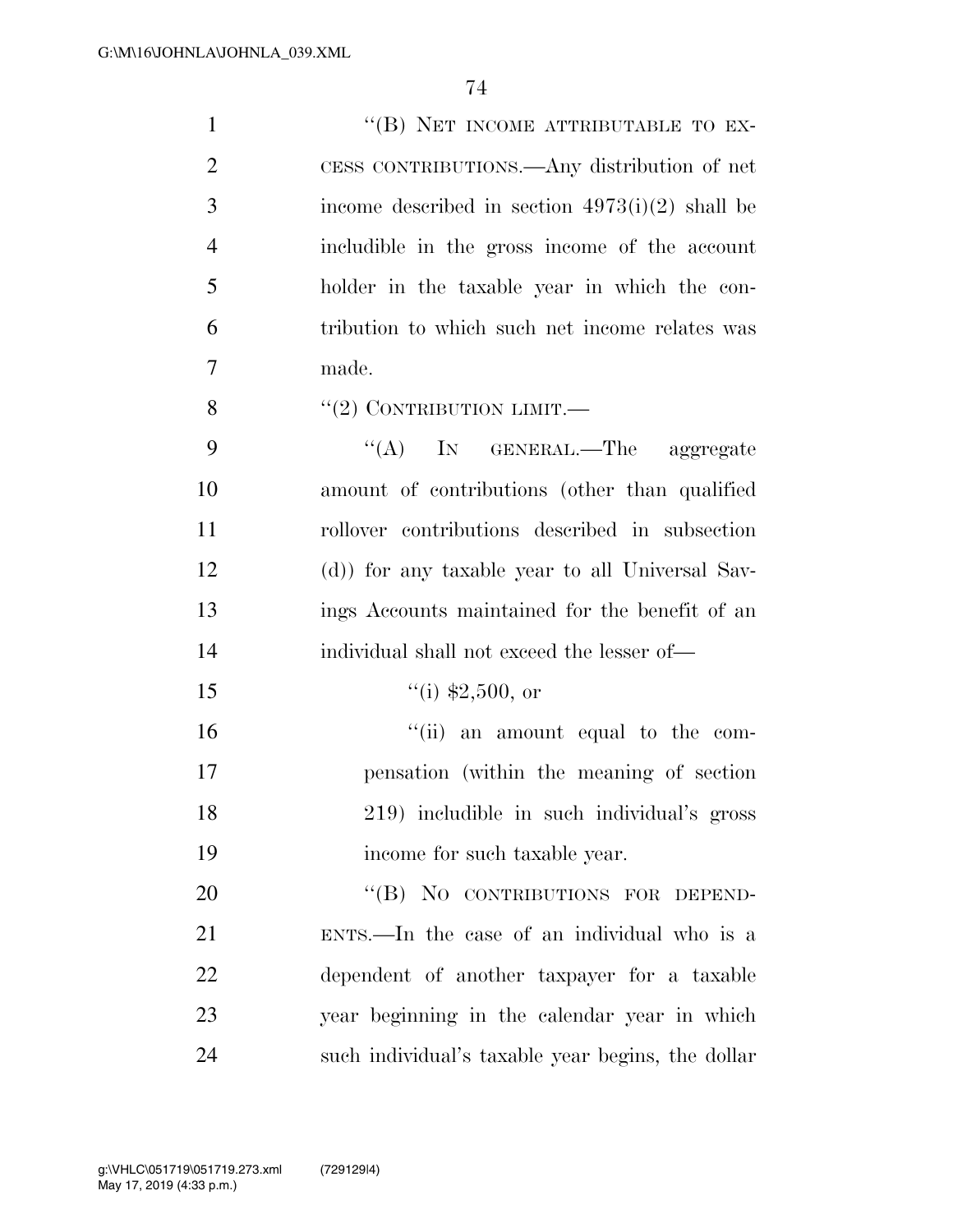"(B) NET INCOME ATTRIBUTABLE TO EXCESS CONTRIBUTIONS.—Any distribution of net income described in section 4973(i)(2) shall be includible in the gross income of the account holder in the taxable year in which the contribution to which such net income relates was made.

"(2) CONTRIBUTION LIMIT.—

"(A) IN GENERAL.—The aggregate amount of contributions (other than qualified rollover contributions described in subsection (d)) for any taxable year to all Universal Savings Accounts maintained for the benefit of an individual shall not exceed the lesser of—

"(i) $2,500, or

"(ii) an amount equal to the compensation (within the meaning of section 219) includible in such individual's gross income for such taxable year.

"(B) NO CONTRIBUTIONS FOR DEPENDENTS.—In the case of an individual who is a dependent of another taxpayer for a taxable year beginning in the calendar year in which such individual's taxable year begins, the dollar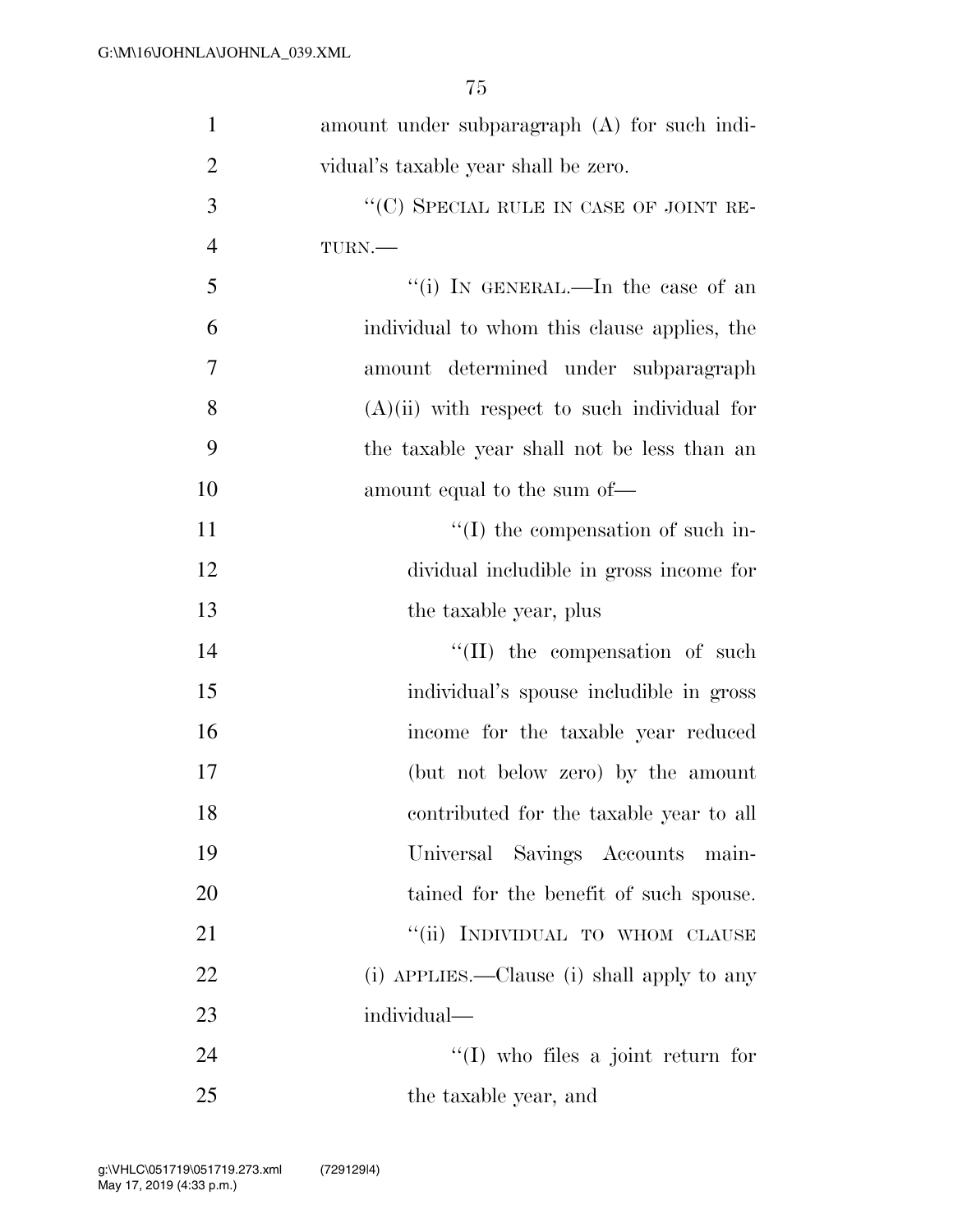amount under subparagraph (A) for such individual's taxable year shall be zero.

"(C) SPECIAL RULE IN CASE OF JOINT RETURN.—

"(i) IN GENERAL.—In the case of an individual to whom this clause applies, the amount determined under subparagraph (A)(ii) with respect to such individual for the taxable year shall not be less than an amount equal to the sum of—

"(I) the compensation of such individual includible in gross income for the taxable year, plus

"(II) the compensation of such individual's spouse includible in gross income for the taxable year reduced (but not below zero) by the amount contributed for the taxable year to all Universal Savings Accounts maintained for the benefit of such spouse.

"(ii) INDIVIDUAL TO WHOM CLAUSE (i) APPLIES.—Clause (i) shall apply to any individual—

"(I) who files a joint return for the taxable year, and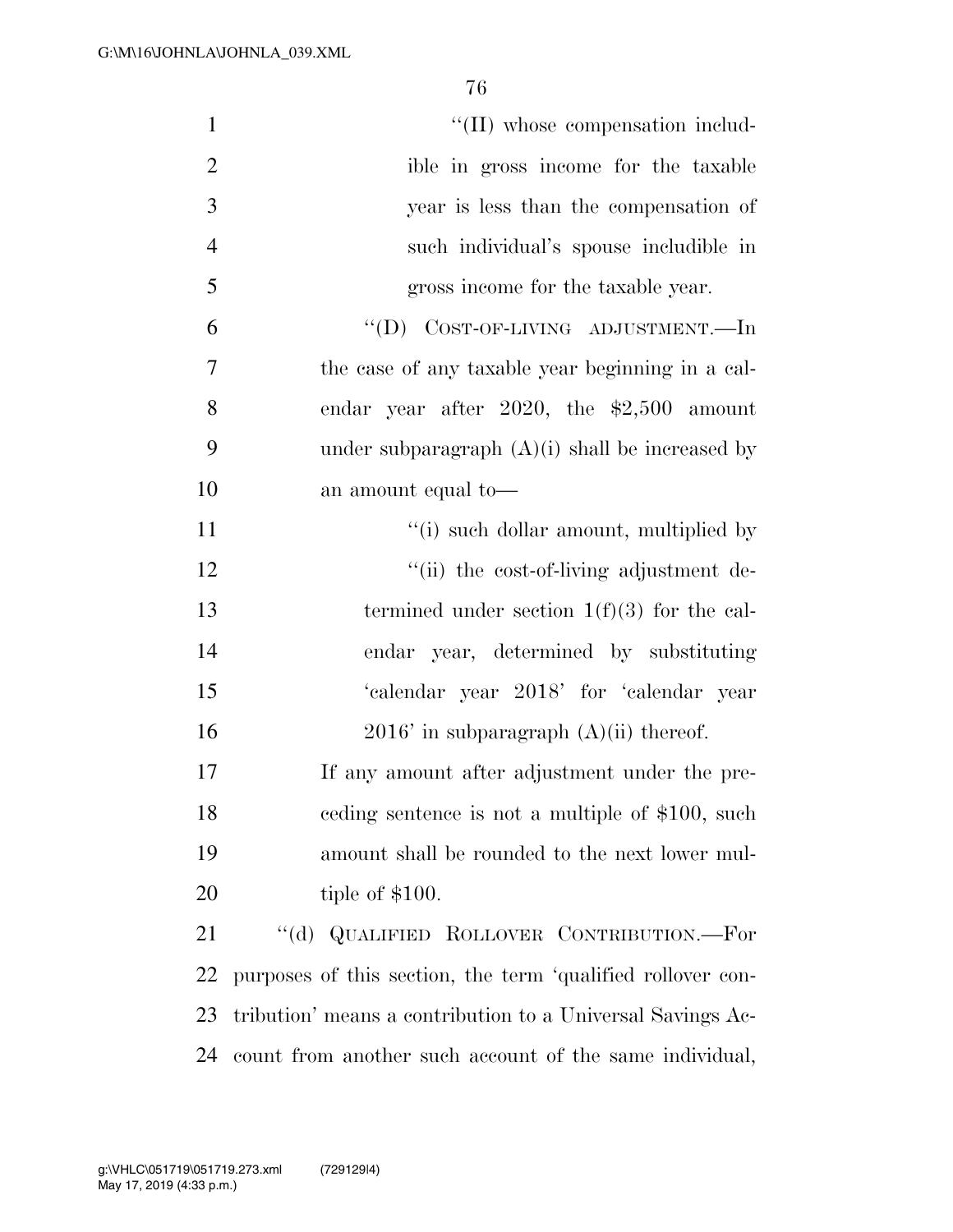"(II) whose compensation includible in gross income for the taxable year is less than the compensation of such individual's spouse includible in gross income for the taxable year.

"(D) COST-OF-LIVING ADJUSTMENT.—In the case of any taxable year beginning in a calendar year after 2020, the $2,500 amount under subparagraph (A)(i) shall be increased by an amount equal to—

"(i) such dollar amount, multiplied by

"(ii) the cost-of-living adjustment determined under section 1(f)(3) for the calendar year, determined by substituting 'calendar year 2018' for 'calendar year 2016' in subparagraph (A)(ii) thereof.

If any amount after adjustment under the preceding sentence is not a multiple of $100, such amount shall be rounded to the next lower multiple of $100.

"(d) QUALIFIED ROLLOVER CONTRIBUTION.—For purposes of this section, the term 'qualified rollover contribution' means a contribution to a Universal Savings Account from another such account of the same individual,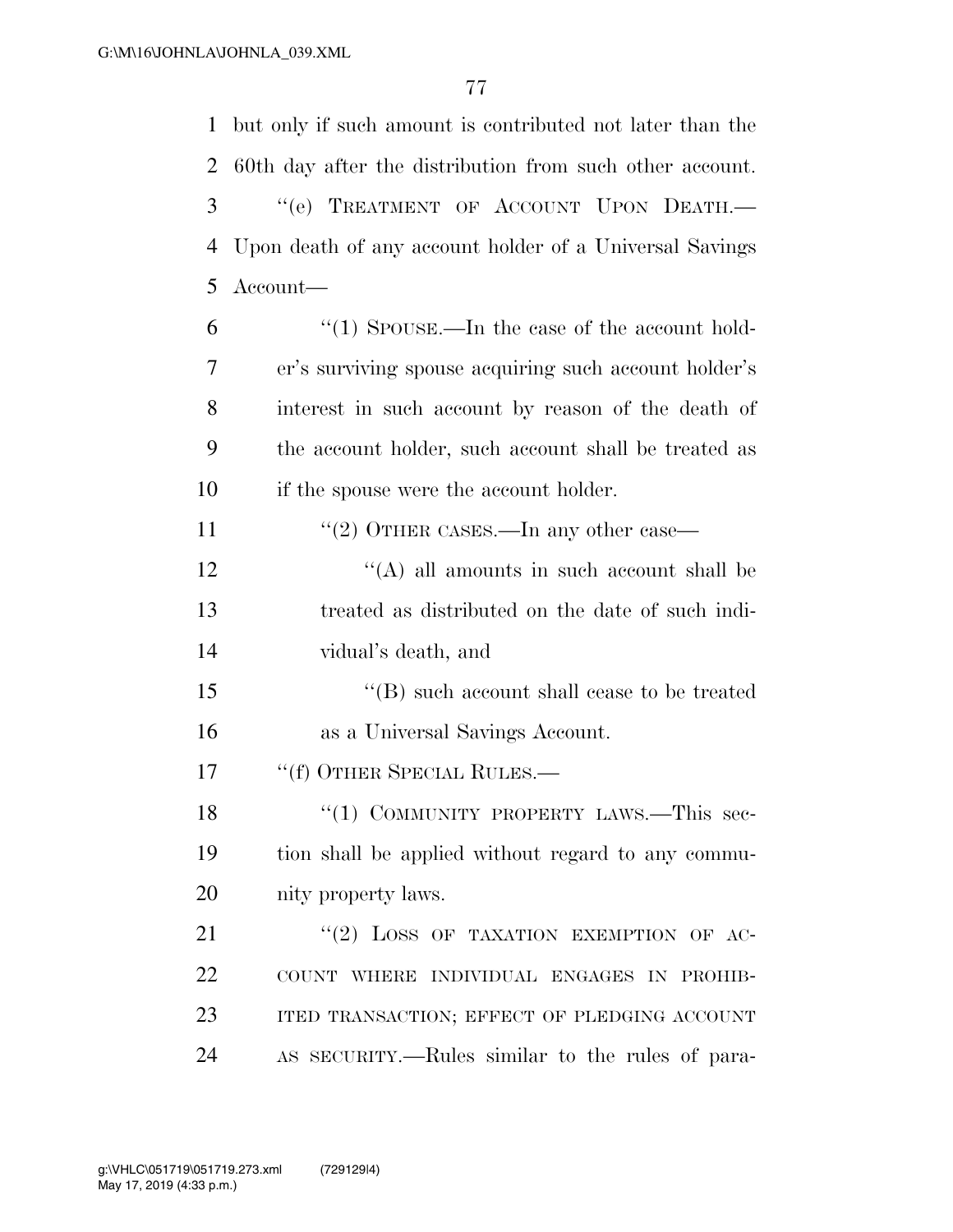but only if such amount is contributed not later than the 60th day after the distribution from such other account.

"(e) TREATMENT OF ACCOUNT UPON DEATH.—Upon death of any account holder of a Universal Savings Account—

"(1) SPOUSE.—In the case of the account holder's surviving spouse acquiring such account holder's interest in such account by reason of the death of the account holder, such account shall be treated as if the spouse were the account holder.

"(2) OTHER CASES.—In any other case—

"(A) all amounts in such account shall be treated as distributed on the date of such individual's death, and

"(B) such account shall cease to be treated as a Universal Savings Account.

"(f) OTHER SPECIAL RULES.—

"(1) COMMUNITY PROPERTY LAWS.—This section shall be applied without regard to any community property laws.

"(2) LOSS OF TAXATION EXEMPTION OF ACCOUNT WHERE INDIVIDUAL ENGAGES IN PROHIBITED TRANSACTION; EFFECT OF PLEDGING ACCOUNT AS SECURITY.—Rules similar to the rules of para-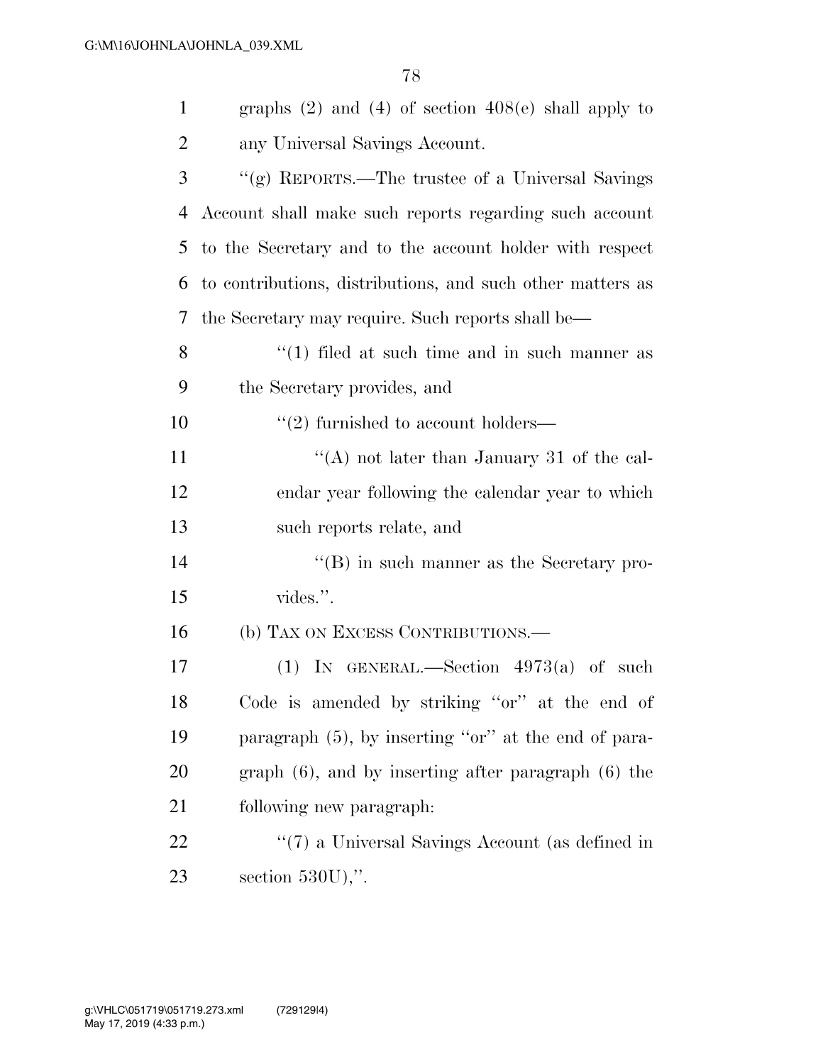graphs (2) and (4) of section 408(e) shall apply to any Universal Savings Account.

''(g) REPORTS.—The trustee of a Universal Savings Account shall make such reports regarding such account to the Secretary and to the account holder with respect to contributions, distributions, and such other matters as the Secretary may require. Such reports shall be—

''(1) filed at such time and in such manner as the Secretary provides, and

''(2) furnished to account holders—

''(A) not later than January 31 of the calendar year following the calendar year to which such reports relate, and

''(B) in such manner as the Secretary provides.''.

(b) TAX ON EXCESS CONTRIBUTIONS.—

(1) IN GENERAL.—Section 4973(a) of such Code is amended by striking ''or'' at the end of paragraph (5), by inserting ''or'' at the end of paragraph (6), and by inserting after paragraph (6) the following new paragraph:

''(7) a Universal Savings Account (as defined in section 530U),''.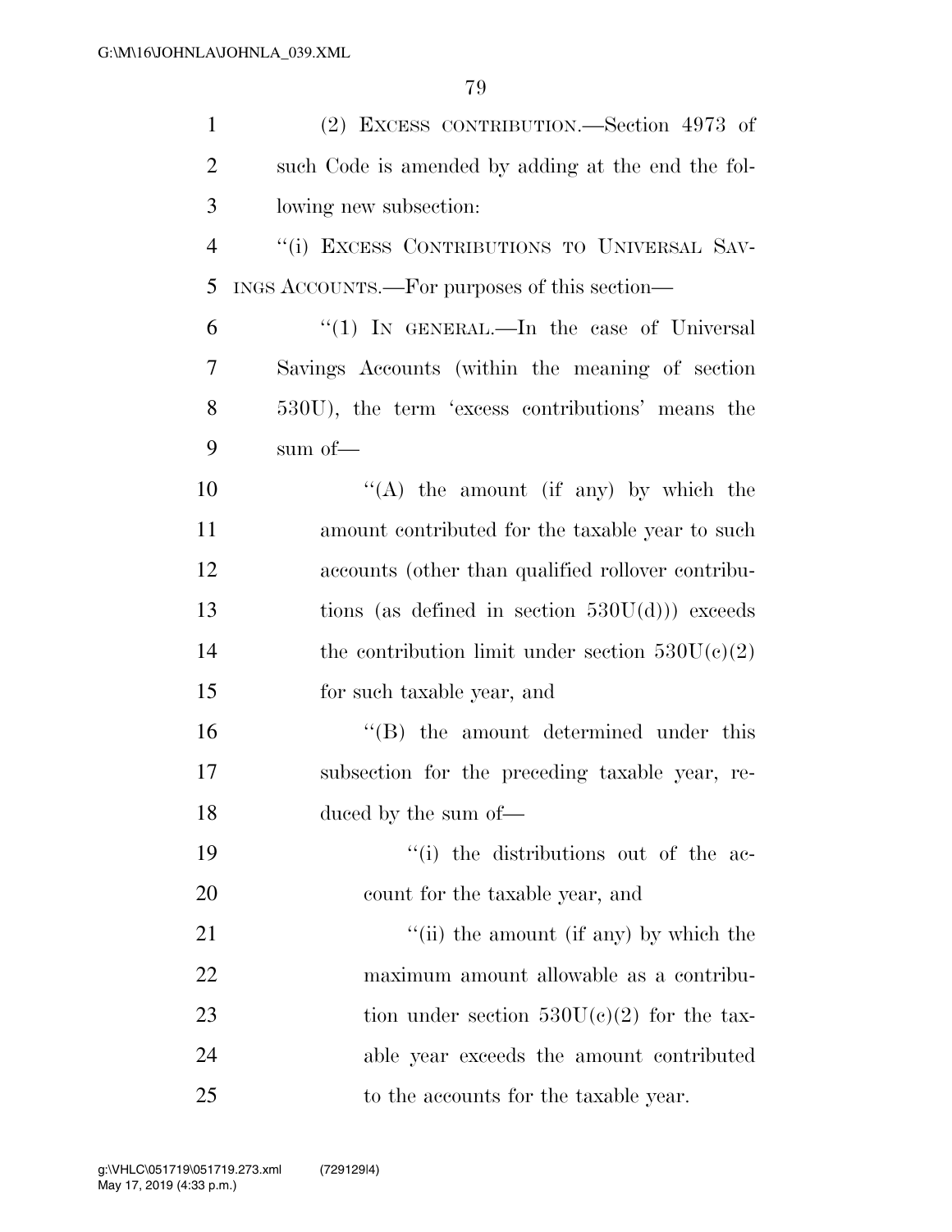(2) EXCESS CONTRIBUTION.—Section 4973 of such Code is amended by adding at the end the following new subsection:

"(i) EXCESS CONTRIBUTIONS TO UNIVERSAL SAVINGS ACCOUNTS.—For purposes of this section—

"(1) IN GENERAL.—In the case of Universal Savings Accounts (within the meaning of section 530U), the term 'excess contributions' means the sum of—

"(A) the amount (if any) by which the amount contributed for the taxable year to such accounts (other than qualified rollover contributions (as defined in section 530U(d))) exceeds the contribution limit under section 530U(c)(2) for such taxable year, and

"(B) the amount determined under this subsection for the preceding taxable year, reduced by the sum of—

"(i) the distributions out of the account for the taxable year, and

"(ii) the amount (if any) by which the maximum amount allowable as a contribution under section 530U(c)(2) for the taxable year exceeds the amount contributed to the accounts for the taxable year.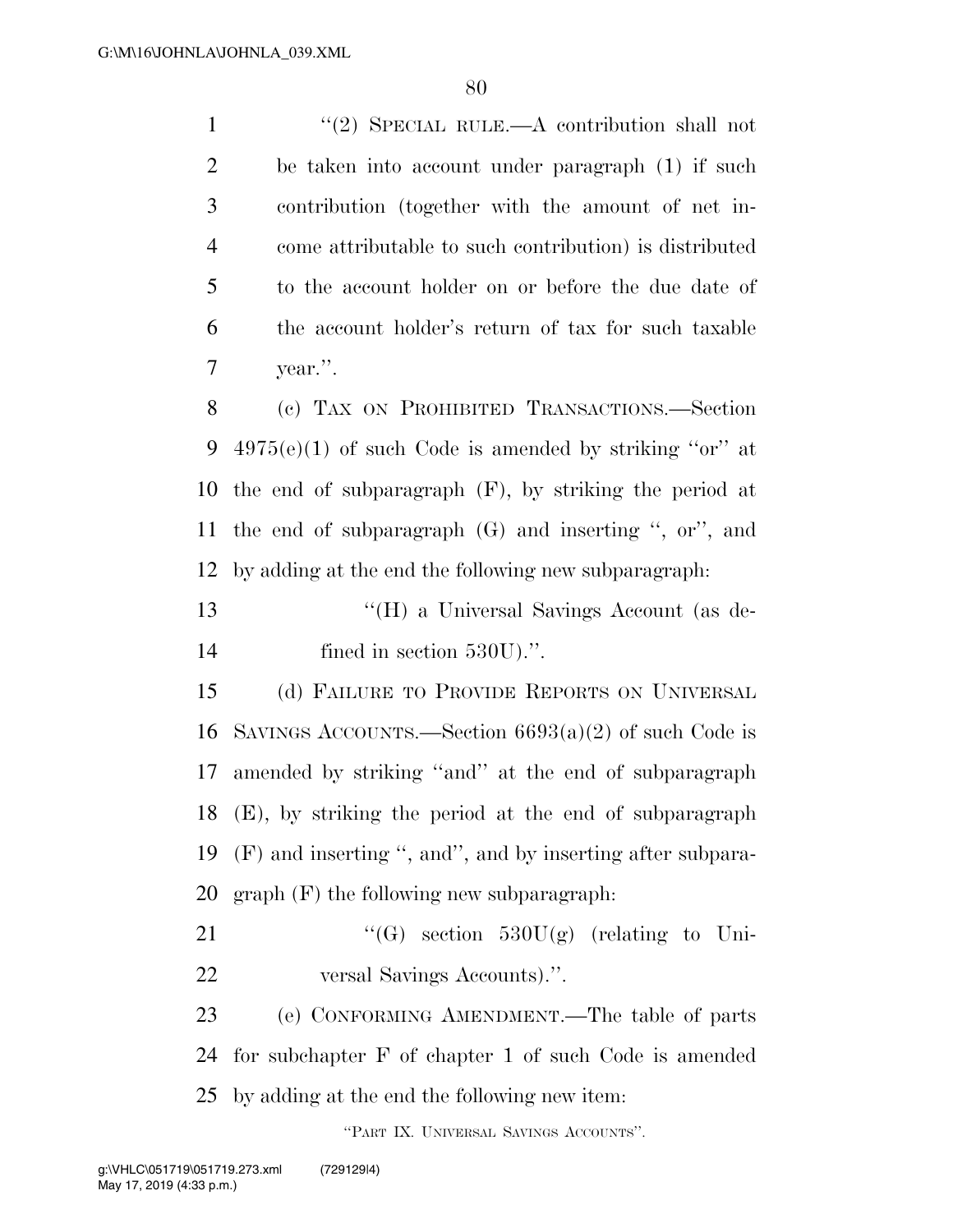"(2) SPECIAL RULE.—A contribution shall not be taken into account under paragraph (1) if such contribution (together with the amount of net income attributable to such contribution) is distributed to the account holder on or before the due date of the account holder's return of tax for such taxable year.".

(c) TAX ON PROHIBITED TRANSACTIONS.—Section 4975(e)(1) of such Code is amended by striking "or" at the end of subparagraph (F), by striking the period at the end of subparagraph (G) and inserting ", or", and by adding at the end the following new subparagraph:

"(H) a Universal Savings Account (as defined in section 530U).".

(d) FAILURE TO PROVIDE REPORTS ON UNIVERSAL SAVINGS ACCOUNTS.—Section 6693(a)(2) of such Code is amended by striking "and" at the end of subparagraph (E), by striking the period at the end of subparagraph (F) and inserting ", and", and by inserting after subparagraph (F) the following new subparagraph:

"(G) section 530U(g) (relating to Universal Savings Accounts).".

(e) CONFORMING AMENDMENT.—The table of parts for subchapter F of chapter 1 of such Code is amended by adding at the end the following new item:

"PART IX. UNIVERSAL SAVINGS ACCOUNTS".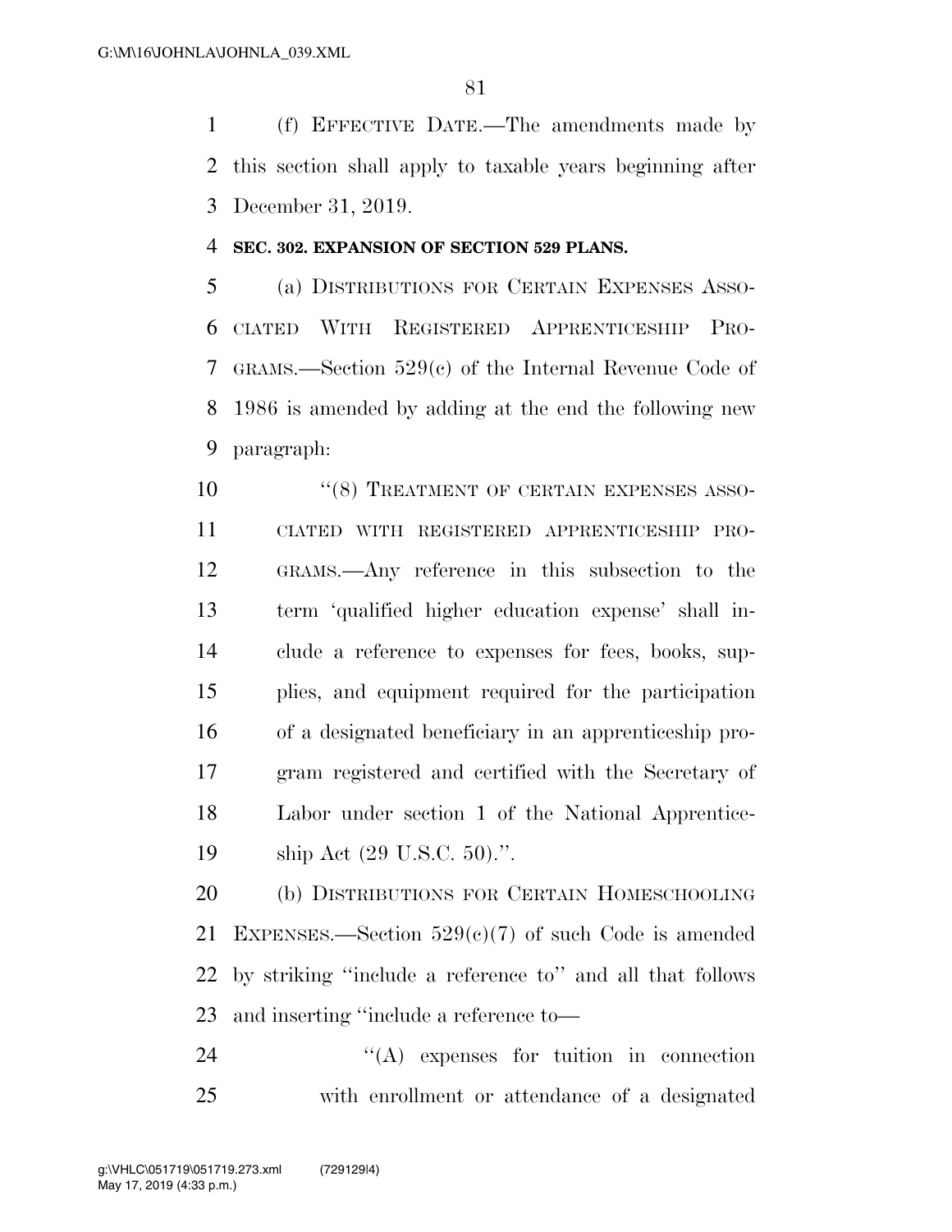(f) EFFECTIVE DATE.—The amendments made by this section shall apply to taxable years beginning after December 31, 2019.

**SEC. 302. EXPANSION OF SECTION 529 PLANS.**

(a) DISTRIBUTIONS FOR CERTAIN EXPENSES ASSOCIATED WITH REGISTERED APPRENTICESHIP PROGRAMS.—Section 529(c) of the Internal Revenue Code of 1986 is amended by adding at the end the following new paragraph:

"(8) TREATMENT OF CERTAIN EXPENSES ASSOCIATED WITH REGISTERED APPRENTICESHIP PROGRAMS.—Any reference in this subsection to the term 'qualified higher education expense' shall include a reference to expenses for fees, books, supplies, and equipment required for the participation of a designated beneficiary in an apprenticeship program registered and certified with the Secretary of Labor under section 1 of the National Apprenticeship Act (29 U.S.C. 50).".

(b) DISTRIBUTIONS FOR CERTAIN HOMESCHOOLING EXPENSES.—Section 529(c)(7) of such Code is amended by striking "include a reference to" and all that follows and inserting "include a reference to—

"(A) expenses for tuition in connection with enrollment or attendance of a designated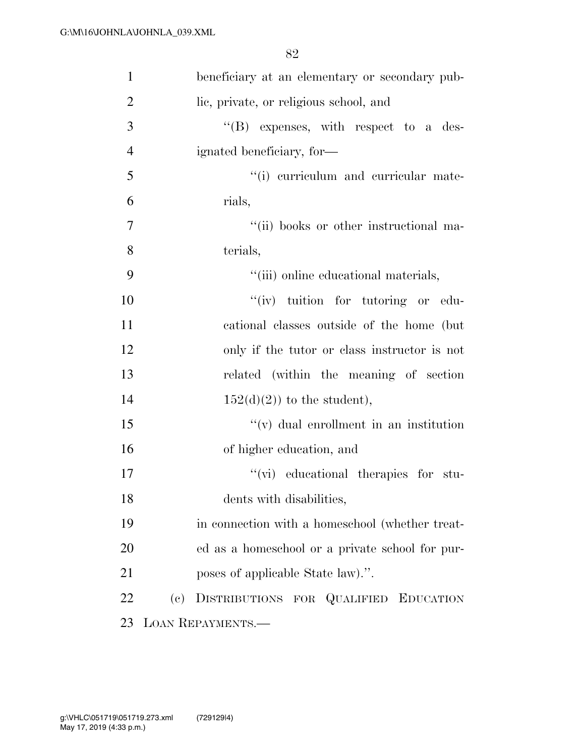beneficiary at an elementary or secondary public, private, or religious school, and

"(B) expenses, with respect to a designated beneficiary, for—

"(i) curriculum and curricular materials,

"(ii) books or other instructional materials,

"(iii) online educational materials,

"(iv) tuition for tutoring or educational classes outside of the home (but only if the tutor or class instructor is not related (within the meaning of section 152(d)(2)) to the student),

"(v) dual enrollment in an institution of higher education, and

"(vi) educational therapies for students with disabilities,

in connection with a homeschool (whether treated as a homeschool or a private school for purposes of applicable State law).".

(c) DISTRIBUTIONS FOR QUALIFIED EDUCATION LOAN REPAYMENTS.—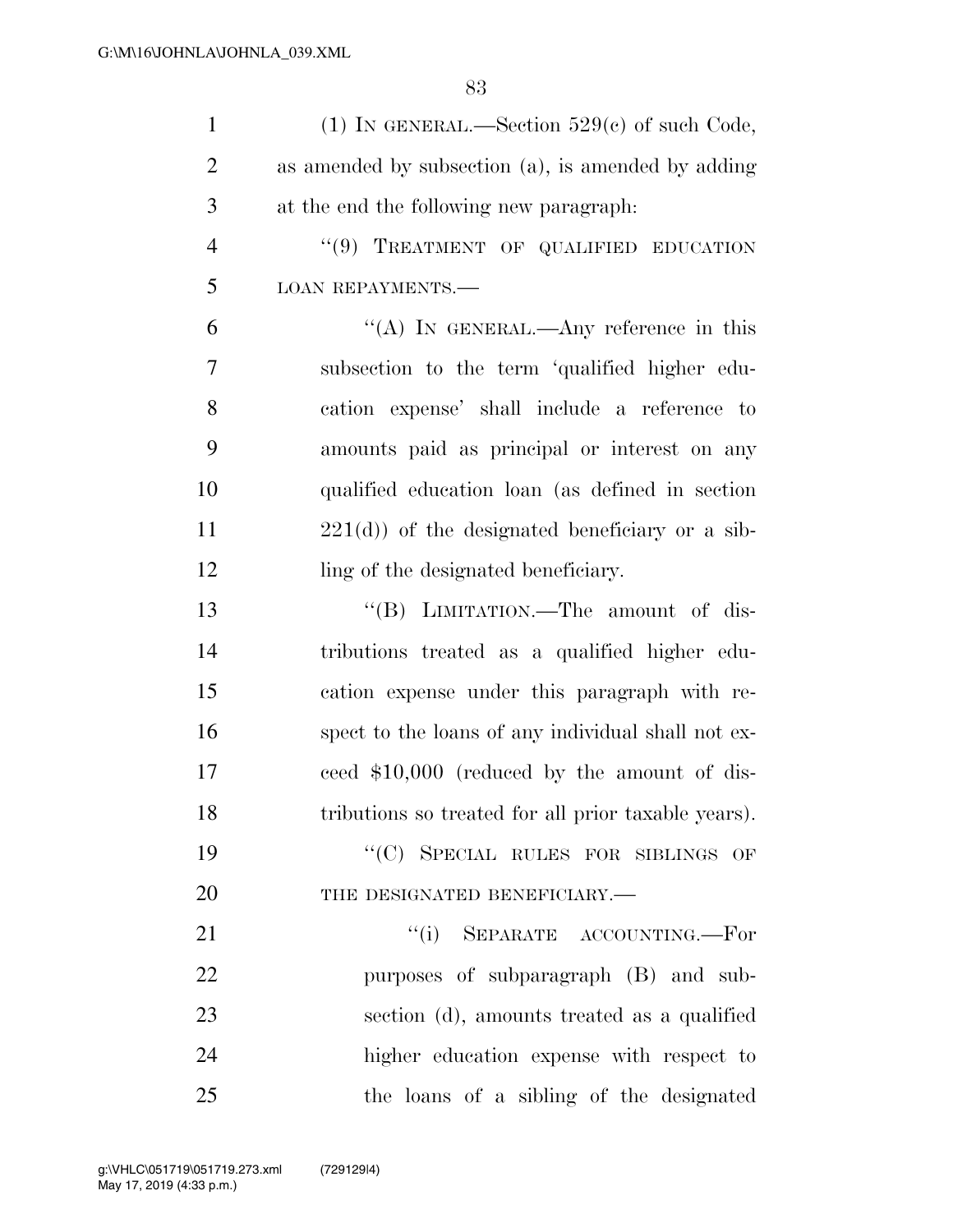(1) IN GENERAL.—Section 529(c) of such Code, as amended by subsection (a), is amended by adding at the end the following new paragraph:

"(9) TREATMENT OF QUALIFIED EDUCATION LOAN REPAYMENTS.—

"(A) IN GENERAL.—Any reference in this subsection to the term 'qualified higher education expense' shall include a reference to amounts paid as principal or interest on any qualified education loan (as defined in section 221(d)) of the designated beneficiary or a sibling of the designated beneficiary.

"(B) LIMITATION.—The amount of distributions treated as a qualified higher education expense under this paragraph with respect to the loans of any individual shall not exceed $10,000 (reduced by the amount of distributions so treated for all prior taxable years).

"(C) SPECIAL RULES FOR SIBLINGS OF THE DESIGNATED BENEFICIARY.—

"(i) SEPARATE ACCOUNTING.—For purposes of subparagraph (B) and subsection (d), amounts treated as a qualified higher education expense with respect to the loans of a sibling of the designated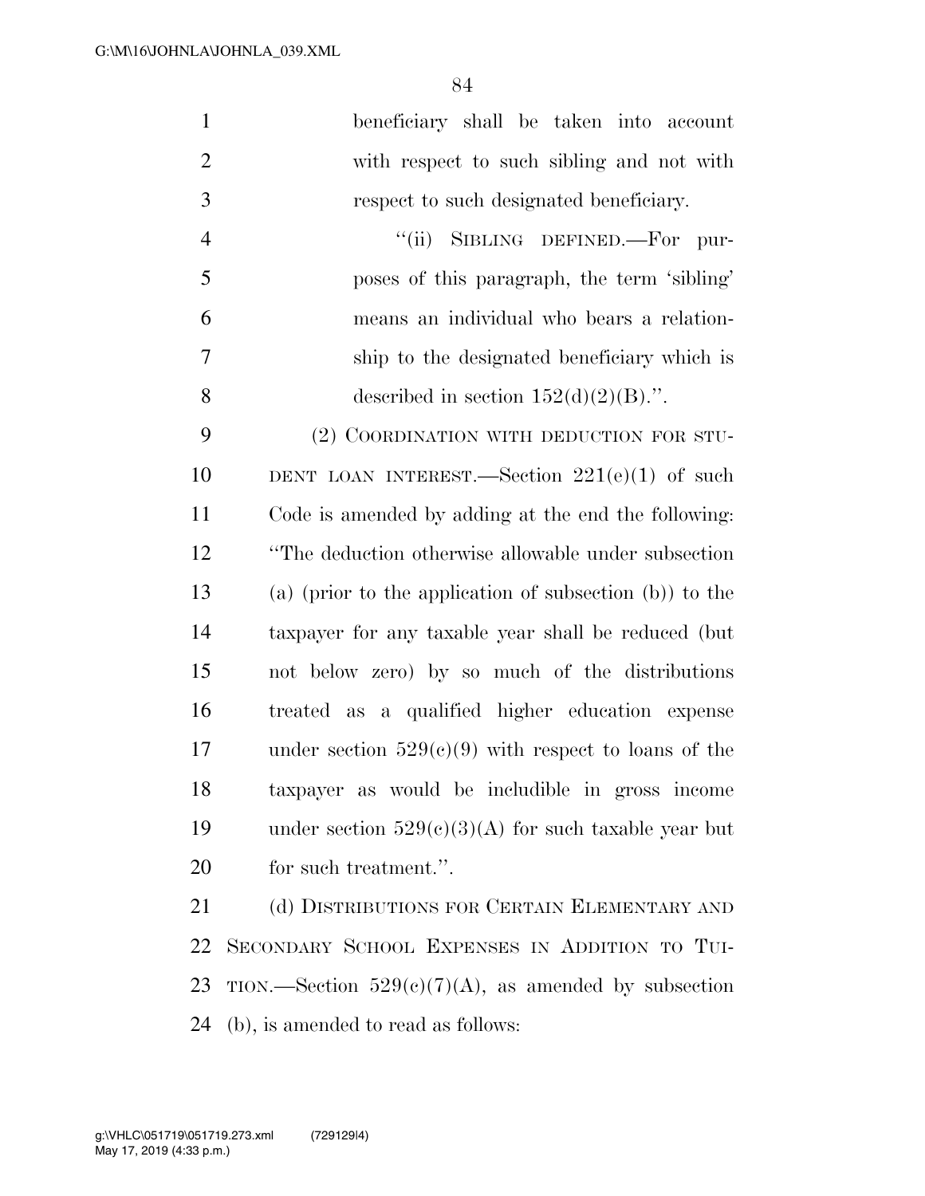beneficiary shall be taken into account with respect to such sibling and not with respect to such designated beneficiary.

"(ii) SIBLING DEFINED.—For purposes of this paragraph, the term 'sibling' means an individual who bears a relationship to the designated beneficiary which is described in section 152(d)(2)(B).".

(2) COORDINATION WITH DEDUCTION FOR STUDENT LOAN INTEREST.—Section 221(e)(1) of such Code is amended by adding at the end the following: "The deduction otherwise allowable under subsection (a) (prior to the application of subsection (b)) to the taxpayer for any taxable year shall be reduced (but not below zero) by so much of the distributions treated as a qualified higher education expense under section 529(c)(9) with respect to loans of the taxpayer as would be includible in gross income under section 529(c)(3)(A) for such taxable year but for such treatment.".

(d) DISTRIBUTIONS FOR CERTAIN ELEMENTARY AND SECONDARY SCHOOL EXPENSES IN ADDITION TO TUITION.—Section 529(c)(7)(A), as amended by subsection (b), is amended to read as follows: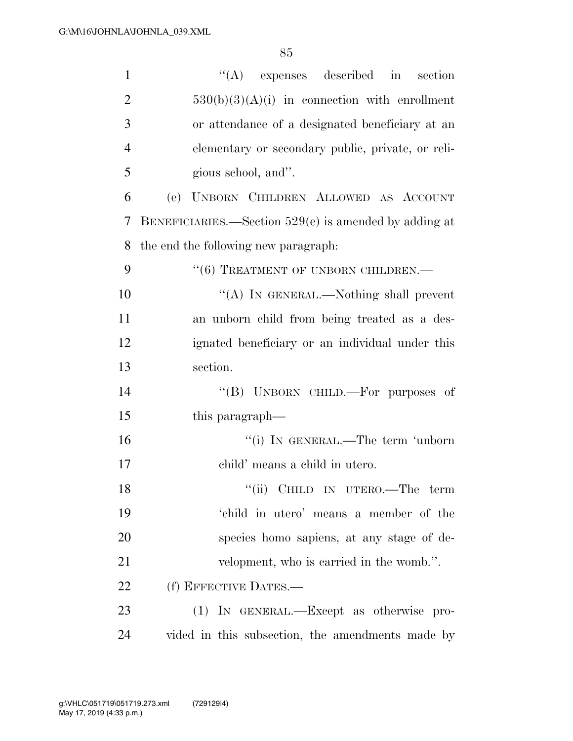"(A) expenses described in section 530(b)(3)(A)(i) in connection with enrollment or attendance of a designated beneficiary at an elementary or secondary public, private, or religious school, and".

(e) UNBORN CHILDREN ALLOWED AS ACCOUNT BENEFICIARIES.—Section 529(e) is amended by adding at the end the following new paragraph:

"(6) TREATMENT OF UNBORN CHILDREN.—

"(A) IN GENERAL.—Nothing shall prevent an unborn child from being treated as a designated beneficiary or an individual under this section.

"(B) UNBORN CHILD.—For purposes of this paragraph—

"(i) IN GENERAL.—The term 'unborn child' means a child in utero.

"(ii) CHILD IN UTERO.—The term 'child in utero' means a member of the species homo sapiens, at any stage of development, who is carried in the womb.".

(f) EFFECTIVE DATES.—

(1) IN GENERAL.—Except as otherwise provided in this subsection, the amendments made by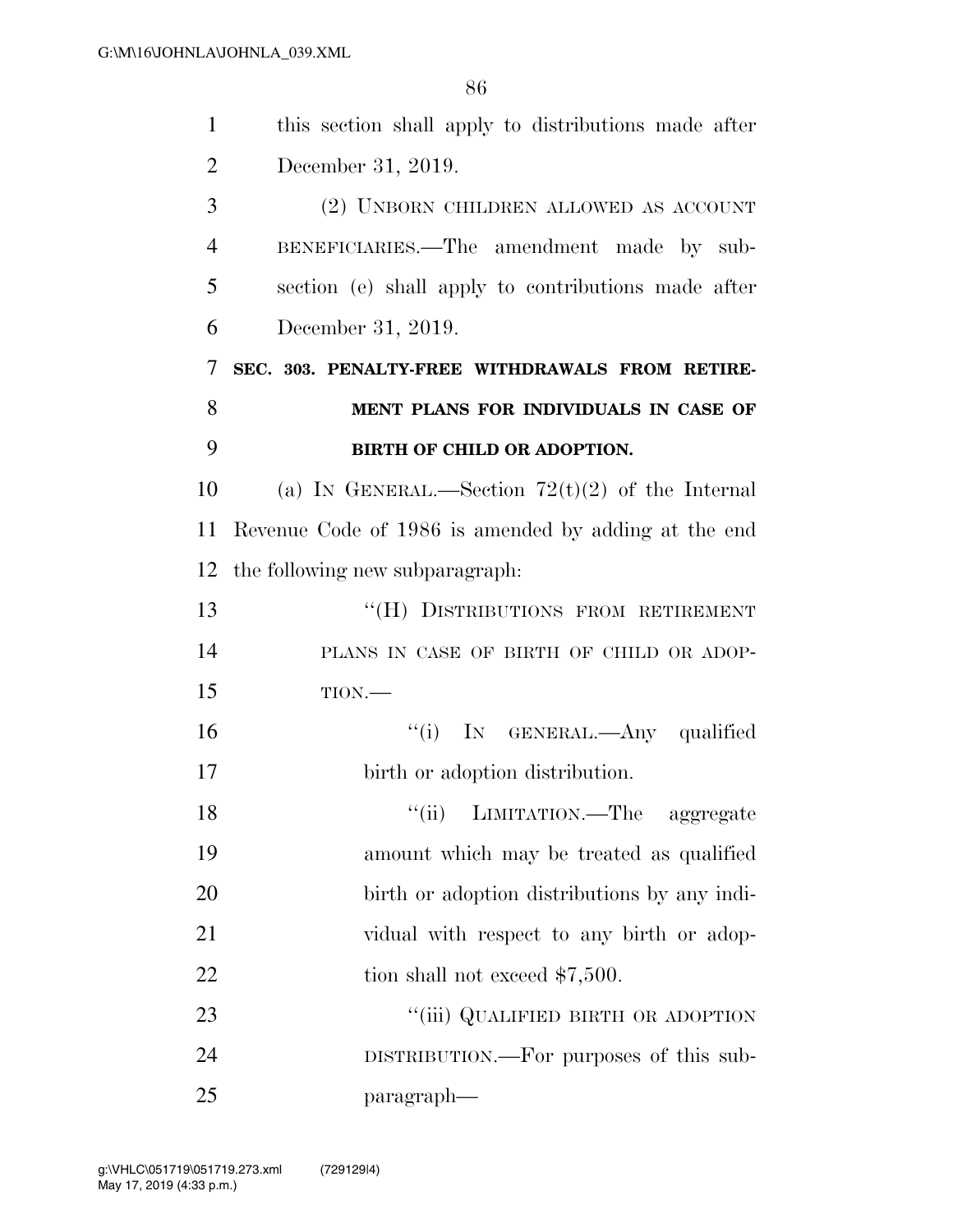this section shall apply to distributions made after December 31, 2019.

(2) UNBORN CHILDREN ALLOWED AS ACCOUNT BENEFICIARIES.—The amendment made by subsection (e) shall apply to contributions made after December 31, 2019.

**SEC. 303. PENALTY-FREE WITHDRAWALS FROM RETIREMENT PLANS FOR INDIVIDUALS IN CASE OF BIRTH OF CHILD OR ADOPTION.**

(a) IN GENERAL.—Section 72(t)(2) of the Internal Revenue Code of 1986 is amended by adding at the end the following new subparagraph:

"(H) DISTRIBUTIONS FROM RETIREMENT PLANS IN CASE OF BIRTH OF CHILD OR ADOPTION.—

"(i) IN GENERAL.—Any qualified birth or adoption distribution.

"(ii) LIMITATION.—The aggregate amount which may be treated as qualified birth or adoption distributions by any individual with respect to any birth or adoption shall not exceed $7,500.

"(iii) QUALIFIED BIRTH OR ADOPTION DISTRIBUTION.—For purposes of this subparagraph—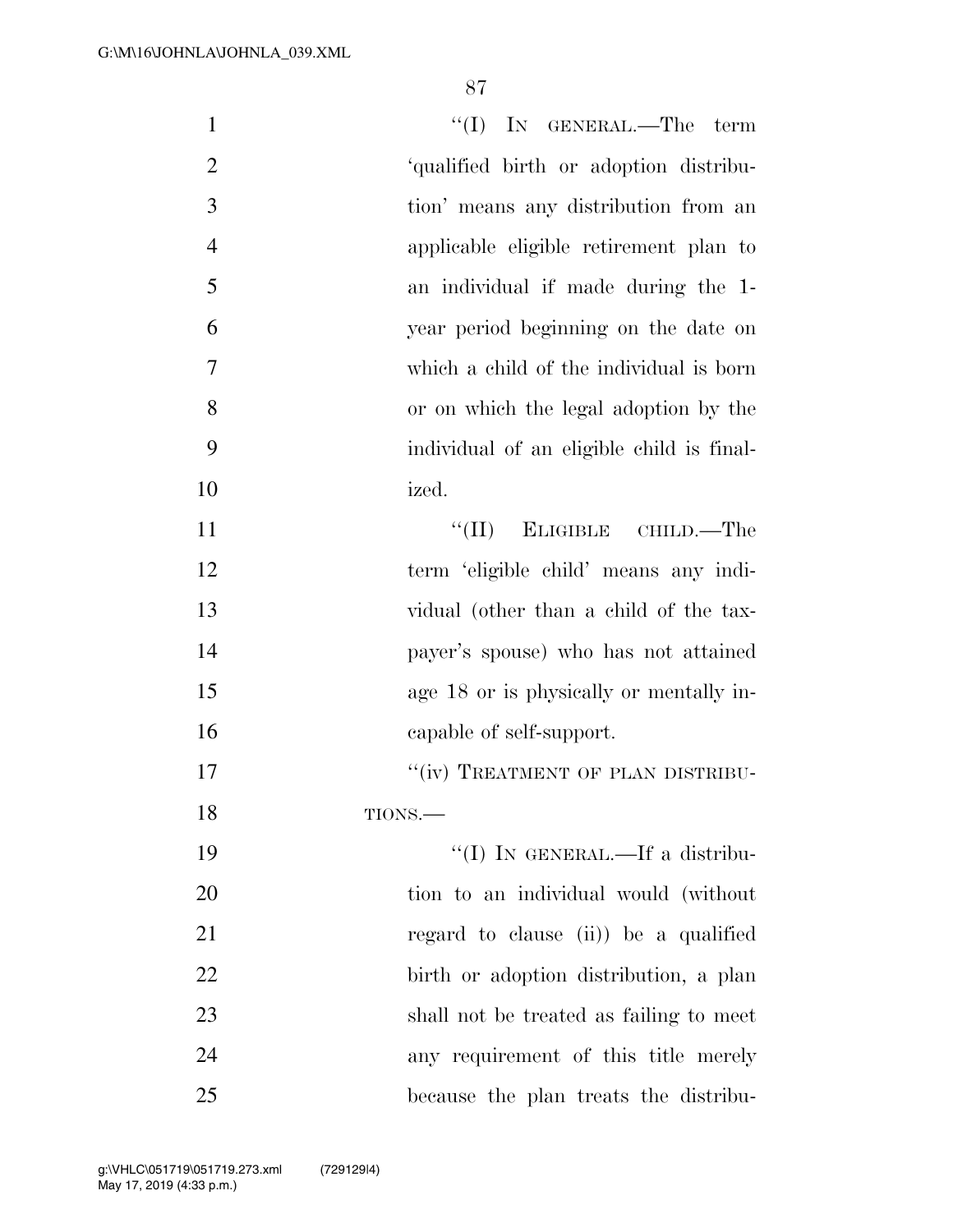"(I) IN GENERAL.—The term 'qualified birth or adoption distribution' means any distribution from an applicable eligible retirement plan to an individual if made during the 1-year period beginning on the date on which a child of the individual is born or on which the legal adoption by the individual of an eligible child is finalized.

"(II) ELIGIBLE CHILD.—The term 'eligible child' means any individual (other than a child of the taxpayer's spouse) who has not attained age 18 or is physically or mentally incapable of self-support.

"(iv) TREATMENT OF PLAN DISTRIBUTIONS.—

"(I) IN GENERAL.—If a distribution to an individual would (without regard to clause (ii)) be a qualified birth or adoption distribution, a plan shall not be treated as failing to meet any requirement of this title merely because the plan treats the distribu-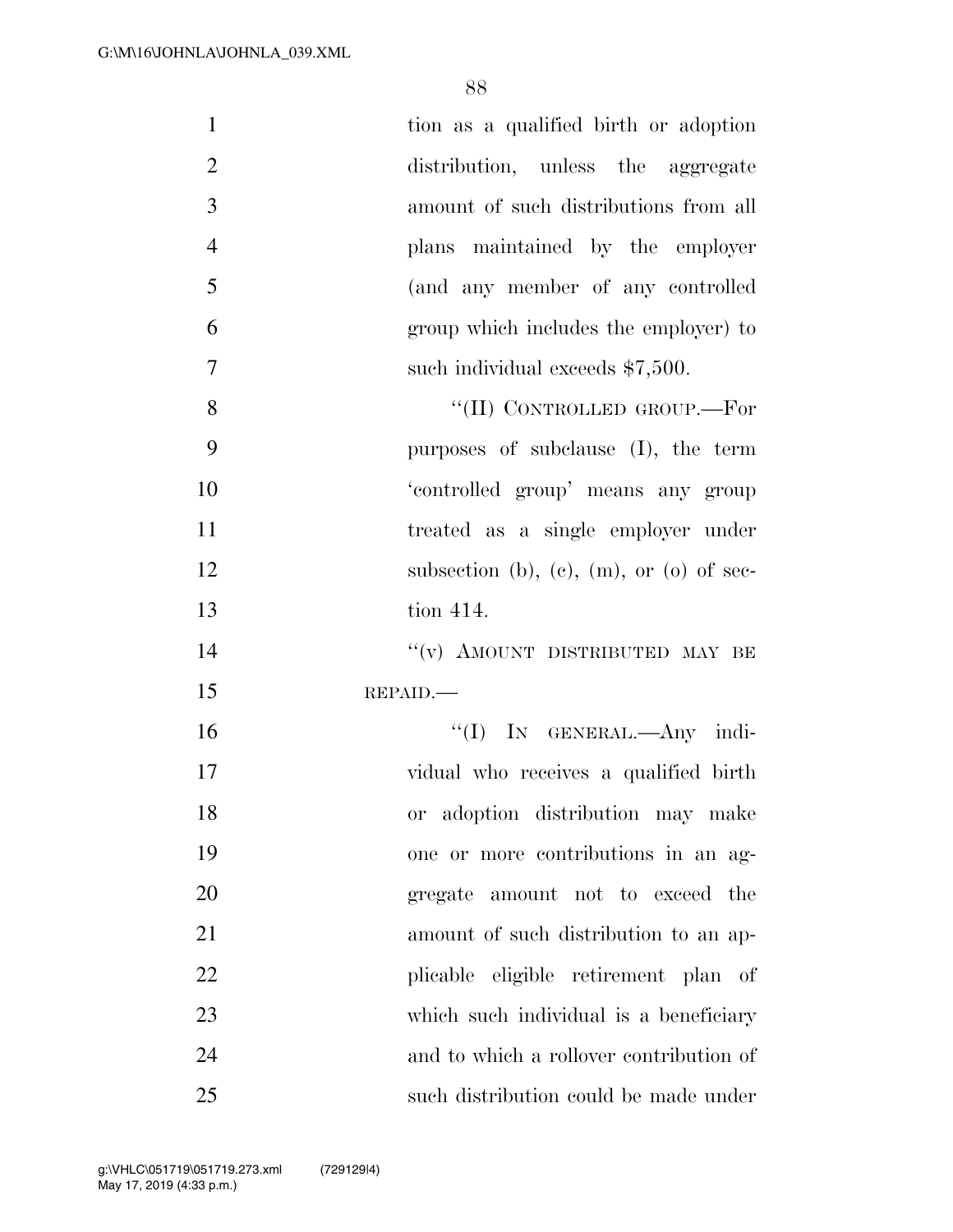tion as a qualified birth or adoption distribution, unless the aggregate amount of such distributions from all plans maintained by the employer (and any member of any controlled group which includes the employer) to such individual exceeds $7,500.

"(II) CONTROLLED GROUP.—For purposes of subclause (I), the term 'controlled group' means any group treated as a single employer under subsection (b), (c), (m), or (o) of section 414.

"(v) AMOUNT DISTRIBUTED MAY BE REPAID.—

"(I) IN GENERAL.—Any individual who receives a qualified birth or adoption distribution may make one or more contributions in an aggregate amount not to exceed the amount of such distribution to an applicable eligible retirement plan of which such individual is a beneficiary and to which a rollover contribution of such distribution could be made under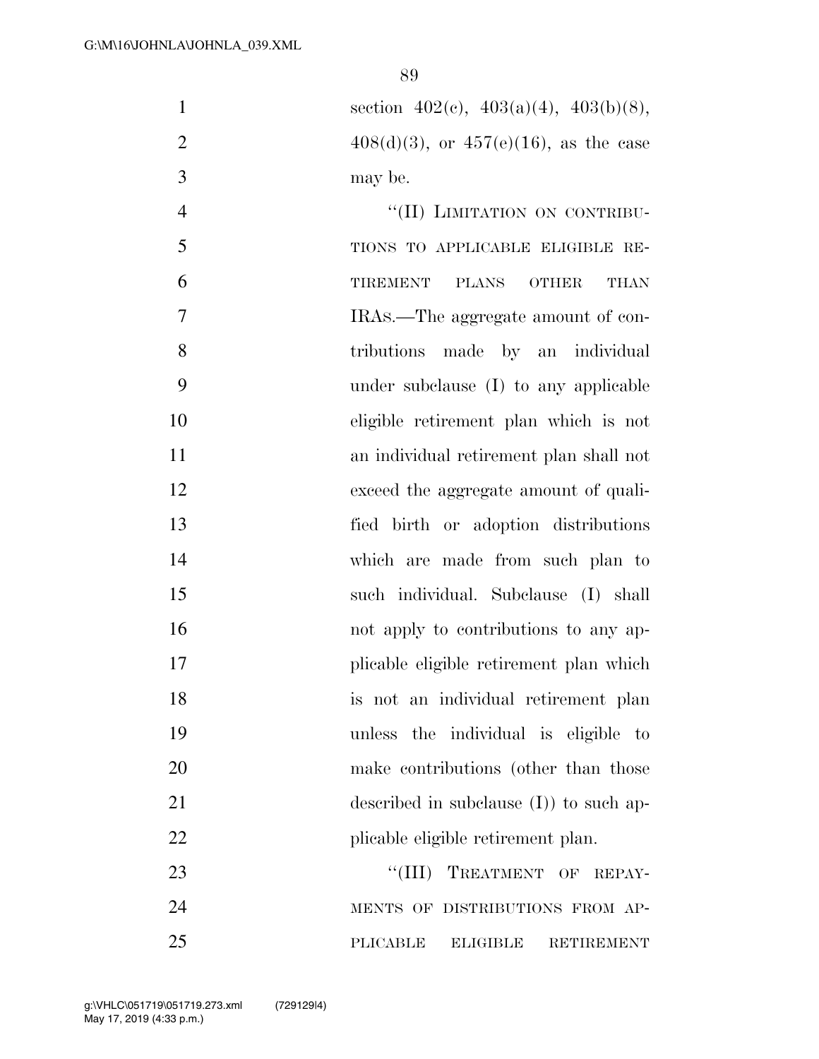section 402(c), 403(a)(4), 403(b)(8), 408(d)(3), or 457(e)(16), as the case may be.

"(II) LIMITATION ON CONTRIBUTIONS TO APPLICABLE ELIGIBLE RETIREMENT PLANS OTHER THAN IRAS.—The aggregate amount of contributions made by an individual under subclause (I) to any applicable eligible retirement plan which is not an individual retirement plan shall not exceed the aggregate amount of qualified birth or adoption distributions which are made from such plan to such individual. Subclause (I) shall not apply to contributions to any applicable eligible retirement plan which is not an individual retirement plan unless the individual is eligible to make contributions (other than those described in subclause (I)) to such applicable eligible retirement plan.

"(III) TREATMENT OF REPAYMENTS OF DISTRIBUTIONS FROM APPLICABLE ELIGIBLE RETIREMENT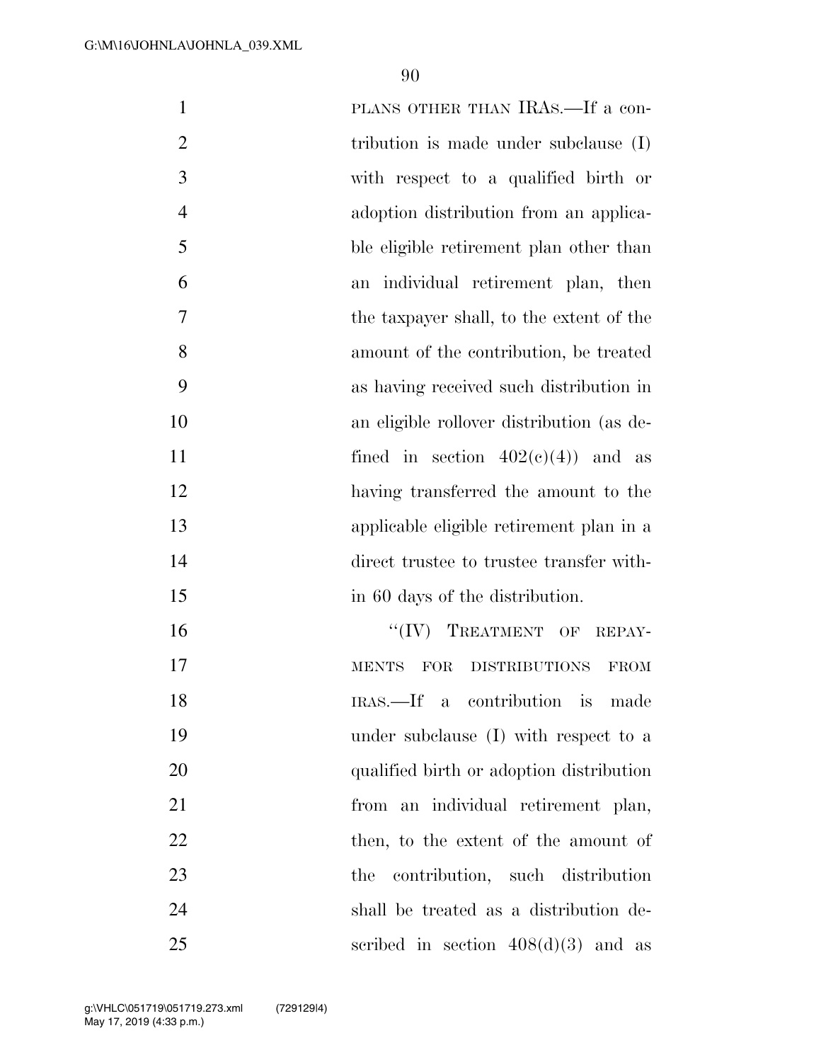PLANS OTHER THAN IRAS.—If a contribution is made under subclause (I) with respect to a qualified birth or adoption distribution from an applicable eligible retirement plan other than an individual retirement plan, then the taxpayer shall, to the extent of the amount of the contribution, be treated as having received such distribution in an eligible rollover distribution (as defined in section 402(c)(4)) and as having transferred the amount to the applicable eligible retirement plan in a direct trustee to trustee transfer within 60 days of the distribution.

"(IV) TREATMENT OF REPAYMENTS FOR DISTRIBUTIONS FROM IRAS.—If a contribution is made under subclause (I) with respect to a qualified birth or adoption distribution from an individual retirement plan, then, to the extent of the amount of the contribution, such distribution shall be treated as a distribution described in section 408(d)(3) and as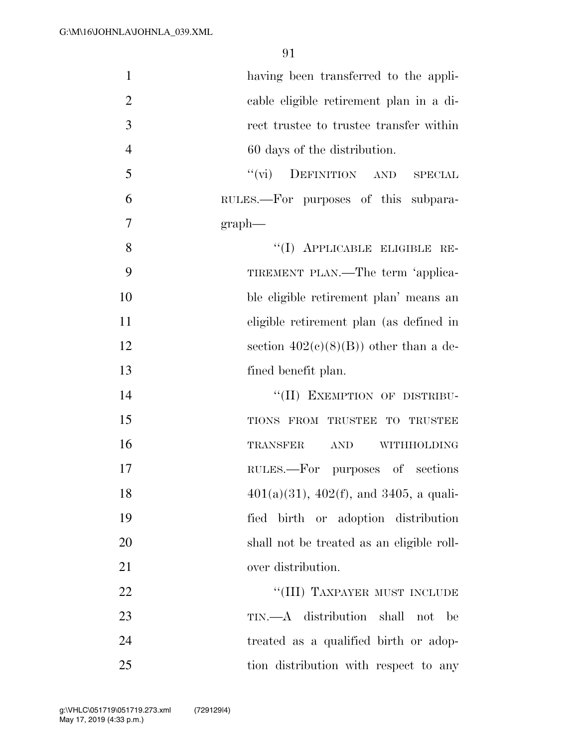having been transferred to the applicable eligible retirement plan in a direct trustee to trustee transfer within 60 days of the distribution.

"(vi) DEFINITION AND SPECIAL RULES.—For purposes of this subparagraph—

"(I) APPLICABLE ELIGIBLE RETIREMENT PLAN.—The term 'applicable eligible retirement plan' means an eligible retirement plan (as defined in section 402(c)(8)(B)) other than a defined benefit plan.

"(II) EXEMPTION OF DISTRIBUTIONS FROM TRUSTEE TO TRUSTEE TRANSFER AND WITHHOLDING RULES.—For purposes of sections 401(a)(31), 402(f), and 3405, a qualified birth or adoption distribution shall not be treated as an eligible rollover distribution.

"(III) TAXPAYER MUST INCLUDE TIN.—A distribution shall not be treated as a qualified birth or adoption distribution with respect to any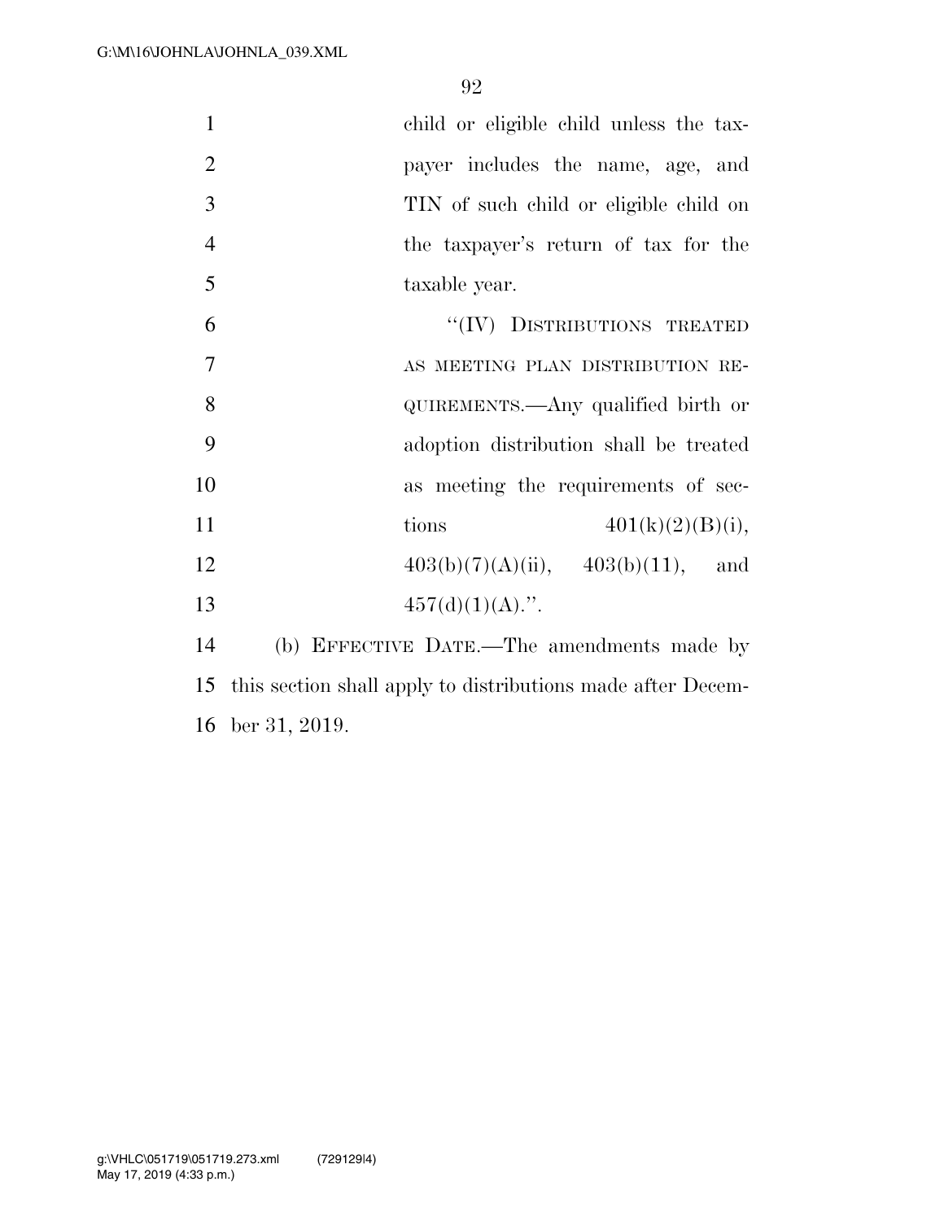child or eligible child unless the taxpayer includes the name, age, and TIN of such child or eligible child on the taxpayer's return of tax for the taxable year.

"(IV) DISTRIBUTIONS TREATED AS MEETING PLAN DISTRIBUTION REQUIREMENTS.—Any qualified birth or adoption distribution shall be treated as meeting the requirements of sections 401(k)(2)(B)(i), 403(b)(7)(A)(ii), 403(b)(11), and 457(d)(1)(A).".

(b) EFFECTIVE DATE.—The amendments made by this section shall apply to distributions made after December 31, 2019.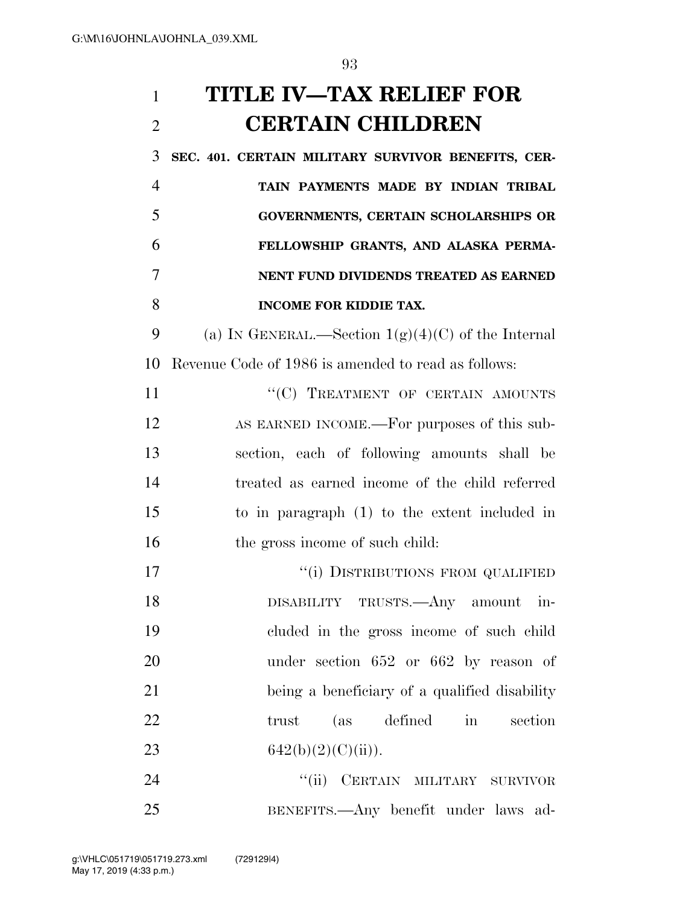# TITLE IV—TAX RELIEF FOR CERTAIN CHILDREN

**SEC. 401. CERTAIN MILITARY SURVIVOR BENEFITS, CERTAIN PAYMENTS MADE BY INDIAN TRIBAL GOVERNMENTS, CERTAIN SCHOLARSHIPS OR FELLOWSHIP GRANTS, AND ALASKA PERMANENT FUND DIVIDENDS TREATED AS EARNED INCOME FOR KIDDIE TAX.**

(a) IN GENERAL.—Section 1(g)(4)(C) of the Internal Revenue Code of 1986 is amended to read as follows:

"(C) TREATMENT OF CERTAIN AMOUNTS AS EARNED INCOME.—For purposes of this subsection, each of following amounts shall be treated as earned income of the child referred to in paragraph (1) to the extent included in the gross income of such child:

"(i) DISTRIBUTIONS FROM QUALIFIED DISABILITY TRUSTS.—Any amount included in the gross income of such child under section 652 or 662 by reason of being a beneficiary of a qualified disability trust (as defined in section 642(b)(2)(C)(ii)).

"(ii) CERTAIN MILITARY SURVIVOR BENEFITS.—Any benefit under laws ad-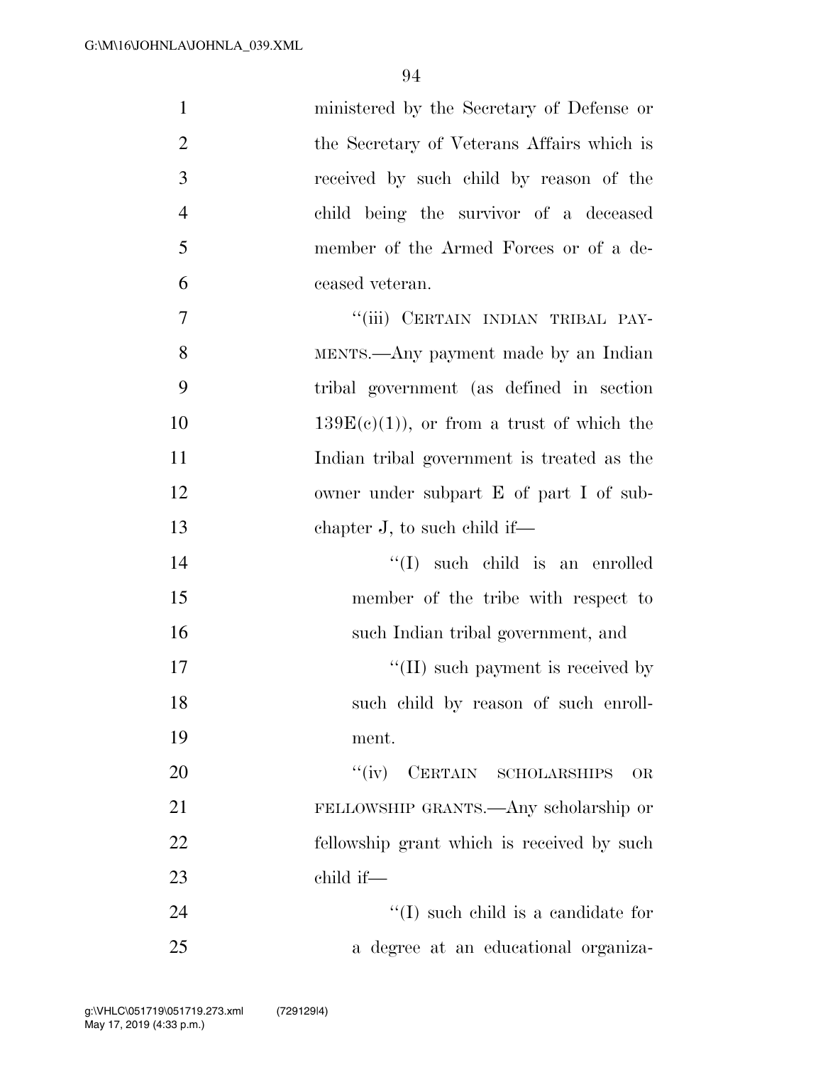ministered by the Secretary of Defense or the Secretary of Veterans Affairs which is received by such child by reason of the child being the survivor of a deceased member of the Armed Forces or of a deceased veteran.

"(iii) CERTAIN INDIAN TRIBAL PAYMENTS.—Any payment made by an Indian tribal government (as defined in section 139E(c)(1)), or from a trust of which the Indian tribal government is treated as the owner under subpart E of part I of subchapter J, to such child if—

"(I) such child is an enrolled member of the tribe with respect to such Indian tribal government, and

"(II) such payment is received by such child by reason of such enrollment.

"(iv) CERTAIN SCHOLARSHIPS OR FELLOWSHIP GRANTS.—Any scholarship or fellowship grant which is received by such child if—

"(I) such child is a candidate for a degree at an educational organiza-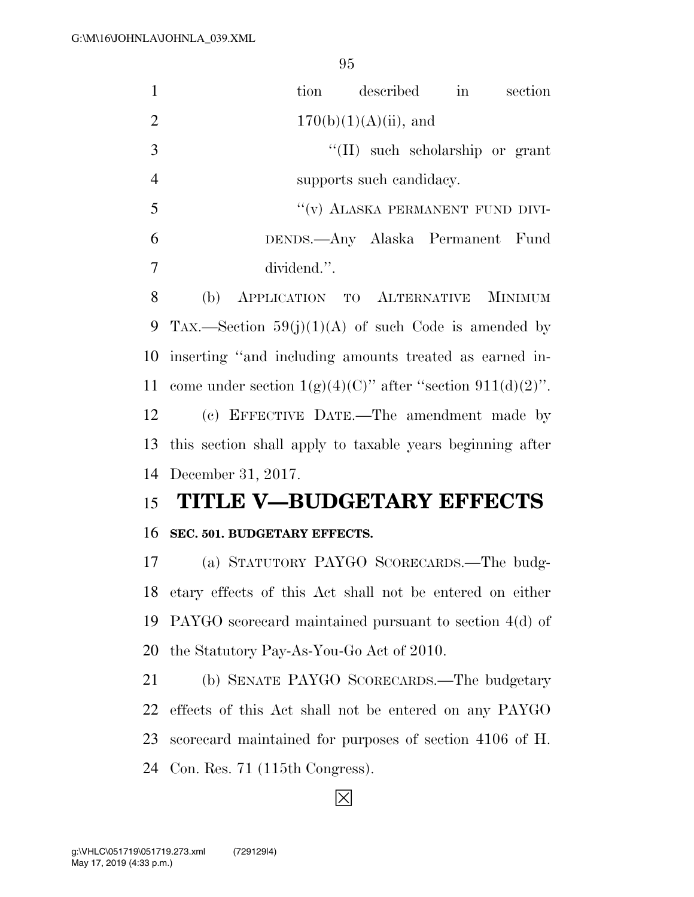tion described in section 170(b)(1)(A)(ii), and

"(II) such scholarship or grant supports such candidacy.

"(v) ALASKA PERMANENT FUND DIVIDENDS.—Any Alaska Permanent Fund dividend.".

(b) APPLICATION TO ALTERNATIVE MINIMUM TAX.—Section 59(j)(1)(A) of such Code is amended by inserting "and including amounts treated as earned income under section 1(g)(4)(C)" after "section 911(d)(2)".

(c) EFFECTIVE DATE.—The amendment made by this section shall apply to taxable years beginning after December 31, 2017.

# TITLE V—BUDGETARY EFFECTS

### SEC. 501. BUDGETARY EFFECTS.

(a) STATUTORY PAYGO SCORECARDS.—The budgetary effects of this Act shall not be entered on either PAYGO scorecard maintained pursuant to section 4(d) of the Statutory Pay-As-You-Go Act of 2010.

(b) SENATE PAYGO SCORECARDS.—The budgetary effects of this Act shall not be entered on any PAYGO scorecard maintained for purposes of section 4106 of H. Con. Res. 71 (115th Congress).